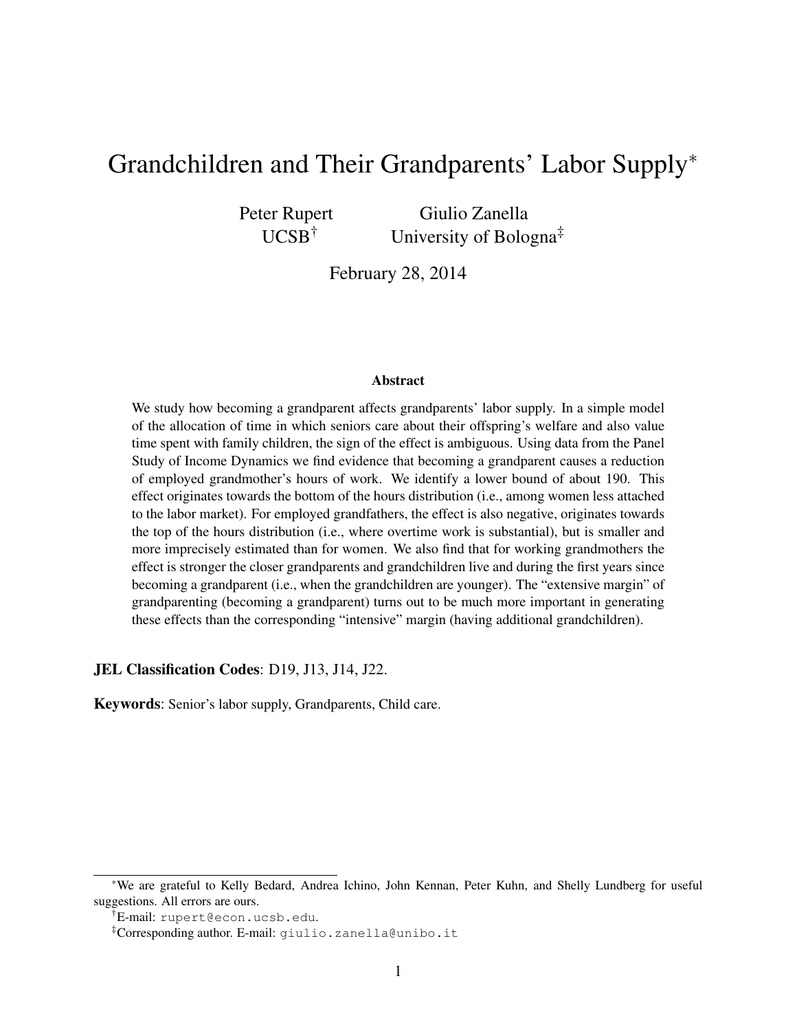# Grandchildren and Their Grandparents' Labor Supply*

Peter Rupert
UCSB[†]

Giulio Zanella
University of Bologna[‡]

February 28, 2014

### Abstract

We study how becoming a grandparent affects grandparents' labor supply. In a simple model of the allocation of time in which seniors care about their offspring's welfare and also value time spent with family children, the sign of the effect is ambiguous. Using data from the Panel Study of Income Dynamics we find evidence that becoming a grandparent causes a reduction of employed grandmother's hours of work. We identify a lower bound of about 190. This effect originates towards the bottom of the hours distribution (i.e., among women less attached to the labor market). For employed grandfathers, the effect is also negative, originates towards the top of the hours distribution (i.e., where overtime work is substantial), but is smaller and more imprecisely estimated than for women. We also find that for working grandmothers the effect is stronger the closer grandparents and grandchildren live and during the first years since becoming a grandparent (i.e., when the grandchildren are younger). The "extensive margin" of grandparenting (becoming a grandparent) turns out to be much more important in generating these effects than the corresponding "intensive" margin (having additional grandchildren).

**JEL Classification Codes**: D19, J13, J14, J22.

**Keywords**: Senior's labor supply, Grandparents, Child care.

---

*We are grateful to Kelly Bedard, Andrea Ichino, John Kennan, Peter Kuhn, and Shelly Lundberg for useful suggestions. All errors are ours.

[†]E-mail: `rupert@econ.ucsb.edu`.

[‡]Corresponding author. E-mail: `giulio.zanella@unibo.it`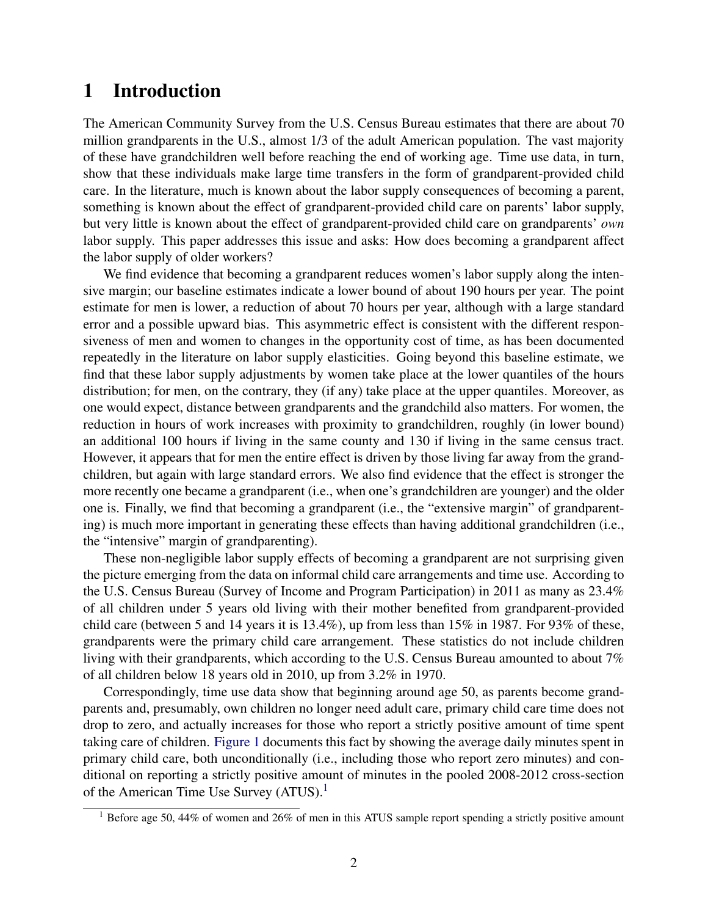# 1 Introduction

The American Community Survey from the U.S. Census Bureau estimates that there are about 70 million grandparents in the U.S., almost 1/3 of the adult American population. The vast majority of these have grandchildren well before reaching the end of working age. Time use data, in turn, show that these individuals make large time transfers in the form of grandparent-provided child care. In the literature, much is known about the labor supply consequences of becoming a parent, something is known about the effect of grandparent-provided child care on parents' labor supply, but very little is known about the effect of grandparent-provided child care on grandparents' *own* labor supply. This paper addresses this issue and asks: How does becoming a grandparent affect the labor supply of older workers?

We find evidence that becoming a grandparent reduces women's labor supply along the intensive margin; our baseline estimates indicate a lower bound of about 190 hours per year. The point estimate for men is lower, a reduction of about 70 hours per year, although with a large standard error and a possible upward bias. This asymmetric effect is consistent with the different responsiveness of men and women to changes in the opportunity cost of time, as has been documented repeatedly in the literature on labor supply elasticities. Going beyond this baseline estimate, we find that these labor supply adjustments by women take place at the lower quantiles of the hours distribution; for men, on the contrary, they (if any) take place at the upper quantiles. Moreover, as one would expect, distance between grandparents and the grandchild also matters. For women, the reduction in hours of work increases with proximity to grandchildren, roughly (in lower bound) an additional 100 hours if living in the same county and 130 if living in the same census tract. However, it appears that for men the entire effect is driven by those living far away from the grandchildren, but again with large standard errors. We also find evidence that the effect is stronger the more recently one became a grandparent (i.e., when one's grandchildren are younger) and the older one is. Finally, we find that becoming a grandparent (i.e., the "extensive margin" of grandparenting) is much more important in generating these effects than having additional grandchildren (i.e., the "intensive" margin of grandparenting).

These non-negligible labor supply effects of becoming a grandparent are not surprising given the picture emerging from the data on informal child care arrangements and time use. According to the U.S. Census Bureau (Survey of Income and Program Participation) in 2011 as many as 23.4% of all children under 5 years old living with their mother benefited from grandparent-provided child care (between 5 and 14 years it is 13.4%), up from less than 15% in 1987. For 93% of these, grandparents were the primary child care arrangement. These statistics do not include children living with their grandparents, which according to the U.S. Census Bureau amounted to about 7% of all children below 18 years old in 2010, up from 3.2% in 1970.

Correspondingly, time use data show that beginning around age 50, as parents become grandparents and, presumably, own children no longer need adult care, primary child care time does not drop to zero, and actually increases for those who report a strictly positive amount of time spent taking care of children. Figure 1 documents this fact by showing the average daily minutes spent in primary child care, both unconditionally (i.e., including those who report zero minutes) and conditional on reporting a strictly positive amount of minutes in the pooled 2008-2012 cross-section of the American Time Use Survey (ATUS).[1]

[1] Before age 50, 44% of women and 26% of men in this ATUS sample report spending a strictly positive amount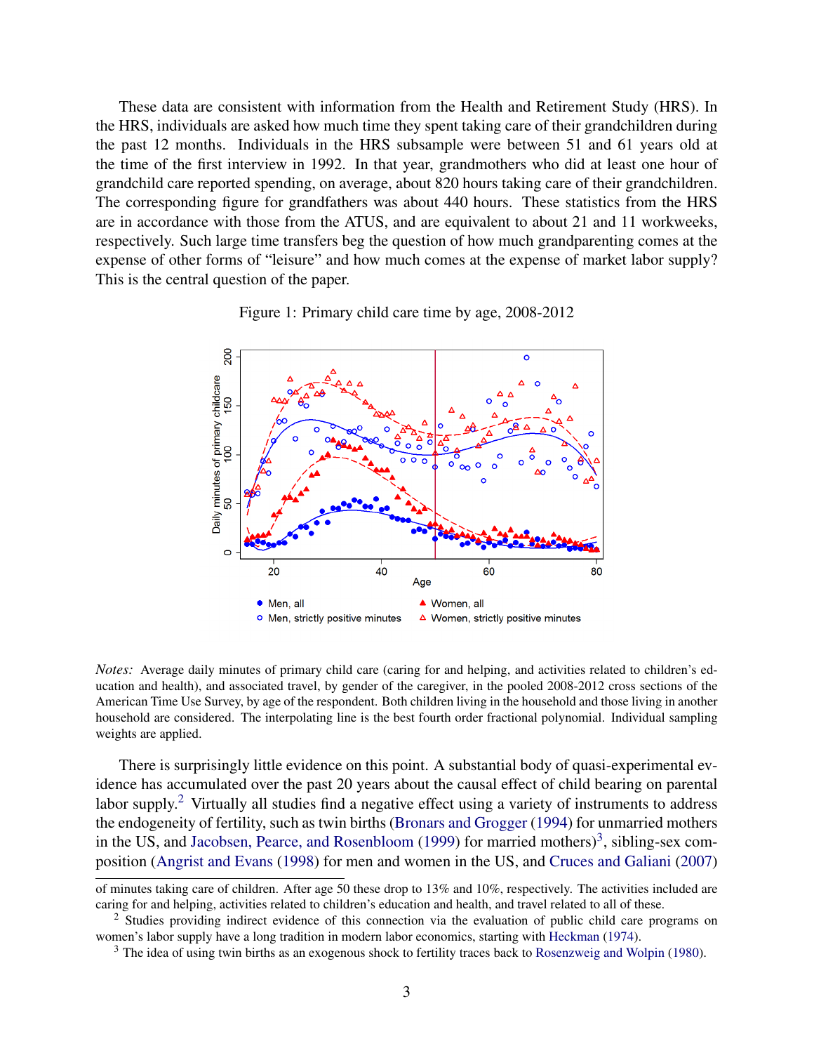These data are consistent with information from the Health and Retirement Study (HRS). In the HRS, individuals are asked how much time they spent taking care of their grandchildren during the past 12 months. Individuals in the HRS subsample were between 51 and 61 years old at the time of the first interview in 1992. In that year, grandmothers who did at least one hour of grandchild care reported spending, on average, about 820 hours taking care of their grandchildren. The corresponding figure for grandfathers was about 440 hours. These statistics from the HRS are in accordance with those from the ATUS, and are equivalent to about 21 and 11 workweeks, respectively. Such large time transfers beg the question of how much grandparenting comes at the expense of other forms of "leisure" and how much comes at the expense of market labor supply? This is the central question of the paper.

Figure 1: Primary child care time by age, 2008-2012

*Notes:* Average daily minutes of primary child care (caring for and helping, and activities related to children's education and health), and associated travel, by gender of the caregiver, in the pooled 2008-2012 cross sections of the American Time Use Survey, by age of the respondent. Both children living in the household and those living in another household are considered. The interpolating line is the best fourth order fractional polynomial. Individual sampling weights are applied.

There is surprisingly little evidence on this point. A substantial body of quasi-experimental evidence has accumulated over the past 20 years about the causal effect of child bearing on parental labor supply.[2] Virtually all studies find a negative effect using a variety of instruments to address the endogeneity of fertility, such as twin births (Bronars and Grogger (1994) for unmarried mothers in the US, and Jacobsen, Pearce, and Rosenbloom (1999) for married mothers)[3], sibling-sex composition (Angrist and Evans (1998) for men and women in the US, and Cruces and Galiani (2007)

of minutes taking care of children. After age 50 these drop to 13% and 10%, respectively. The activities included are caring for and helping, activities related to children's education and health, and travel related to all of these.

[2] Studies providing indirect evidence of this connection via the evaluation of public child care programs on women's labor supply have a long tradition in modern labor economics, starting with Heckman (1974).

[3] The idea of using twin births as an exogenous shock to fertility traces back to Rosenzweig and Wolpin (1980).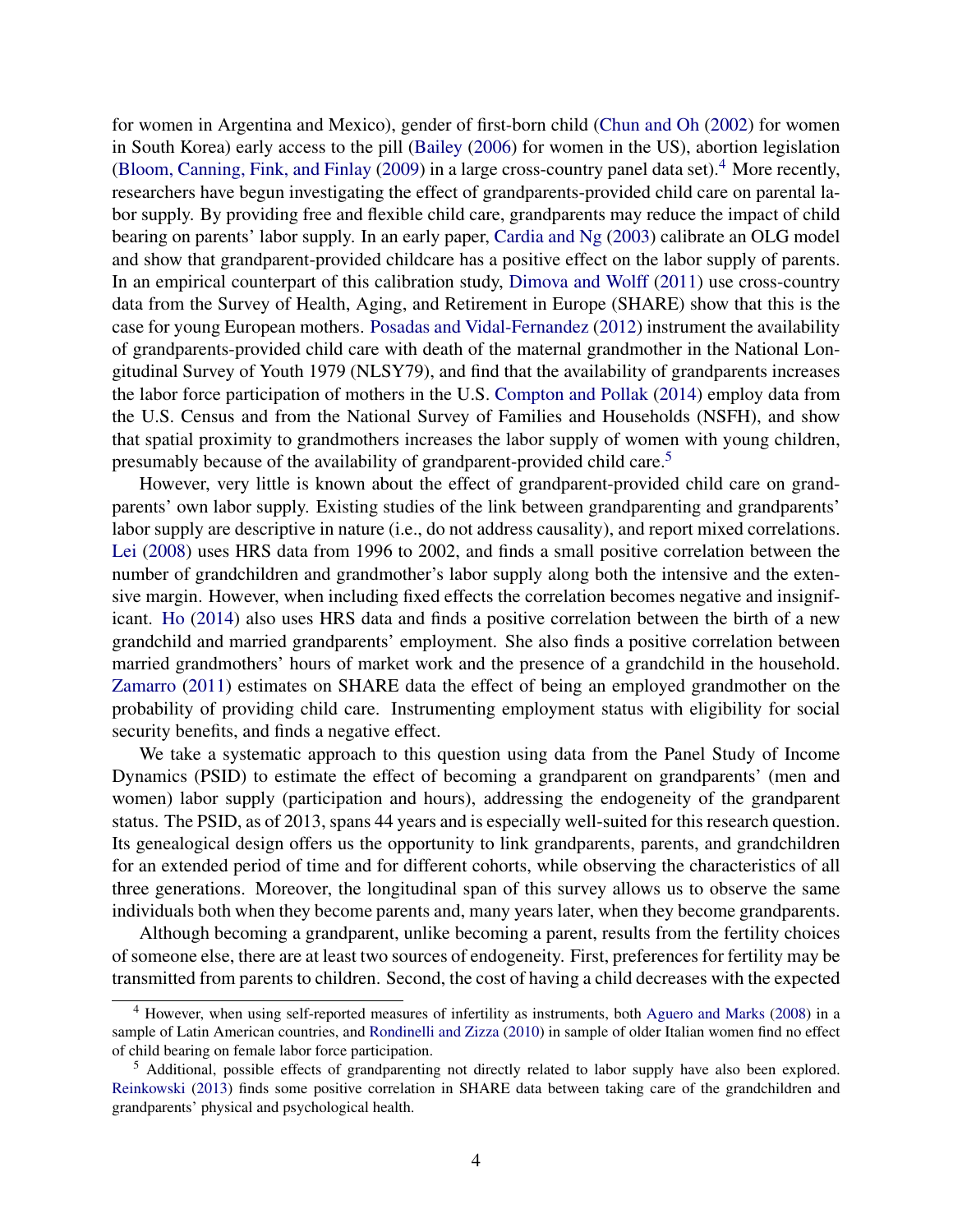for women in Argentina and Mexico), gender of first-born child (Chun and Oh (2002) for women in South Korea) early access to the pill (Bailey (2006) for women in the US), abortion legislation (Bloom, Canning, Fink, and Finlay (2009) in a large cross-country panel data set).[4] More recently, researchers have begun investigating the effect of grandparents-provided child care on parental labor supply. By providing free and flexible child care, grandparents may reduce the impact of child bearing on parents' labor supply. In an early paper, Cardia and Ng (2003) calibrate an OLG model and show that grandparent-provided childcare has a positive effect on the labor supply of parents. In an empirical counterpart of this calibration study, Dimova and Wolff (2011) use cross-country data from the Survey of Health, Aging, and Retirement in Europe (SHARE) show that this is the case for young European mothers. Posadas and Vidal-Fernandez (2012) instrument the availability of grandparents-provided child care with death of the maternal grandmother in the National Longitudinal Survey of Youth 1979 (NLSY79), and find that the availability of grandparents increases the labor force participation of mothers in the U.S. Compton and Pollak (2014) employ data from the U.S. Census and from the National Survey of Families and Households (NSFH), and show that spatial proximity to grandmothers increases the labor supply of women with young children, presumably because of the availability of grandparent-provided child care.[5]

However, very little is known about the effect of grandparent-provided child care on grandparents' own labor supply. Existing studies of the link between grandparenting and grandparents' labor supply are descriptive in nature (i.e., do not address causality), and report mixed correlations. Lei (2008) uses HRS data from 1996 to 2002, and finds a small positive correlation between the number of grandchildren and grandmother's labor supply along both the intensive and the extensive margin. However, when including fixed effects the correlation becomes negative and insignificant. Ho (2014) also uses HRS data and finds a positive correlation between the birth of a new grandchild and married grandparents' employment. She also finds a positive correlation between married grandmothers' hours of market work and the presence of a grandchild in the household. Zamarro (2011) estimates on SHARE data the effect of being an employed grandmother on the probability of providing child care. Instrumenting employment status with eligibility for social security benefits, and finds a negative effect.

We take a systematic approach to this question using data from the Panel Study of Income Dynamics (PSID) to estimate the effect of becoming a grandparent on grandparents' (men and women) labor supply (participation and hours), addressing the endogeneity of the grandparent status. The PSID, as of 2013, spans 44 years and is especially well-suited for this research question. Its genealogical design offers us the opportunity to link grandparents, parents, and grandchildren for an extended period of time and for different cohorts, while observing the characteristics of all three generations. Moreover, the longitudinal span of this survey allows us to observe the same individuals both when they become parents and, many years later, when they become grandparents.

Although becoming a grandparent, unlike becoming a parent, results from the fertility choices of someone else, there are at least two sources of endogeneity. First, preferences for fertility may be transmitted from parents to children. Second, the cost of having a child decreases with the expected

[4] However, when using self-reported measures of infertility as instruments, both Aguero and Marks (2008) in a sample of Latin American countries, and Rondinelli and Zizza (2010) in sample of older Italian women find no effect of child bearing on female labor force participation.

[5] Additional, possible effects of grandparenting not directly related to labor supply have also been explored. Reinkowski (2013) finds some positive correlation in SHARE data between taking care of the grandchildren and grandparents' physical and psychological health.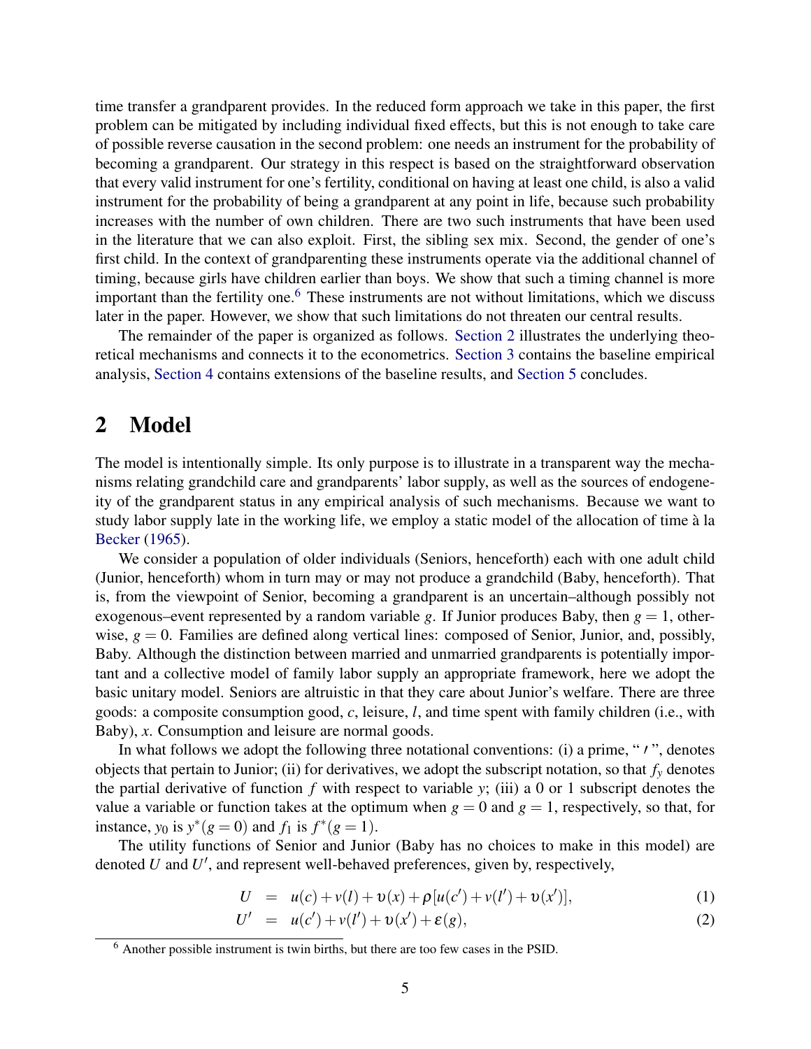time transfer a grandparent provides. In the reduced form approach we take in this paper, the first problem can be mitigated by including individual fixed effects, but this is not enough to take care of possible reverse causation in the second problem: one needs an instrument for the probability of becoming a grandparent. Our strategy in this respect is based on the straightforward observation that every valid instrument for one's fertility, conditional on having at least one child, is also a valid instrument for the probability of being a grandparent at any point in life, because such probability increases with the number of own children. There are two such instruments that have been used in the literature that we can also exploit. First, the sibling sex mix. Second, the gender of one's first child. In the context of grandparenting these instruments operate via the additional channel of timing, because girls have children earlier than boys. We show that such a timing channel is more important than the fertility one.[6] These instruments are not without limitations, which we discuss later in the paper. However, we show that such limitations do not threaten our central results.

The remainder of the paper is organized as follows. Section 2 illustrates the underlying theoretical mechanisms and connects it to the econometrics. Section 3 contains the baseline empirical analysis, Section 4 contains extensions of the baseline results, and Section 5 concludes.

## 2 Model

The model is intentionally simple. Its only purpose is to illustrate in a transparent way the mechanisms relating grandchild care and grandparents' labor supply, as well as the sources of endogeneity of the grandparent status in any empirical analysis of such mechanisms. Because we want to study labor supply late in the working life, we employ a static model of the allocation of time à la Becker (1965).

We consider a population of older individuals (Seniors, henceforth) each with one adult child (Junior, henceforth) whom in turn may or may not produce a grandchild (Baby, henceforth). That is, from the viewpoint of Senior, becoming a grandparent is an uncertain–although possibly not exogenous–event represented by a random variable $g$. If Junior produces Baby, then $g = 1$, otherwise, $g = 0$. Families are defined along vertical lines: composed of Senior, Junior, and, possibly, Baby. Although the distinction between married and unmarried grandparents is potentially important and a collective model of family labor supply an appropriate framework, here we adopt the basic unitary model. Seniors are altruistic in that they care about Junior's welfare. There are three goods: a composite consumption good, $c$, leisure, $l$, and time spent with family children (i.e., with Baby), $x$. Consumption and leisure are normal goods.

In what follows we adopt the following three notational conventions: (i) a prime, " $'$ ", denotes objects that pertain to Junior; (ii) for derivatives, we adopt the subscript notation, so that $f_y$ denotes the partial derivative of function $f$ with respect to variable $y$; (iii) a 0 or 1 subscript denotes the value a variable or function takes at the optimum when $g = 0$ and $g = 1$, respectively, so that, for instance, $y_0$ is $y^*(g = 0)$ and $f_1$ is $f^*(g = 1)$.

The utility functions of Senior and Junior (Baby has no choices to make in this model) are denoted $U$ and $U'$, and represent well-behaved preferences, given by, respectively,

$$U = u(c) + v(l) + \upsilon(x) + \rho[u(c') + v(l') + \upsilon(x')], \tag{1}$$

$$U' = u(c') + v(l') + \upsilon(x') + \varepsilon(g), \tag{2}$$

[6] Another possible instrument is twin births, but there are too few cases in the PSID.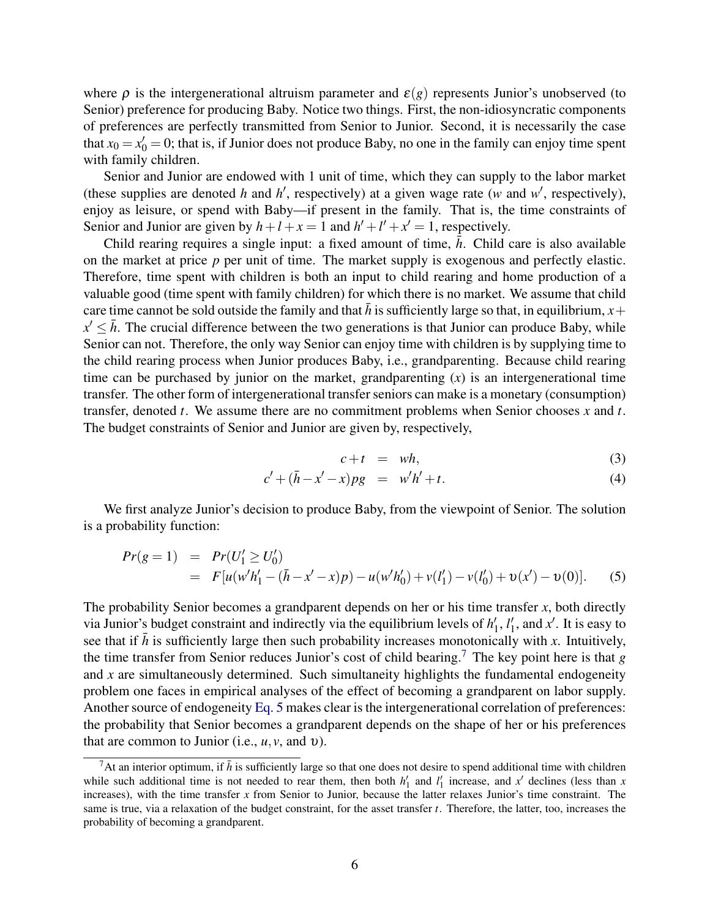where $\rho$ is the intergenerational altruism parameter and $\varepsilon(g)$ represents Junior's unobserved (to Senior) preference for producing Baby. Notice two things. First, the non-idiosyncratic components of preferences are perfectly transmitted from Senior to Junior. Second, it is necessarily the case that $x_0 = x'_0 = 0$; that is, if Junior does not produce Baby, no one in the family can enjoy time spent with family children.

Senior and Junior are endowed with 1 unit of time, which they can supply to the labor market (these supplies are denoted $h$ and $h'$, respectively) at a given wage rate ($w$ and $w'$, respectively), enjoy as leisure, or spend with Baby—if present in the family. That is, the time constraints of Senior and Junior are given by $h + l + x = 1$ and $h' + l' + x' = 1$, respectively.

Child rearing requires a single input: a fixed amount of time, $\bar{h}$. Child care is also available on the market at price $p$ per unit of time. The market supply is exogenous and perfectly elastic. Therefore, time spent with children is both an input to child rearing and home production of a valuable good (time spent with family children) for which there is no market. We assume that child care time cannot be sold outside the family and that $\bar{h}$ is sufficiently large so that, in equilibrium, $x + x' \leq \bar{h}$. The crucial difference between the two generations is that Junior can produce Baby, while Senior can not. Therefore, the only way Senior can enjoy time with children is by supplying time to the child rearing process when Junior produces Baby, i.e., grandparenting. Because child rearing time can be purchased by junior on the market, grandparenting ($x$) is an intergenerational time transfer. The other form of intergenerational transfer seniors can make is a monetary (consumption) transfer, denoted $t$. We assume there are no commitment problems when Senior chooses $x$ and $t$. The budget constraints of Senior and Junior are given by, respectively,

$$c + t = wh, \tag{3}$$

$$c' + (\bar{h} - x' - x)pg = w'h' + t. \tag{4}$$

We first analyze Junior's decision to produce Baby, from the viewpoint of Senior. The solution is a probability function:

$$\begin{aligned} Pr(g = 1) &= Pr(U'_1 \geq U'_0) \\ &= F[u(w'h'_1 - (\bar{h} - x' - x)p) - u(w'h'_0) + v(l'_1) - v(l'_0) + \upsilon(x') - \upsilon(0)]. \end{aligned} \tag{5}$$

The probability Senior becomes a grandparent depends on her or his time transfer $x$, both directly via Junior's budget constraint and indirectly via the equilibrium levels of $h'_1$, $l'_1$, and $x'$. It is easy to see that if $\bar{h}$ is sufficiently large then such probability increases monotonically with $x$. Intuitively, the time transfer from Senior reduces Junior's cost of child bearing.[7] The key point here is that $g$ and $x$ are simultaneously determined. Such simultaneity highlights the fundamental endogeneity problem one faces in empirical analyses of the effect of becoming a grandparent on labor supply. Another source of endogeneity Eq. 5 makes clear is the intergenerational correlation of preferences: the probability that Senior becomes a grandparent depends on the shape of her or his preferences that are common to Junior (i.e., $u, v$, and $\upsilon$).

[7] At an interior optimum, if $\bar{h}$ is sufficiently large so that one does not desire to spend additional time with children while such additional time is not needed to rear them, then both $h'_1$ and $l'_1$ increase, and $x'$ declines (less than $x$ increases), with the time transfer $x$ from Senior to Junior, because the latter relaxes Junior's time constraint. The same is true, via a relaxation of the budget constraint, for the asset transfer $t$. Therefore, the latter, too, increases the probability of becoming a grandparent.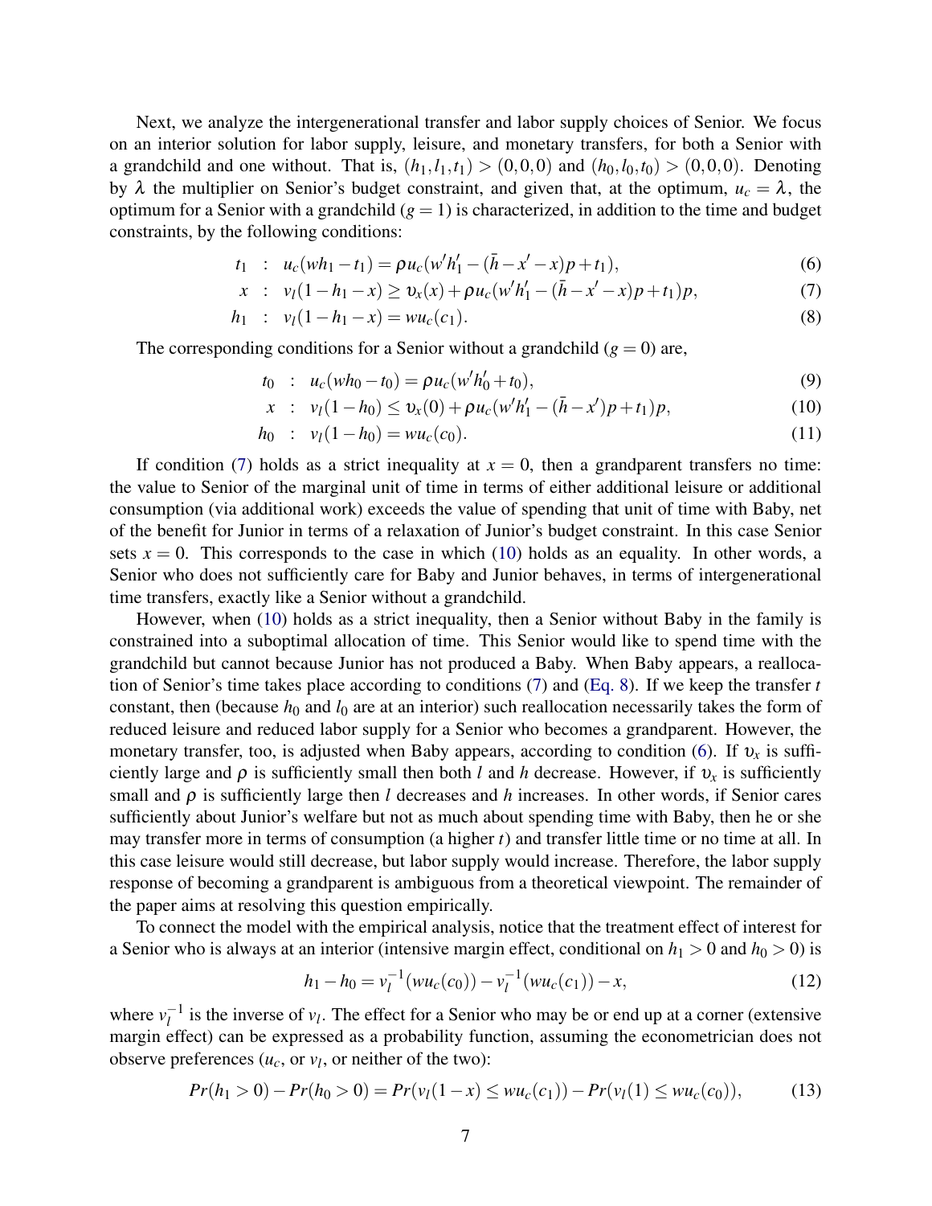Next, we analyze the intergenerational transfer and labor supply choices of Senior. We focus on an interior solution for labor supply, leisure, and monetary transfers, for both a Senior with a grandchild and one without. That is, $(h_1, l_1, t_1) > (0,0,0)$ and $(h_0, l_0, t_0) > (0,0,0)$. Denoting by $\lambda$ the multiplier on Senior's budget constraint, and given that, at the optimum, $u_c = \lambda$, the optimum for a Senior with a grandchild ($g = 1$) is characterized, in addition to the time and budget constraints, by the following conditions:

$$
\begin{aligned}
t_1 &: \; u_c(wh_1 - t_1) = \rho u_c(w'h'_1 - (\bar{h} - x' - x)p + t_1), && (6)\\
x &: \; v_l(1 - h_1 - x) \geq \upsilon_x(x) + \rho u_c(w'h'_1 - (\bar{h} - x' - x)p + t_1)p, && (7)\\
h_1 &: \; v_l(1 - h_1 - x) = wu_c(c_1). && (8)
\end{aligned}
$$

The corresponding conditions for a Senior without a grandchild ($g = 0$) are,

$$
\begin{aligned}
t_0 &: \; u_c(wh_0 - t_0) = \rho u_c(w'h'_0 + t_0), && (9)\\
x &: \; v_l(1 - h_0) \leq \upsilon_x(0) + \rho u_c(w'h'_1 - (\bar{h} - x')p + t_1)p, && (10)\\
h_0 &: \; v_l(1 - h_0) = wu_c(c_0). && (11)
\end{aligned}
$$

If condition (7) holds as a strict inequality at $x = 0$, then a grandparent transfers no time: the value to Senior of the marginal unit of time in terms of either additional leisure or additional consumption (via additional work) exceeds the value of spending that unit of time with Baby, net of the benefit for Junior in terms of a relaxation of Junior's budget constraint. In this case Senior sets $x = 0$. This corresponds to the case in which (10) holds as an equality. In other words, a Senior who does not sufficiently care for Baby and Junior behaves, in terms of intergenerational time transfers, exactly like a Senior without a grandchild.

However, when (10) holds as a strict inequality, then a Senior without Baby in the family is constrained into a suboptimal allocation of time. This Senior would like to spend time with the grandchild but cannot because Junior has not produced a Baby. When Baby appears, a reallocation of Senior's time takes place according to conditions (7) and (Eq. 8). If we keep the transfer $t$ constant, then (because $h_0$ and $l_0$ are at an interior) such reallocation necessarily takes the form of reduced leisure and reduced labor supply for a Senior who becomes a grandparent. However, the monetary transfer, too, is adjusted when Baby appears, according to condition (6). If $\upsilon_x$ is sufficiently large and $\rho$ is sufficiently small then both $l$ and $h$ decrease. However, if $\upsilon_x$ is sufficiently small and $\rho$ is sufficiently large then $l$ decreases and $h$ increases. In other words, if Senior cares sufficiently about Junior's welfare but not as much about spending time with Baby, then he or she may transfer more in terms of consumption (a higher $t$) and transfer little time or no time at all. In this case leisure would still decrease, but labor supply would increase. Therefore, the labor supply response of becoming a grandparent is ambiguous from a theoretical viewpoint. The remainder of the paper aims at resolving this question empirically.

To connect the model with the empirical analysis, notice that the treatment effect of interest for a Senior who is always at an interior (intensive margin effect, conditional on $h_1 > 0$ and $h_0 > 0$) is

$$
h_1 - h_0 = v_l^{-1}(wu_c(c_0)) - v_l^{-1}(wu_c(c_1)) - x, \tag{12}
$$

where $v_l^{-1}$ is the inverse of $v_l$. The effect for a Senior who may be or end up at a corner (extensive margin effect) can be expressed as a probability function, assuming the econometrician does not observe preferences ($u_c$, or $v_l$, or neither of the two):

$$
Pr(h_1 > 0) - Pr(h_0 > 0) = Pr(v_l(1 - x) \leq wu_c(c_1)) - Pr(v_l(1) \leq wu_c(c_0)), \tag{13}
$$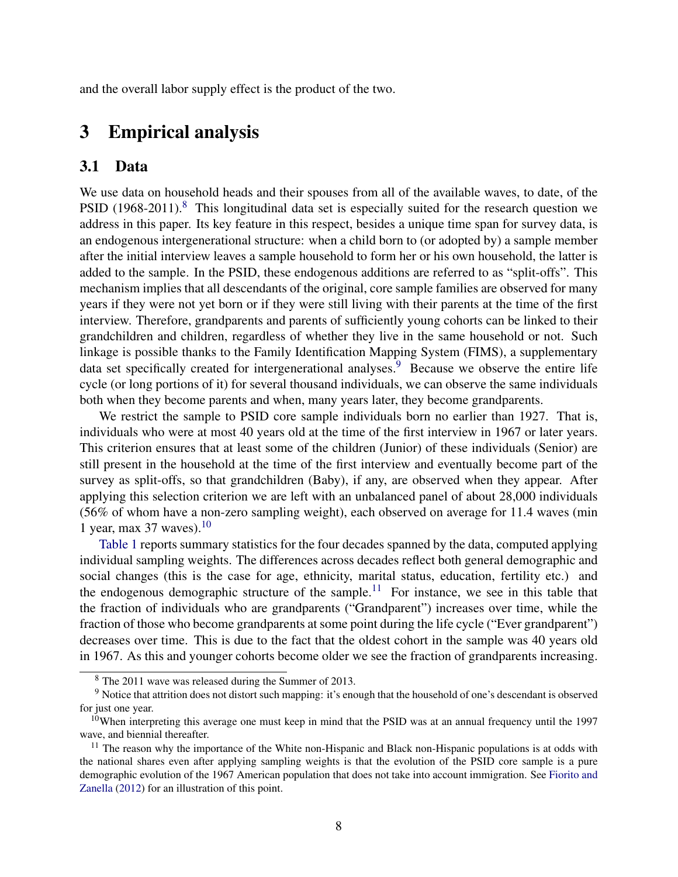and the overall labor supply effect is the product of the two.

# 3 Empirical analysis

## 3.1 Data

We use data on household heads and their spouses from all of the available waves, to date, of the PSID (1968-2011).[8] This longitudinal data set is especially suited for the research question we address in this paper. Its key feature in this respect, besides a unique time span for survey data, is an endogenous intergenerational structure: when a child born to (or adopted by) a sample member after the initial interview leaves a sample household to form her or his own household, the latter is added to the sample. In the PSID, these endogenous additions are referred to as "split-offs". This mechanism implies that all descendants of the original, core sample families are observed for many years if they were not yet born or if they were still living with their parents at the time of the first interview. Therefore, grandparents and parents of sufficiently young cohorts can be linked to their grandchildren and children, regardless of whether they live in the same household or not. Such linkage is possible thanks to the Family Identification Mapping System (FIMS), a supplementary data set specifically created for intergenerational analyses.[9] Because we observe the entire life cycle (or long portions of it) for several thousand individuals, we can observe the same individuals both when they become parents and when, many years later, they become grandparents.

We restrict the sample to PSID core sample individuals born no earlier than 1927. That is, individuals who were at most 40 years old at the time of the first interview in 1967 or later years. This criterion ensures that at least some of the children (Junior) of these individuals (Senior) are still present in the household at the time of the first interview and eventually become part of the survey as split-offs, so that grandchildren (Baby), if any, are observed when they appear. After applying this selection criterion we are left with an unbalanced panel of about 28,000 individuals (56% of whom have a non-zero sampling weight), each observed on average for 11.4 waves (min 1 year, max 37 waves).[10]

Table 1 reports summary statistics for the four decades spanned by the data, computed applying individual sampling weights. The differences across decades reflect both general demographic and social changes (this is the case for age, ethnicity, marital status, education, fertility etc.) and the endogenous demographic structure of the sample.[11] For instance, we see in this table that the fraction of individuals who are grandparents ("Grandparent") increases over time, while the fraction of those who become grandparents at some point during the life cycle ("Ever grandparent") decreases over time. This is due to the fact that the oldest cohort in the sample was 40 years old in 1967. As this and younger cohorts become older we see the fraction of grandparents increasing.

[8] The 2011 wave was released during the Summer of 2013.

[9] Notice that attrition does not distort such mapping: it's enough that the household of one's descendant is observed for just one year.

[10] When interpreting this average one must keep in mind that the PSID was at an annual frequency until the 1997 wave, and biennial thereafter.

[11] The reason why the importance of the White non-Hispanic and Black non-Hispanic populations is at odds with the national shares even after applying sampling weights is that the evolution of the PSID core sample is a pure demographic evolution of the 1967 American population that does not take into account immigration. See Fiorito and Zanella (2012) for an illustration of this point.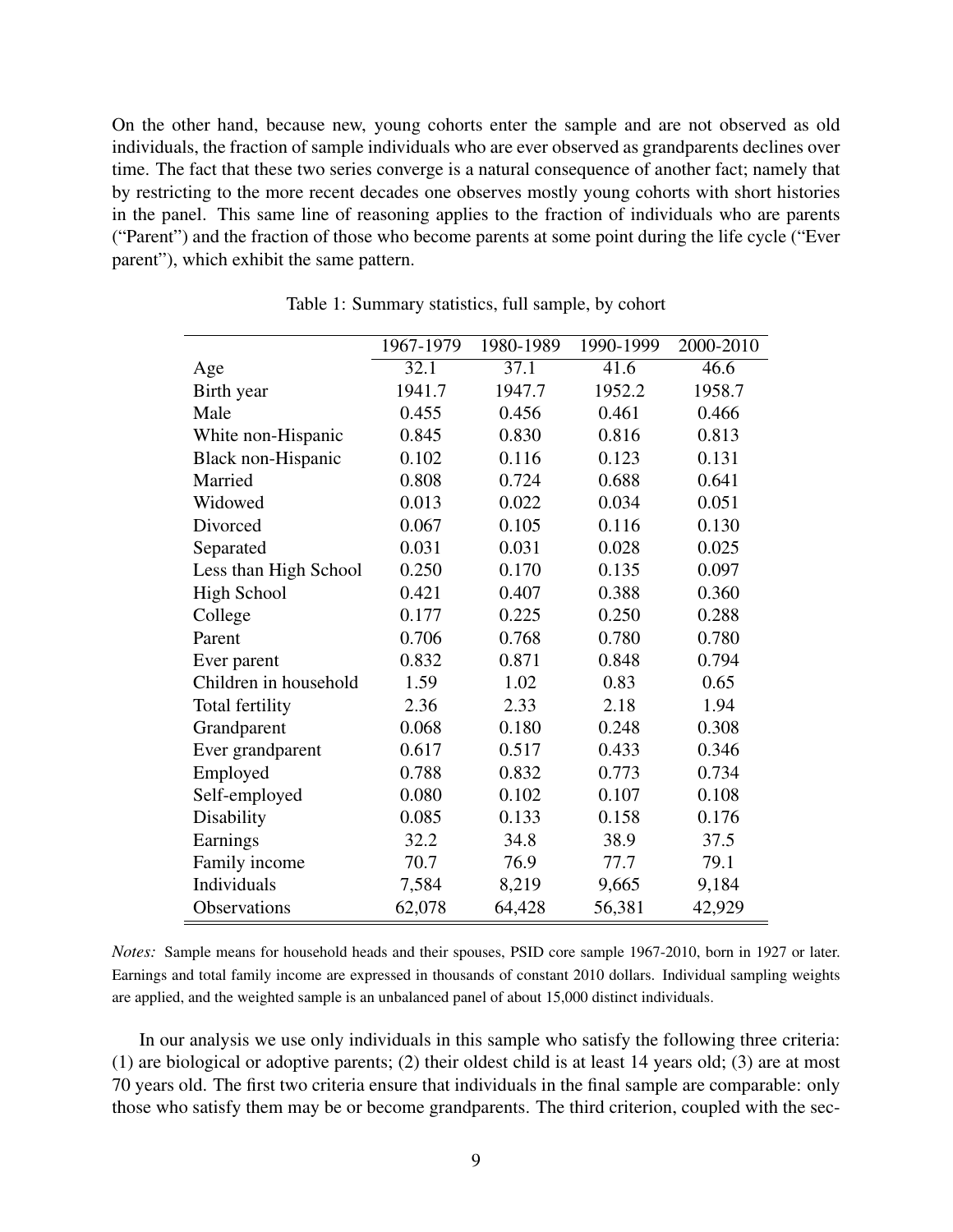On the other hand, because new, young cohorts enter the sample and are not observed as old individuals, the fraction of sample individuals who are ever observed as grandparents declines over time. The fact that these two series converge is a natural consequence of another fact; namely that by restricting to the more recent decades one observes mostly young cohorts with short histories in the panel. This same line of reasoning applies to the fraction of individuals who are parents ("Parent") and the fraction of those who become parents at some point during the life cycle ("Ever parent"), which exhibit the same pattern.

Table 1: Summary statistics, full sample, by cohort

| | 1967-1979 | 1980-1989 | 1990-1999 | 2000-2010 |
|---|---|---|---|---|
| Age | 32.1 | 37.1 | 41.6 | 46.6 |
| Birth year | 1941.7 | 1947.7 | 1952.2 | 1958.7 |
| Male | 0.455 | 0.456 | 0.461 | 0.466 |
| White non-Hispanic | 0.845 | 0.830 | 0.816 | 0.813 |
| Black non-Hispanic | 0.102 | 0.116 | 0.123 | 0.131 |
| Married | 0.808 | 0.724 | 0.688 | 0.641 |
| Widowed | 0.013 | 0.022 | 0.034 | 0.051 |
| Divorced | 0.067 | 0.105 | 0.116 | 0.130 |
| Separated | 0.031 | 0.031 | 0.028 | 0.025 |
| Less than High School | 0.250 | 0.170 | 0.135 | 0.097 |
| High School | 0.421 | 0.407 | 0.388 | 0.360 |
| College | 0.177 | 0.225 | 0.250 | 0.288 |
| Parent | 0.706 | 0.768 | 0.780 | 0.780 |
| Ever parent | 0.832 | 0.871 | 0.848 | 0.794 |
| Children in household | 1.59 | 1.02 | 0.83 | 0.65 |
| Total fertility | 2.36 | 2.33 | 2.18 | 1.94 |
| Grandparent | 0.068 | 0.180 | 0.248 | 0.308 |
| Ever grandparent | 0.617 | 0.517 | 0.433 | 0.346 |
| Employed | 0.788 | 0.832 | 0.773 | 0.734 |
| Self-employed | 0.080 | 0.102 | 0.107 | 0.108 |
| Disability | 0.085 | 0.133 | 0.158 | 0.176 |
| Earnings | 32.2 | 34.8 | 38.9 | 37.5 |
| Family income | 70.7 | 76.9 | 77.7 | 79.1 |
| Individuals | 7,584 | 8,219 | 9,665 | 9,184 |
| Observations | 62,078 | 64,428 | 56,381 | 42,929 |

*Notes:* Sample means for household heads and their spouses, PSID core sample 1967-2010, born in 1927 or later. Earnings and total family income are expressed in thousands of constant 2010 dollars. Individual sampling weights are applied, and the weighted sample is an unbalanced panel of about 15,000 distinct individuals.

In our analysis we use only individuals in this sample who satisfy the following three criteria: (1) are biological or adoptive parents; (2) their oldest child is at least 14 years old; (3) are at most 70 years old. The first two criteria ensure that individuals in the final sample are comparable: only those who satisfy them may be or become grandparents. The third criterion, coupled with the sec-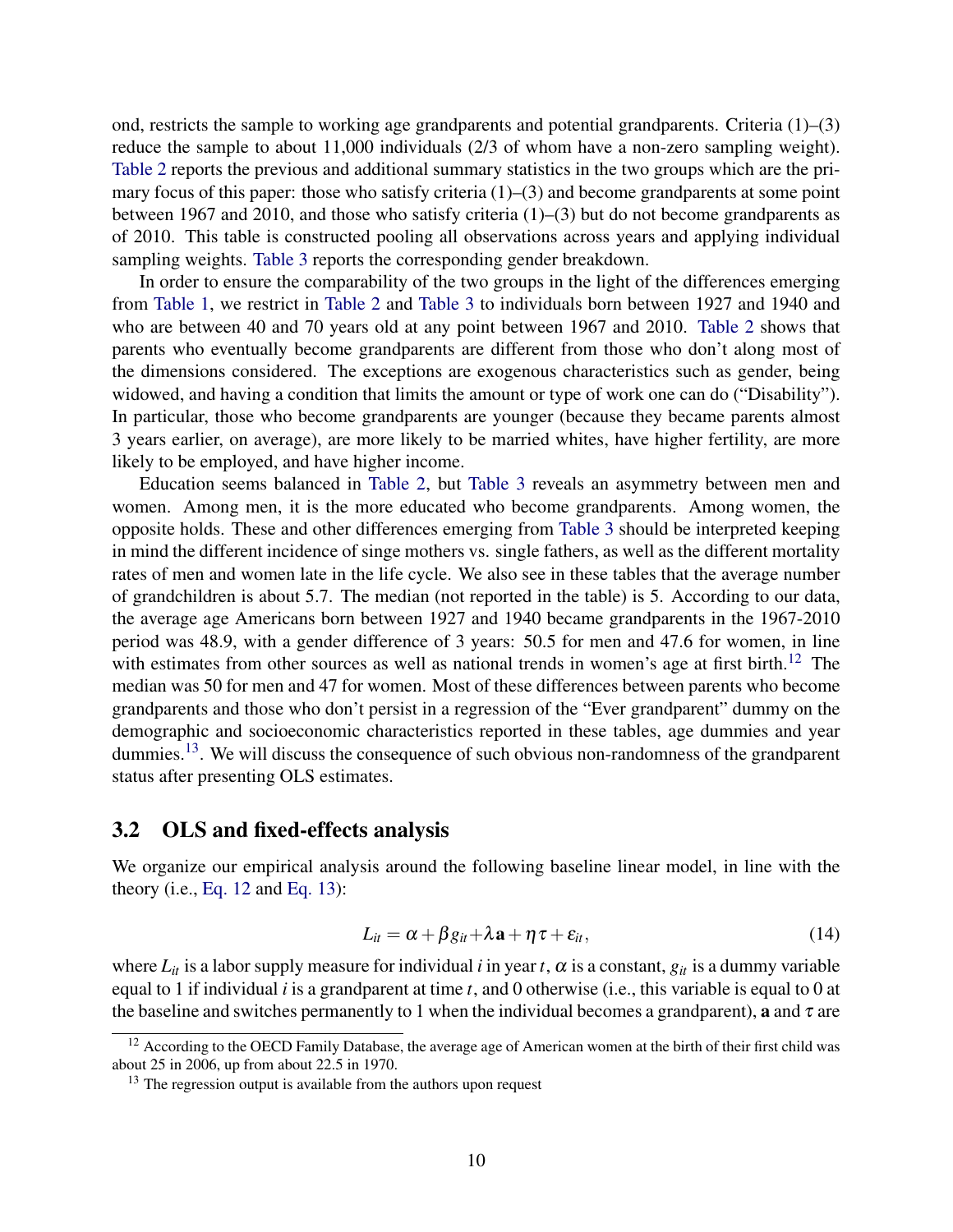ond, restricts the sample to working age grandparents and potential grandparents. Criteria (1)–(3) reduce the sample to about 11,000 individuals (2/3 of whom have a non-zero sampling weight). Table 2 reports the previous and additional summary statistics in the two groups which are the primary focus of this paper: those who satisfy criteria (1)–(3) and become grandparents at some point between 1967 and 2010, and those who satisfy criteria (1)–(3) but do not become grandparents as of 2010. This table is constructed pooling all observations across years and applying individual sampling weights. Table 3 reports the corresponding gender breakdown.

In order to ensure the comparability of the two groups in the light of the differences emerging from Table 1, we restrict in Table 2 and Table 3 to individuals born between 1927 and 1940 and who are between 40 and 70 years old at any point between 1967 and 2010. Table 2 shows that parents who eventually become grandparents are different from those who don't along most of the dimensions considered. The exceptions are exogenous characteristics such as gender, being widowed, and having a condition that limits the amount or type of work one can do ("Disability"). In particular, those who become grandparents are younger (because they became parents almost 3 years earlier, on average), are more likely to be married whites, have higher fertility, are more likely to be employed, and have higher income.

Education seems balanced in Table 2, but Table 3 reveals an asymmetry between men and women. Among men, it is the more educated who become grandparents. Among women, the opposite holds. These and other differences emerging from Table 3 should be interpreted keeping in mind the different incidence of singe mothers vs. single fathers, as well as the different mortality rates of men and women late in the life cycle. We also see in these tables that the average number of grandchildren is about 5.7. The median (not reported in the table) is 5. According to our data, the average age Americans born between 1927 and 1940 became grandparents in the 1967-2010 period was 48.9, with a gender difference of 3 years: 50.5 for men and 47.6 for women, in line with estimates from other sources as well as national trends in women's age at first birth.[12] The median was 50 for men and 47 for women. Most of these differences between parents who become grandparents and those who don't persist in a regression of the "Ever grandparent" dummy on the demographic and socioeconomic characteristics reported in these tables, age dummies and year dummies.[13]. We will discuss the consequence of such obvious non-randomness of the grandparent status after presenting OLS estimates.

## 3.2 OLS and fixed-effects analysis

We organize our empirical analysis around the following baseline linear model, in line with the theory (i.e., Eq. 12 and Eq. 13):

$$L_{it} = \alpha + \beta g_{it} + \lambda \mathbf{a} + \eta \tau + \varepsilon_{it}, \tag{14}$$

where $L_{it}$ is a labor supply measure for individual $i$ in year $t$, $\alpha$ is a constant, $g_{it}$ is a dummy variable equal to 1 if individual $i$ is a grandparent at time $t$, and 0 otherwise (i.e., this variable is equal to 0 at the baseline and switches permanently to 1 when the individual becomes a grandparent), $\mathbf{a}$ and $\tau$ are

[12] According to the OECD Family Database, the average age of American women at the birth of their first child was about 25 in 2006, up from about 22.5 in 1970.

[13] The regression output is available from the authors upon request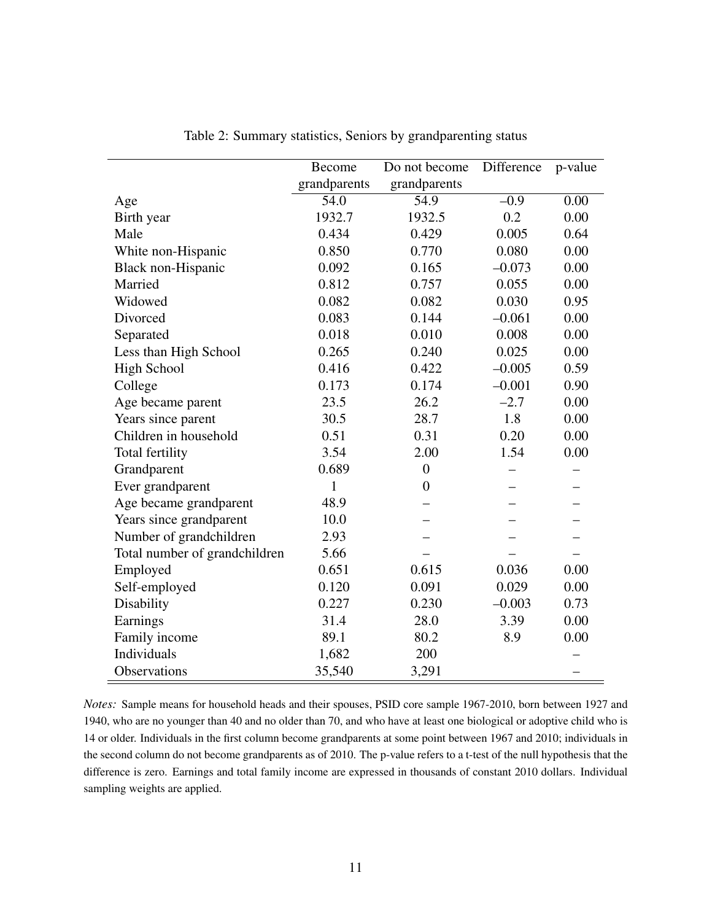Table 2: Summary statistics, Seniors by grandparenting status

| | Become grandparents | Do not become grandparents | Difference | p-value |
|---|---|---|---|---|
| Age | 54.0 | 54.9 | –0.9 | 0.00 |
| Birth year | 1932.7 | 1932.5 | 0.2 | 0.00 |
| Male | 0.434 | 0.429 | 0.005 | 0.64 |
| White non-Hispanic | 0.850 | 0.770 | 0.080 | 0.00 |
| Black non-Hispanic | 0.092 | 0.165 | –0.073 | 0.00 |
| Married | 0.812 | 0.757 | 0.055 | 0.00 |
| Widowed | 0.082 | 0.082 | 0.030 | 0.95 |
| Divorced | 0.083 | 0.144 | –0.061 | 0.00 |
| Separated | 0.018 | 0.010 | 0.008 | 0.00 |
| Less than High School | 0.265 | 0.240 | 0.025 | 0.00 |
| High School | 0.416 | 0.422 | –0.005 | 0.59 |
| College | 0.173 | 0.174 | –0.001 | 0.90 |
| Age became parent | 23.5 | 26.2 | –2.7 | 0.00 |
| Years since parent | 30.5 | 28.7 | 1.8 | 0.00 |
| Children in household | 0.51 | 0.31 | 0.20 | 0.00 |
| Total fertility | 3.54 | 2.00 | 1.54 | 0.00 |
| Grandparent | 0.689 | 0 | – | – |
| Ever grandparent | 1 | 0 | – | – |
| Age became grandparent | 48.9 | – | – | – |
| Years since grandparent | 10.0 | – | – | – |
| Number of grandchildren | 2.93 | – | – | – |
| Total number of grandchildren | 5.66 | – | – | – |
| Employed | 0.651 | 0.615 | 0.036 | 0.00 |
| Self-employed | 0.120 | 0.091 | 0.029 | 0.00 |
| Disability | 0.227 | 0.230 | –0.003 | 0.73 |
| Earnings | 31.4 | 28.0 | 3.39 | 0.00 |
| Family income | 89.1 | 80.2 | 8.9 | 0.00 |
| Individuals | 1,682 | 200 | | – |
| Observations | 35,540 | 3,291 | | – |

*Notes:* Sample means for household heads and their spouses, PSID core sample 1967-2010, born between 1927 and 1940, who are no younger than 40 and no older than 70, and who have at least one biological or adoptive child who is 14 or older. Individuals in the first column become grandparents at some point between 1967 and 2010; individuals in the second column do not become grandparents as of 2010. The p-value refers to a t-test of the null hypothesis that the difference is zero. Earnings and total family income are expressed in thousands of constant 2010 dollars. Individual sampling weights are applied.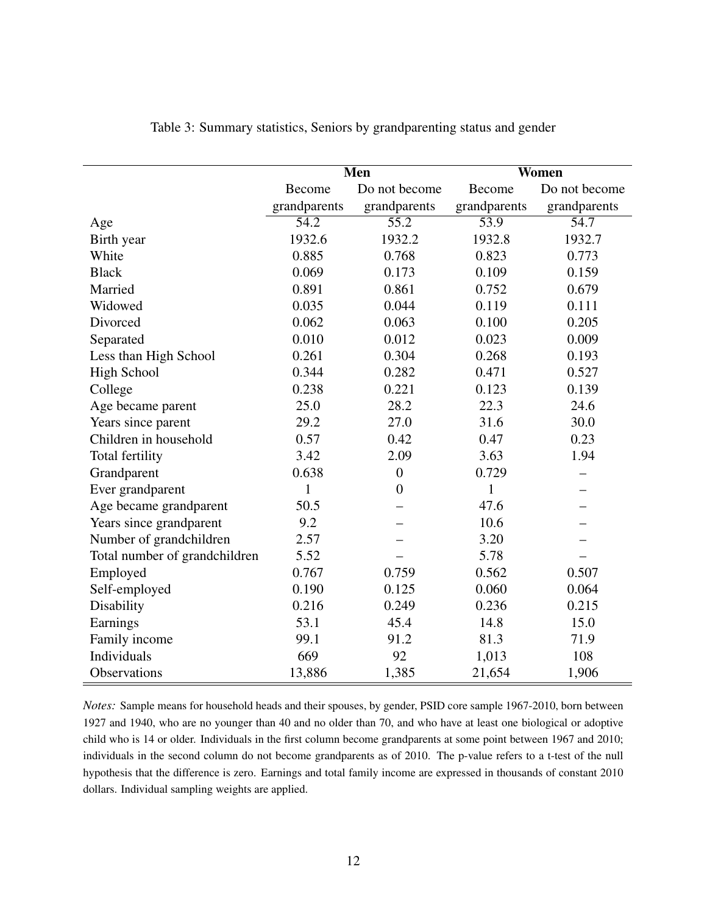Table 3: Summary statistics, Seniors by grandparenting status and gender

| | **Men** | | **Women** | |
|---|---|---|---|---|
| | Become grandparents | Do not become grandparents | Become grandparents | Do not become grandparents |
| Age | 54.2 | 55.2 | 53.9 | 54.7 |
| Birth year | 1932.6 | 1932.2 | 1932.8 | 1932.7 |
| White | 0.885 | 0.768 | 0.823 | 0.773 |
| Black | 0.069 | 0.173 | 0.109 | 0.159 |
| Married | 0.891 | 0.861 | 0.752 | 0.679 |
| Widowed | 0.035 | 0.044 | 0.119 | 0.111 |
| Divorced | 0.062 | 0.063 | 0.100 | 0.205 |
| Separated | 0.010 | 0.012 | 0.023 | 0.009 |
| Less than High School | 0.261 | 0.304 | 0.268 | 0.193 |
| High School | 0.344 | 0.282 | 0.471 | 0.527 |
| College | 0.238 | 0.221 | 0.123 | 0.139 |
| Age became parent | 25.0 | 28.2 | 22.3 | 24.6 |
| Years since parent | 29.2 | 27.0 | 31.6 | 30.0 |
| Children in household | 0.57 | 0.42 | 0.47 | 0.23 |
| Total fertility | 3.42 | 2.09 | 3.63 | 1.94 |
| Grandparent | 0.638 | 0 | 0.729 | – |
| Ever grandparent | 1 | 0 | 1 | – |
| Age became grandparent | 50.5 | – | 47.6 | – |
| Years since grandparent | 9.2 | – | 10.6 | – |
| Number of grandchildren | 2.57 | – | 3.20 | – |
| Total number of grandchildren | 5.52 | – | 5.78 | – |
| Employed | 0.767 | 0.759 | 0.562 | 0.507 |
| Self-employed | 0.190 | 0.125 | 0.060 | 0.064 |
| Disability | 0.216 | 0.249 | 0.236 | 0.215 |
| Earnings | 53.1 | 45.4 | 14.8 | 15.0 |
| Family income | 99.1 | 91.2 | 81.3 | 71.9 |
| Individuals | 669 | 92 | 1,013 | 108 |
| Observations | 13,886 | 1,385 | 21,654 | 1,906 |

*Notes:* Sample means for household heads and their spouses, by gender, PSID core sample 1967-2010, born between 1927 and 1940, who are no younger than 40 and no older than 70, and who have at least one biological or adoptive child who is 14 or older. Individuals in the first column become grandparents at some point between 1967 and 2010; individuals in the second column do not become grandparents as of 2010. The p-value refers to a t-test of the null hypothesis that the difference is zero. Earnings and total family income are expressed in thousands of constant 2010 dollars. Individual sampling weights are applied.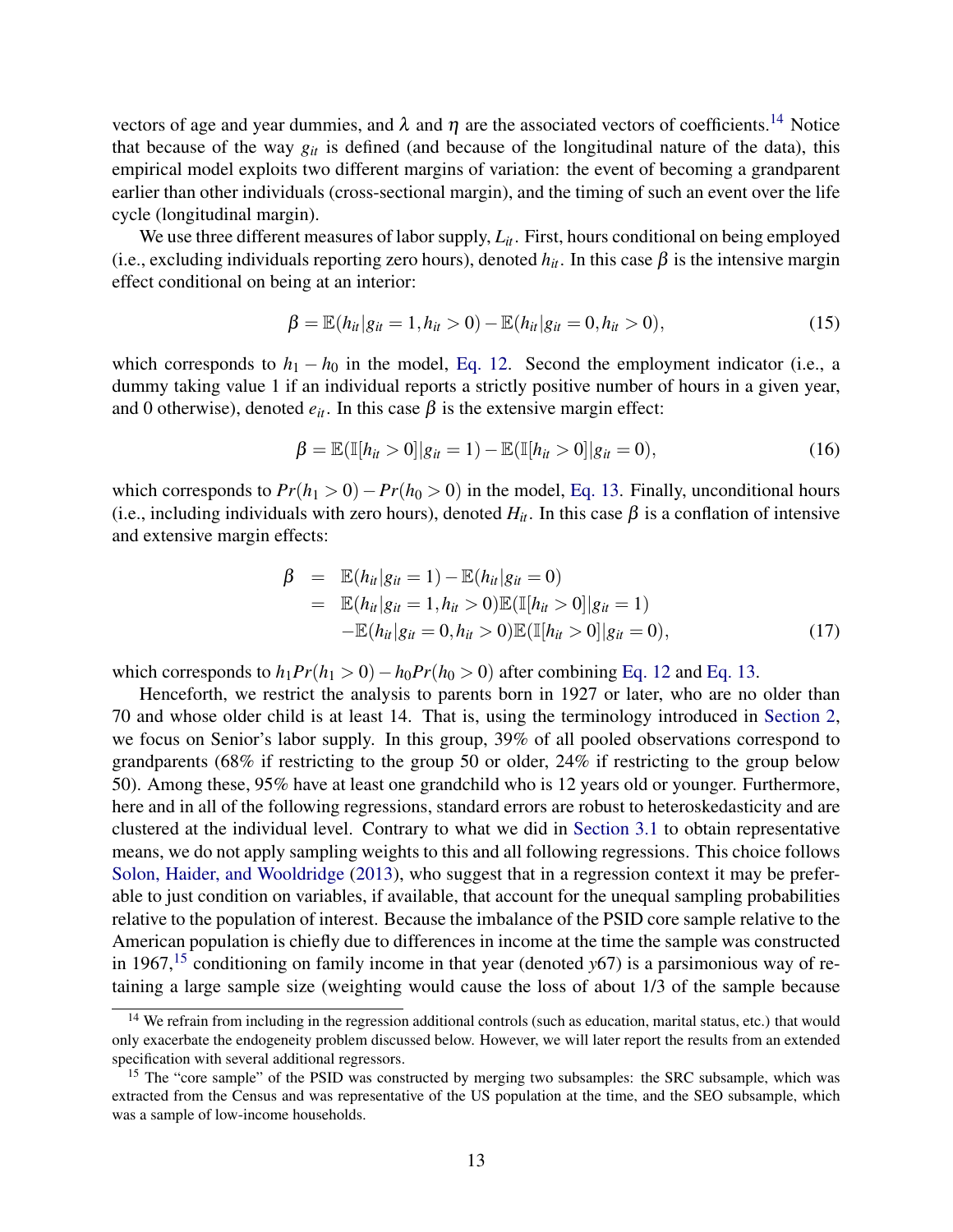vectors of age and year dummies, and $\lambda$ and $\eta$ are the associated vectors of coefficients.[14] Notice that because of the way $g_{it}$ is defined (and because of the longitudinal nature of the data), this empirical model exploits two different margins of variation: the event of becoming a grandparent earlier than other individuals (cross-sectional margin), and the timing of such an event over the life cycle (longitudinal margin).

We use three different measures of labor supply, $L_{it}$. First, hours conditional on being employed (i.e., excluding individuals reporting zero hours), denoted $h_{it}$. In this case $\beta$ is the intensive margin effect conditional on being at an interior:

$$\beta = \mathbb{E}(h_{it}|g_{it} = 1, h_{it} > 0) - \mathbb{E}(h_{it}|g_{it} = 0, h_{it} > 0), \tag{15}$$

which corresponds to $h_1 - h_0$ in the model, Eq. 12. Second the employment indicator (i.e., a dummy taking value 1 if an individual reports a strictly positive number of hours in a given year, and 0 otherwise), denoted $e_{it}$. In this case $\beta$ is the extensive margin effect:

$$\beta = \mathbb{E}(\mathbb{I}[h_{it} > 0]|g_{it} = 1) - \mathbb{E}(\mathbb{I}[h_{it} > 0]|g_{it} = 0), \tag{16}$$

which corresponds to $Pr(h_1 > 0) - Pr(h_0 > 0)$ in the model, Eq. 13. Finally, unconditional hours (i.e., including individuals with zero hours), denoted $H_{it}$. In this case $\beta$ is a conflation of intensive and extensive margin effects:

$$\begin{aligned}
\beta &= \mathbb{E}(h_{it}|g_{it} = 1) - \mathbb{E}(h_{it}|g_{it} = 0) \\
&= \mathbb{E}(h_{it}|g_{it} = 1, h_{it} > 0)\mathbb{E}(\mathbb{I}[h_{it} > 0]|g_{it} = 1) \\
&\quad - \mathbb{E}(h_{it}|g_{it} = 0, h_{it} > 0)\mathbb{E}(\mathbb{I}[h_{it} > 0]|g_{it} = 0),
\end{aligned} \tag{17}$$

which corresponds to $h_1 Pr(h_1 > 0) - h_0 Pr(h_0 > 0)$ after combining Eq. 12 and Eq. 13.

Henceforth, we restrict the analysis to parents born in 1927 or later, who are no older than 70 and whose older child is at least 14. That is, using the terminology introduced in Section 2, we focus on Senior's labor supply. In this group, 39% of all pooled observations correspond to grandparents (68% if restricting to the group 50 or older, 24% if restricting to the group below 50). Among these, 95% have at least one grandchild who is 12 years old or younger. Furthermore, here and in all of the following regressions, standard errors are robust to heteroskedasticity and are clustered at the individual level. Contrary to what we did in Section 3.1 to obtain representative means, we do not apply sampling weights to this and all following regressions. This choice follows Solon, Haider, and Wooldridge (2013), who suggest that in a regression context it may be preferable to just condition on variables, if available, that account for the unequal sampling probabilities relative to the population of interest. Because the imbalance of the PSID core sample relative to the American population is chiefly due to differences in income at the time the sample was constructed in 1967,[15] conditioning on family income in that year (denoted $y67$) is a parsimonious way of retaining a large sample size (weighting would cause the loss of about 1/3 of the sample because

[14] We refrain from including in the regression additional controls (such as education, marital status, etc.) that would only exacerbate the endogeneity problem discussed below. However, we will later report the results from an extended specification with several additional regressors.

[15] The "core sample" of the PSID was constructed by merging two subsamples: the SRC subsample, which was extracted from the Census and was representative of the US population at the time, and the SEO subsample, which was a sample of low-income households.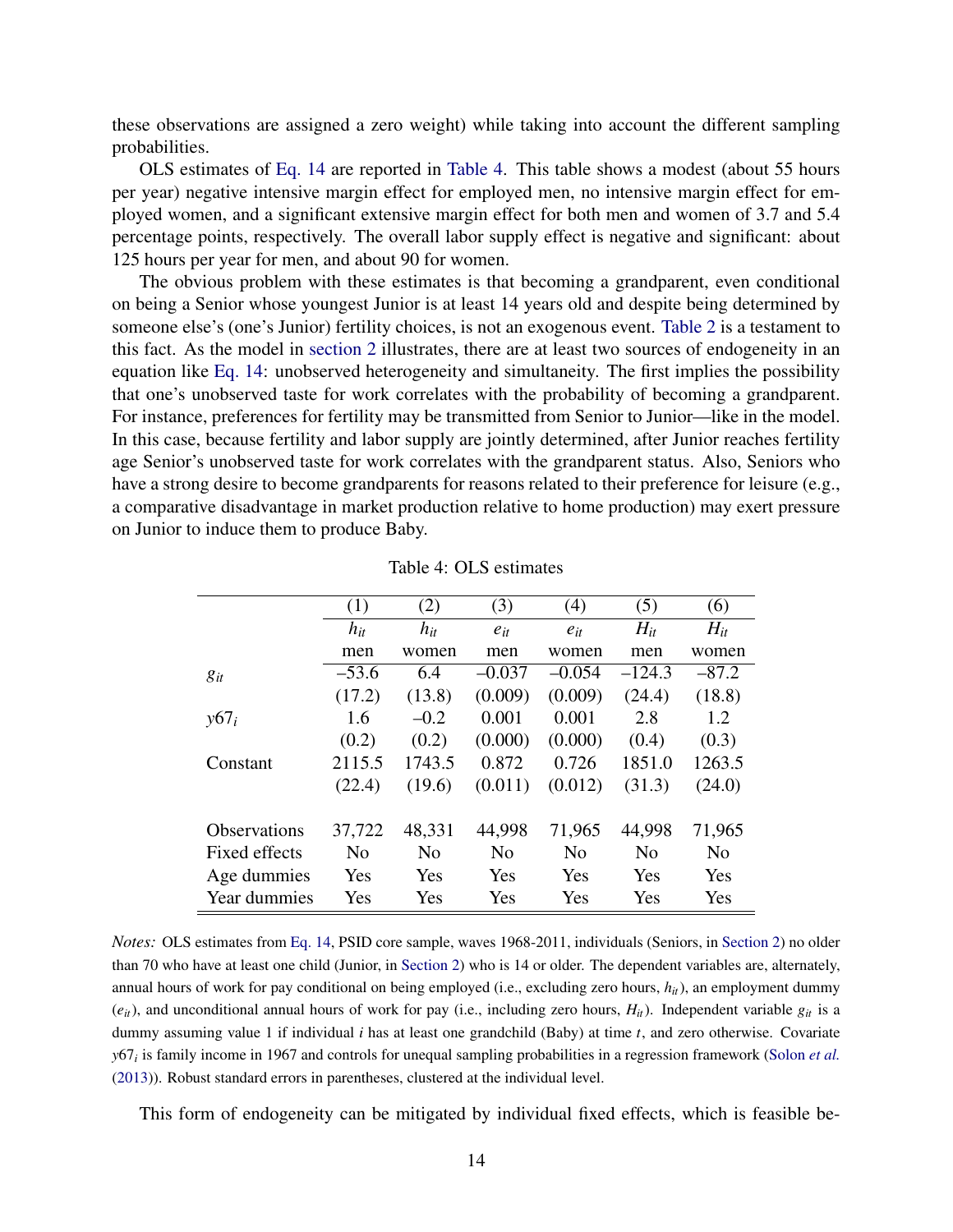these observations are assigned a zero weight) while taking into account the different sampling probabilities.

OLS estimates of Eq. 14 are reported in Table 4. This table shows a modest (about 55 hours per year) negative intensive margin effect for employed men, no intensive margin effect for employed women, and a significant extensive margin effect for both men and women of 3.7 and 5.4 percentage points, respectively. The overall labor supply effect is negative and significant: about 125 hours per year for men, and about 90 for women.

The obvious problem with these estimates is that becoming a grandparent, even conditional on being a Senior whose youngest Junior is at least 14 years old and despite being determined by someone else's (one's Junior) fertility choices, is not an exogenous event. Table 2 is a testament to this fact. As the model in section 2 illustrates, there are at least two sources of endogeneity in an equation like Eq. 14: unobserved heterogeneity and simultaneity. The first implies the possibility that one's unobserved taste for work correlates with the probability of becoming a grandparent. For instance, preferences for fertility may be transmitted from Senior to Junior—like in the model. In this case, because fertility and labor supply are jointly determined, after Junior reaches fertility age Senior's unobserved taste for work correlates with the grandparent status. Also, Seniors who have a strong desire to become grandparents for reasons related to their preference for leisure (e.g., a comparative disadvantage in market production relative to home production) may exert pressure on Junior to induce them to produce Baby.

Table 4: OLS estimates

| | (1) | (2) | (3) | (4) | (5) | (6) |
|---|---|---|---|---|---|---|
| | $h_{it}$ | $h_{it}$ | $e_{it}$ | $e_{it}$ | $H_{it}$ | $H_{it}$ |
| | men | women | men | women | men | women |
| $g_{it}$ | –53.6 | 6.4 | –0.037 | –0.054 | –124.3 | –87.2 |
| | (17.2) | (13.8) | (0.009) | (0.009) | (24.4) | (18.8) |
| $y67_i$ | 1.6 | –0.2 | 0.001 | 0.001 | 2.8 | 1.2 |
| | (0.2) | (0.2) | (0.000) | (0.000) | (0.4) | (0.3) |
| Constant | 2115.5 | 1743.5 | 0.872 | 0.726 | 1851.0 | 1263.5 |
| | (22.4) | (19.6) | (0.011) | (0.012) | (31.3) | (24.0) |
| Observations | 37,722 | 48,331 | 44,998 | 71,965 | 44,998 | 71,965 |
| Fixed effects | No | No | No | No | No | No |
| Age dummies | Yes | Yes | Yes | Yes | Yes | Yes |
| Year dummies | Yes | Yes | Yes | Yes | Yes | Yes |

*Notes:* OLS estimates from Eq. 14, PSID core sample, waves 1968-2011, individuals (Seniors, in Section 2) no older than 70 who have at least one child (Junior, in Section 2) who is 14 or older. The dependent variables are, alternately, annual hours of work for pay conditional on being employed (i.e., excluding zero hours, $h_{it}$), an employment dummy ($e_{it}$), and unconditional annual hours of work for pay (i.e., including zero hours, $H_{it}$). Independent variable $g_{it}$ is a dummy assuming value 1 if individual $i$ has at least one grandchild (Baby) at time $t$, and zero otherwise. Covariate $y67_i$ is family income in 1967 and controls for unequal sampling probabilities in a regression framework (Solon *et al.* (2013)). Robust standard errors in parentheses, clustered at the individual level.

This form of endogeneity can be mitigated by individual fixed effects, which is feasible be-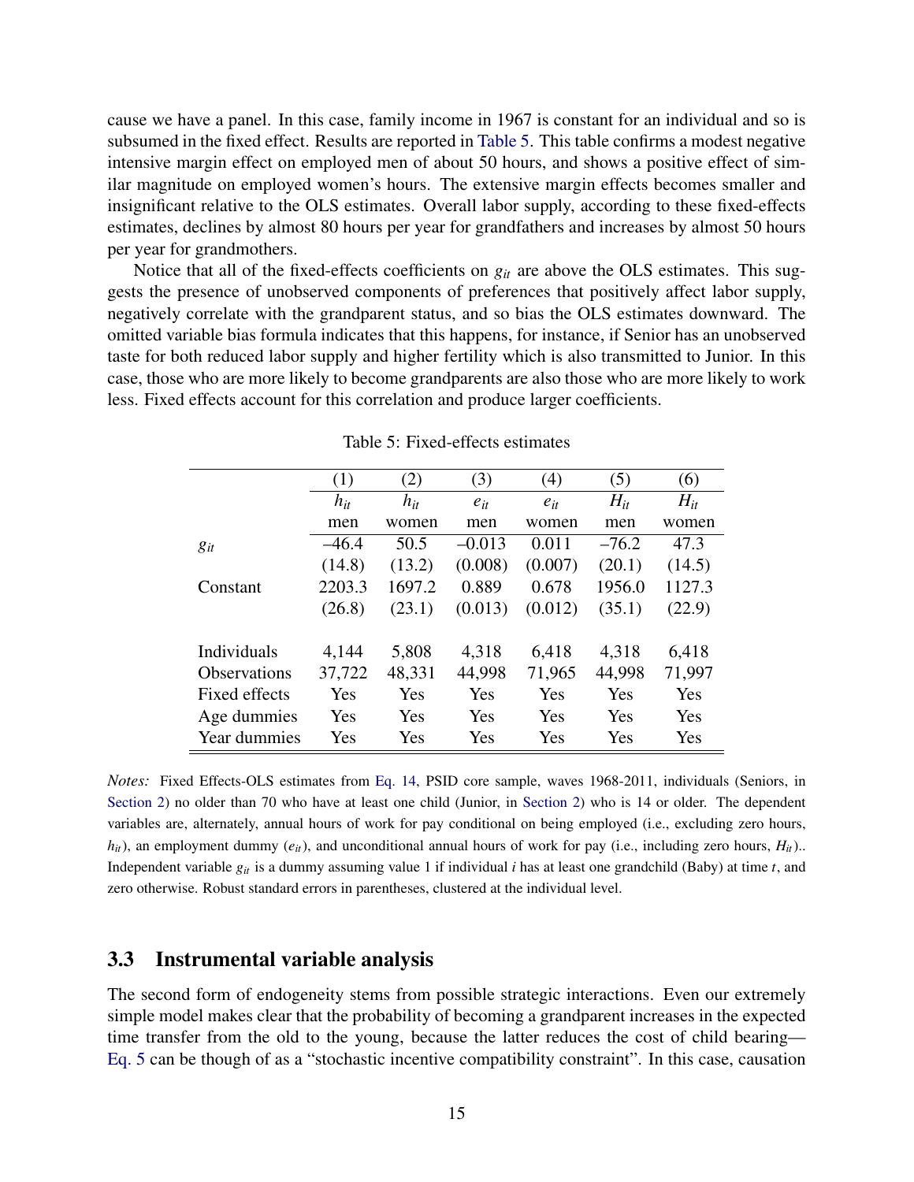cause we have a panel. In this case, family income in 1967 is constant for an individual and so is subsumed in the fixed effect. Results are reported in Table 5. This table confirms a modest negative intensive margin effect on employed men of about 50 hours, and shows a positive effect of similar magnitude on employed women's hours. The extensive margin effects becomes smaller and insignificant relative to the OLS estimates. Overall labor supply, according to these fixed-effects estimates, declines by almost 80 hours per year for grandfathers and increases by almost 50 hours per year for grandmothers.

Notice that all of the fixed-effects coefficients on $g_{it}$ are above the OLS estimates. This suggests the presence of unobserved components of preferences that positively affect labor supply, negatively correlate with the grandparent status, and so bias the OLS estimates downward. The omitted variable bias formula indicates that this happens, for instance, if Senior has an unobserved taste for both reduced labor supply and higher fertility which is also transmitted to Junior. In this case, those who are more likely to become grandparents are also those who are more likely to work less. Fixed effects account for this correlation and produce larger coefficients.

Table 5: Fixed-effects estimates

| | (1) | (2) | (3) | (4) | (5) | (6) |
|---|---|---|---|---|---|---|
| | $h_{it}$ | $h_{it}$ | $e_{it}$ | $e_{it}$ | $H_{it}$ | $H_{it}$ |
| | men | women | men | women | men | women |
| $g_{it}$ | –46.4 | 50.5 | –0.013 | 0.011 | –76.2 | 47.3 |
| | (14.8) | (13.2) | (0.008) | (0.007) | (20.1) | (14.5) |
| Constant | 2203.3 | 1697.2 | 0.889 | 0.678 | 1956.0 | 1127.3 |
| | (26.8) | (23.1) | (0.013) | (0.012) | (35.1) | (22.9) |
| Individuals | 4,144 | 5,808 | 4,318 | 6,418 | 4,318 | 6,418 |
| Observations | 37,722 | 48,331 | 44,998 | 71,965 | 44,998 | 71,997 |
| Fixed effects | Yes | Yes | Yes | Yes | Yes | Yes |
| Age dummies | Yes | Yes | Yes | Yes | Yes | Yes |
| Year dummies | Yes | Yes | Yes | Yes | Yes | Yes |

*Notes:* Fixed Effects-OLS estimates from Eq. 14, PSID core sample, waves 1968-2011, individuals (Seniors, in Section 2) no older than 70 who have at least one child (Junior, in Section 2) who is 14 or older. The dependent variables are, alternately, annual hours of work for pay conditional on being employed (i.e., excluding zero hours, $h_{it}$), an employment dummy ($e_{it}$), and unconditional annual hours of work for pay (i.e., including zero hours, $H_{it}$).. Independent variable $g_{it}$ is a dummy assuming value 1 if individual $i$ has at least one grandchild (Baby) at time $t$, and zero otherwise. Robust standard errors in parentheses, clustered at the individual level.

### 3.3 Instrumental variable analysis

The second form of endogeneity stems from possible strategic interactions. Even our extremely simple model makes clear that the probability of becoming a grandparent increases in the expected time transfer from the old to the young, because the latter reduces the cost of child bearing—Eq. 5 can be though of as a "stochastic incentive compatibility constraint". In this case, causation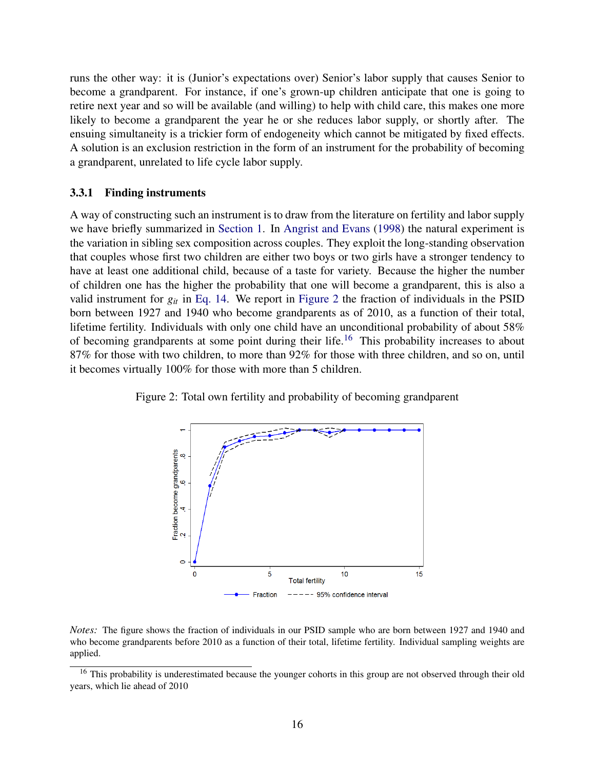runs the other way: it is (Junior's expectations over) Senior's labor supply that causes Senior to become a grandparent. For instance, if one's grown-up children anticipate that one is going to retire next year and so will be available (and willing) to help with child care, this makes one more likely to become a grandparent the year he or she reduces labor supply, or shortly after. The ensuing simultaneity is a trickier form of endogeneity which cannot be mitigated by fixed effects. A solution is an exclusion restriction in the form of an instrument for the probability of becoming a grandparent, unrelated to life cycle labor supply.

### 3.3.1 Finding instruments

A way of constructing such an instrument is to draw from the literature on fertility and labor supply we have briefly summarized in Section 1. In Angrist and Evans (1998) the natural experiment is the variation in sibling sex composition across couples. They exploit the long-standing observation that couples whose first two children are either two boys or two girls have a stronger tendency to have at least one additional child, because of a taste for variety. Because the higher the number of children one has the higher the probability that one will become a grandparent, this is also a valid instrument for $g_{it}$ in Eq. 14. We report in Figure 2 the fraction of individuals in the PSID born between 1927 and 1940 who become grandparents as of 2010, as a function of their total, lifetime fertility. Individuals with only one child have an unconditional probability of about 58% of becoming grandparents at some point during their life.[16] This probability increases to about 87% for those with two children, to more than 92% for those with three children, and so on, until it becomes virtually 100% for those with more than 5 children.

Figure 2: Total own fertility and probability of becoming grandparent

*Notes:* The figure shows the fraction of individuals in our PSID sample who are born between 1927 and 1940 and who become grandparents before 2010 as a function of their total, lifetime fertility. Individual sampling weights are applied.

[16] This probability is underestimated because the younger cohorts in this group are not observed through their old years, which lie ahead of 2010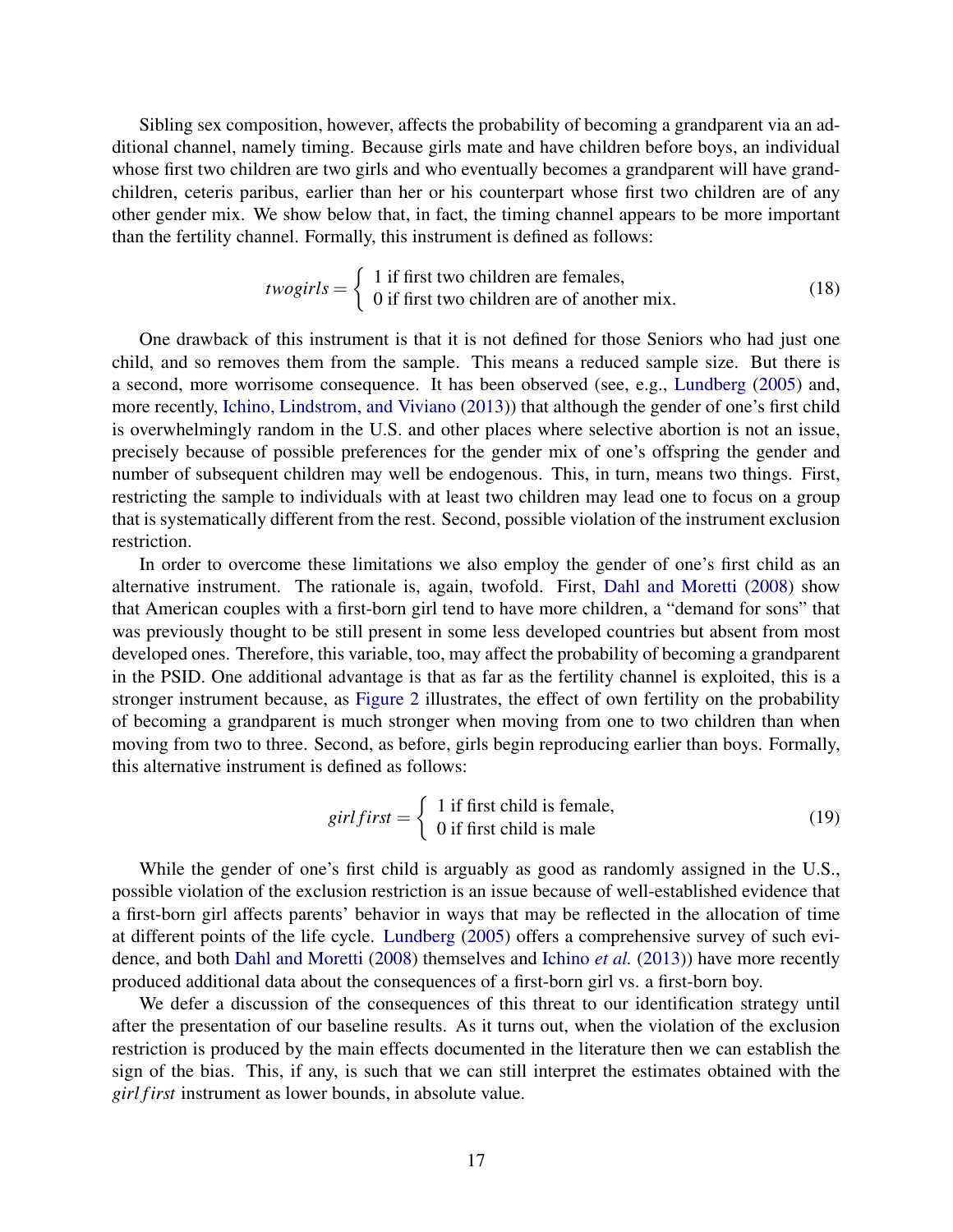Sibling sex composition, however, affects the probability of becoming a grandparent via an additional channel, namely timing. Because girls mate and have children before boys, an individual whose first two children are two girls and who eventually becomes a grandparent will have grandchildren, ceteris paribus, earlier than her or his counterpart whose first two children are of any other gender mix. We show below that, in fact, the timing channel appears to be more important than the fertility channel. Formally, this instrument is defined as follows:

$$twogirls = \begin{cases} 1 \text{ if first two children are females,} \\ 0 \text{ if first two children are of another mix.} \end{cases} \tag{18}$$

One drawback of this instrument is that it is not defined for those Seniors who had just one child, and so removes them from the sample. This means a reduced sample size. But there is a second, more worrisome consequence. It has been observed (see, e.g., Lundberg (2005) and, more recently, Ichino, Lindstrom, and Viviano (2013)) that although the gender of one's first child is overwhelmingly random in the U.S. and other places where selective abortion is not an issue, precisely because of possible preferences for the gender mix of one's offspring the gender and number of subsequent children may well be endogenous. This, in turn, means two things. First, restricting the sample to individuals with at least two children may lead one to focus on a group that is systematically different from the rest. Second, possible violation of the instrument exclusion restriction.

In order to overcome these limitations we also employ the gender of one's first child as an alternative instrument. The rationale is, again, twofold. First, Dahl and Moretti (2008) show that American couples with a first-born girl tend to have more children, a "demand for sons" that was previously thought to be still present in some less developed countries but absent from most developed ones. Therefore, this variable, too, may affect the probability of becoming a grandparent in the PSID. One additional advantage is that as far as the fertility channel is exploited, this is a stronger instrument because, as Figure 2 illustrates, the effect of own fertility on the probability of becoming a grandparent is much stronger when moving from one to two children than when moving from two to three. Second, as before, girls begin reproducing earlier than boys. Formally, this alternative instrument is defined as follows:

$$girlfirst = \begin{cases} 1 \text{ if first child is female,} \\ 0 \text{ if first child is male} \end{cases} \tag{19}$$

While the gender of one's first child is arguably as good as randomly assigned in the U.S., possible violation of the exclusion restriction is an issue because of well-established evidence that a first-born girl affects parents' behavior in ways that may be reflected in the allocation of time at different points of the life cycle. Lundberg (2005) offers a comprehensive survey of such evidence, and both Dahl and Moretti (2008) themselves and Ichino *et al.* (2013)) have more recently produced additional data about the consequences of a first-born girl vs. a first-born boy.

We defer a discussion of the consequences of this threat to our identification strategy until after the presentation of our baseline results. As it turns out, when the violation of the exclusion restriction is produced by the main effects documented in the literature then we can establish the sign of the bias. This, if any, is such that we can still interpret the estimates obtained with the *girlfirst* instrument as lower bounds, in absolute value.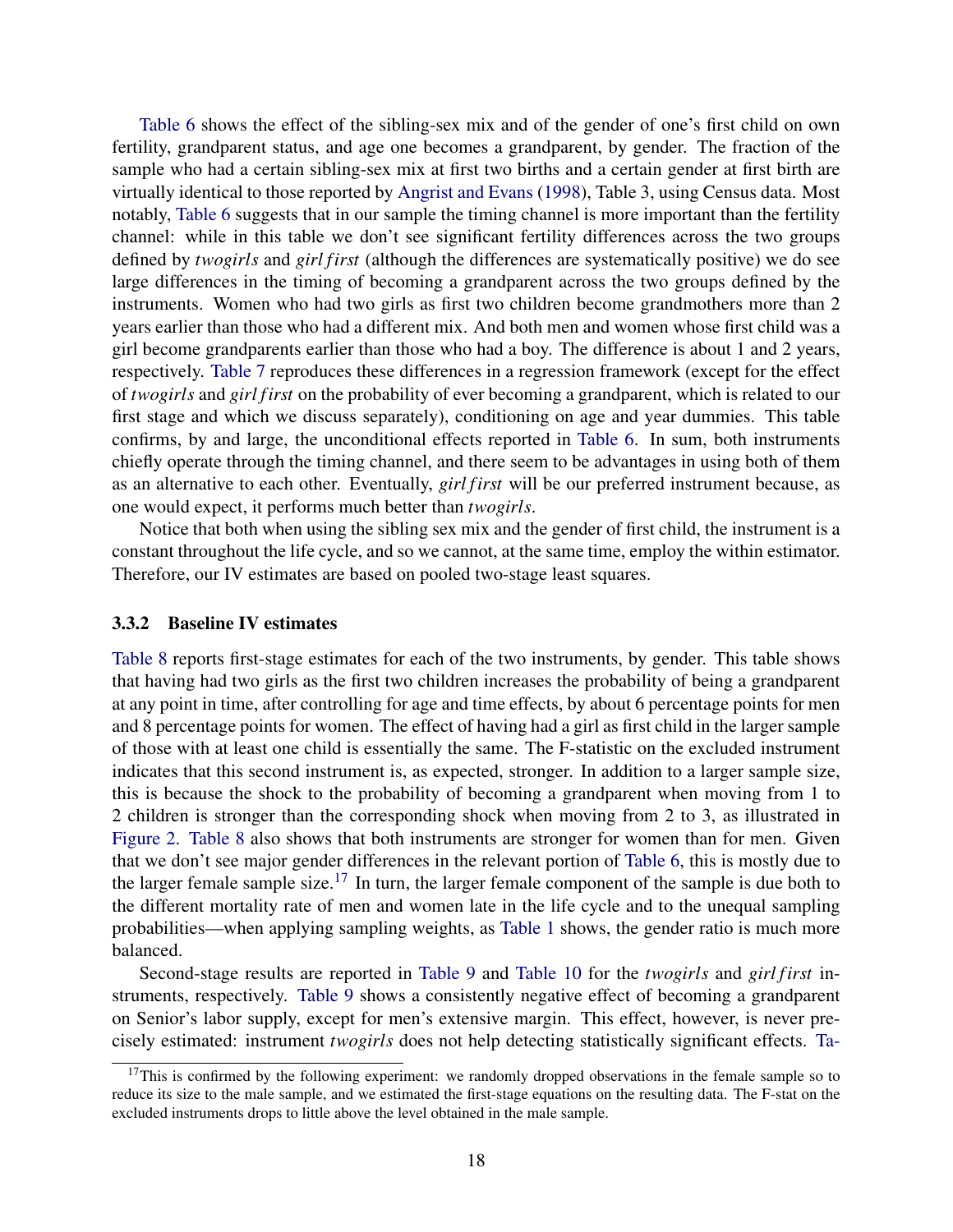Table 6 shows the effect of the sibling-sex mix and of the gender of one's first child on own fertility, grandparent status, and age one becomes a grandparent, by gender. The fraction of the sample who had a certain sibling-sex mix at first two births and a certain gender at first birth are virtually identical to those reported by Angrist and Evans (1998), Table 3, using Census data. Most notably, Table 6 suggests that in our sample the timing channel is more important than the fertility channel: while in this table we don't see significant fertility differences across the two groups defined by *twogirls* and *girlfirst* (although the differences are systematically positive) we do see large differences in the timing of becoming a grandparent across the two groups defined by the instruments. Women who had two girls as first two children become grandmothers more than 2 years earlier than those who had a different mix. And both men and women whose first child was a girl become grandparents earlier than those who had a boy. The difference is about 1 and 2 years, respectively. Table 7 reproduces these differences in a regression framework (except for the effect of *twogirls* and *girlfirst* on the probability of ever becoming a grandparent, which is related to our first stage and which we discuss separately), conditioning on age and year dummies. This table confirms, by and large, the unconditional effects reported in Table 6. In sum, both instruments chiefly operate through the timing channel, and there seem to be advantages in using both of them as an alternative to each other. Eventually, *girlfirst* will be our preferred instrument because, as one would expect, it performs much better than *twogirls*.

Notice that both when using the sibling sex mix and the gender of first child, the instrument is a constant throughout the life cycle, and so we cannot, at the same time, employ the within estimator. Therefore, our IV estimates are based on pooled two-stage least squares.

### 3.3.2 Baseline IV estimates

Table 8 reports first-stage estimates for each of the two instruments, by gender. This table shows that having had two girls as the first two children increases the probability of being a grandparent at any point in time, after controlling for age and time effects, by about 6 percentage points for men and 8 percentage points for women. The effect of having had a girl as first child in the larger sample of those with at least one child is essentially the same. The F-statistic on the excluded instrument indicates that this second instrument is, as expected, stronger. In addition to a larger sample size, this is because the shock to the probability of becoming a grandparent when moving from 1 to 2 children is stronger than the corresponding shock when moving from 2 to 3, as illustrated in Figure 2. Table 8 also shows that both instruments are stronger for women than for men. Given that we don't see major gender differences in the relevant portion of Table 6, this is mostly due to the larger female sample size.[17] In turn, the larger female component of the sample is due both to the different mortality rate of men and women late in the life cycle and to the unequal sampling probabilities—when applying sampling weights, as Table 1 shows, the gender ratio is much more balanced.

Second-stage results are reported in Table 9 and Table 10 for the *twogirls* and *girlfirst* instruments, respectively. Table 9 shows a consistently negative effect of becoming a grandparent on Senior's labor supply, except for men's extensive margin. This effect, however, is never precisely estimated: instrument *twogirls* does not help detecting statistically significant effects. Ta-

[17] This is confirmed by the following experiment: we randomly dropped observations in the female sample so to reduce its size to the male sample, and we estimated the first-stage equations on the resulting data. The F-stat on the excluded instruments drops to little above the level obtained in the male sample.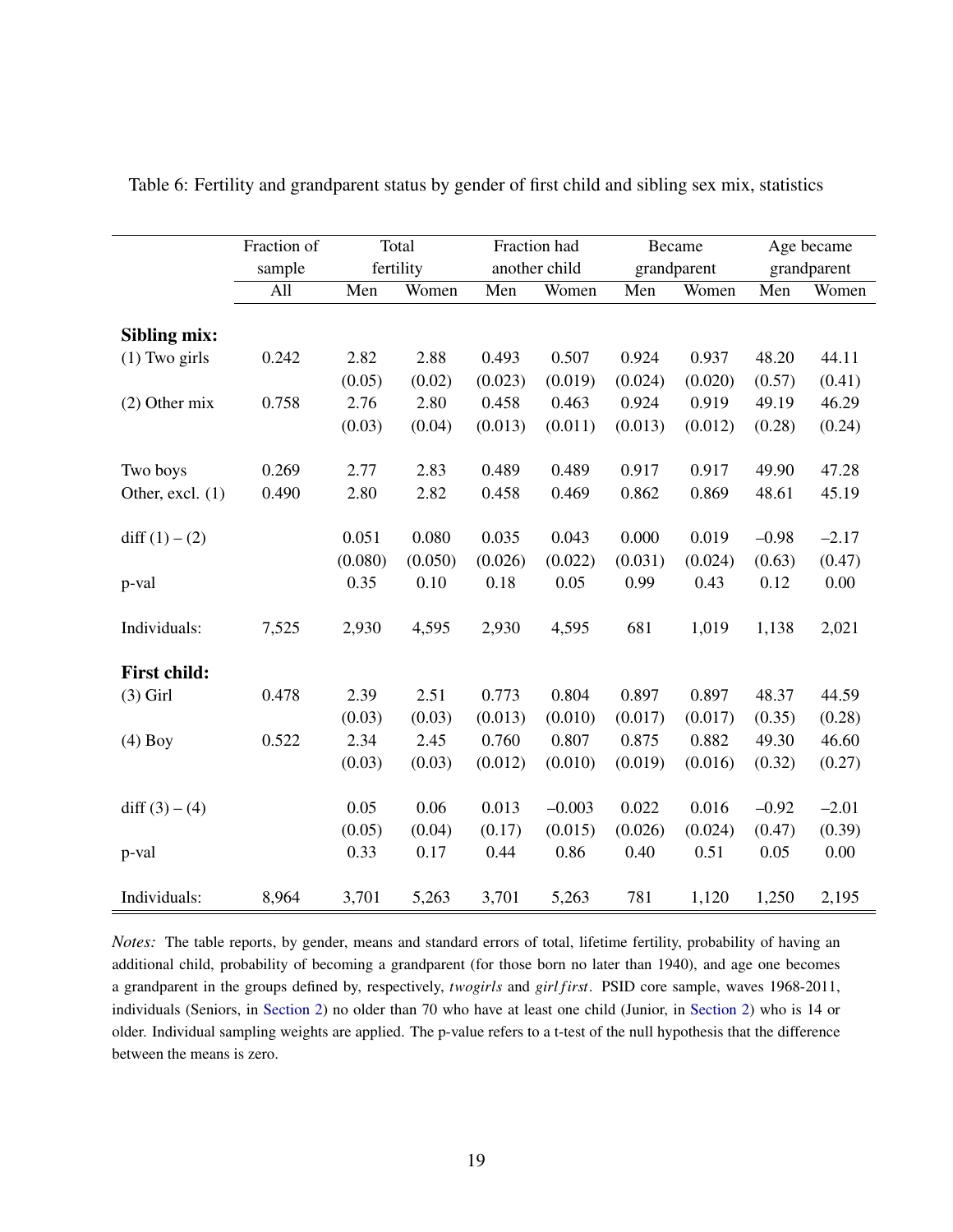Table 6: Fertility and grandparent status by gender of first child and sibling sex mix, statistics

| | Fraction of sample | Total fertility | | Fraction had another child | | Became grandparent | | Age became grandparent | |
|---|---|---|---|---|---|---|---|---|---|
| | All | Men | Women | Men | Women | Men | Women | Men | Women |
| **Sibling mix:** | | | | | | | | | |
| (1) Two girls | 0.242 | 2.82 | 2.88 | 0.493 | 0.507 | 0.924 | 0.937 | 48.20 | 44.11 |
| | | (0.05) | (0.02) | (0.023) | (0.019) | (0.024) | (0.020) | (0.57) | (0.41) |
| (2) Other mix | 0.758 | 2.76 | 2.80 | 0.458 | 0.463 | 0.924 | 0.919 | 49.19 | 46.29 |
| | | (0.03) | (0.04) | (0.013) | (0.011) | (0.013) | (0.012) | (0.28) | (0.24) |
| Two boys | 0.269 | 2.77 | 2.83 | 0.489 | 0.489 | 0.917 | 0.917 | 49.90 | 47.28 |
| Other, excl. (1) | 0.490 | 2.80 | 2.82 | 0.458 | 0.469 | 0.862 | 0.869 | 48.61 | 45.19 |
| diff (1) – (2) | | 0.051 | 0.080 | 0.035 | 0.043 | 0.000 | 0.019 | –0.98 | –2.17 |
| | | (0.080) | (0.050) | (0.026) | (0.022) | (0.031) | (0.024) | (0.63) | (0.47) |
| p-val | | 0.35 | 0.10 | 0.18 | 0.05 | 0.99 | 0.43 | 0.12 | 0.00 |
| Individuals: | 7,525 | 2,930 | 4,595 | 2,930 | 4,595 | 681 | 1,019 | 1,138 | 2,021 |
| **First child:** | | | | | | | | | |
| (3) Girl | 0.478 | 2.39 | 2.51 | 0.773 | 0.804 | 0.897 | 0.897 | 48.37 | 44.59 |
| | | (0.03) | (0.03) | (0.013) | (0.010) | (0.017) | (0.017) | (0.35) | (0.28) |
| (4) Boy | 0.522 | 2.34 | 2.45 | 0.760 | 0.807 | 0.875 | 0.882 | 49.30 | 46.60 |
| | | (0.03) | (0.03) | (0.012) | (0.010) | (0.019) | (0.016) | (0.32) | (0.27) |
| diff (3) – (4) | | 0.05 | 0.06 | 0.013 | –0.003 | 0.022 | 0.016 | –0.92 | –2.01 |
| | | (0.05) | (0.04) | (0.17) | (0.015) | (0.026) | (0.024) | (0.47) | (0.39) |
| p-val | | 0.33 | 0.17 | 0.44 | 0.86 | 0.40 | 0.51 | 0.05 | 0.00 |
| Individuals: | 8,964 | 3,701 | 5,263 | 3,701 | 5,263 | 781 | 1,120 | 1,250 | 2,195 |

*Notes:* The table reports, by gender, means and standard errors of total, lifetime fertility, probability of having an additional child, probability of becoming a grandparent (for those born no later than 1940), and age one becomes a grandparent in the groups defined by, respectively, *twogirls* and *girlfirst*. PSID core sample, waves 1968-2011, individuals (Seniors, in Section 2) no older than 70 who have at least one child (Junior, in Section 2) who is 14 or older. Individual sampling weights are applied. The p-value refers to a t-test of the null hypothesis that the difference between the means is zero.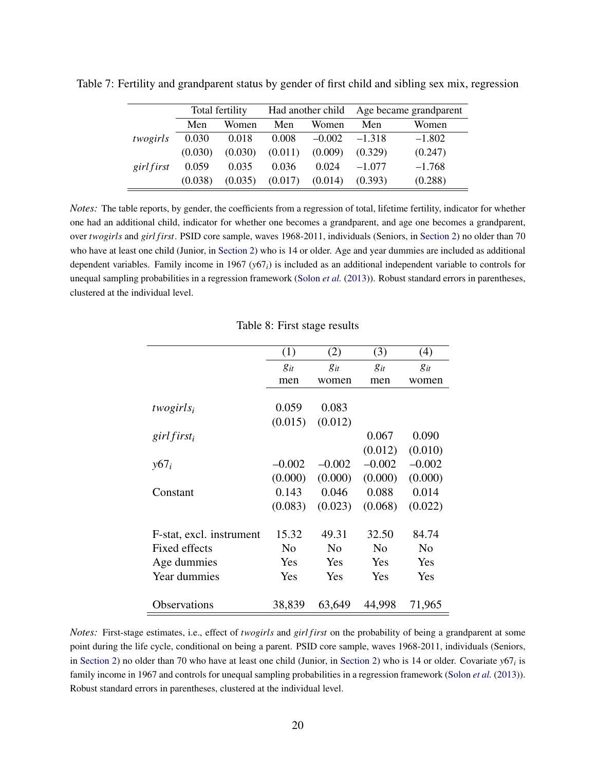Table 7: Fertility and grandparent status by gender of first child and sibling sex mix, regression

| | Total fertility | | Had another child | | Age became grandparent | |
|---|---|---|---|---|---|---|
| | Men | Women | Men | Women | Men | Women |
| *twogirls* | 0.030 | 0.018 | 0.008 | –0.002 | –1.318 | –1.802 |
| | (0.030) | (0.030) | (0.011) | (0.009) | (0.329) | (0.247) |
| *girlfirst* | 0.059 | 0.035 | 0.036 | 0.024 | –1.077 | –1.768 |
| | (0.038) | (0.035) | (0.017) | (0.014) | (0.393) | (0.288) |

*Notes:* The table reports, by gender, the coefficients from a regression of total, lifetime fertility, indicator for whether one had an additional child, indicator for whether one becomes a grandparent, and age one becomes a grandparent, over *twogirls* and *girlfirst*. PSID core sample, waves 1968-2011, individuals (Seniors, in Section 2) no older than 70 who have at least one child (Junior, in Section 2) who is 14 or older. Age and year dummies are included as additional dependent variables. Family income in 1967 ($y67_i$) is included as an additional independent variable to controls for unequal sampling probabilities in a regression framework (Solon *et al.* (2013)). Robust standard errors in parentheses, clustered at the individual level.

Table 8: First stage results

| | (1) | (2) | (3) | (4) |
|---|---|---|---|---|
| | $g_{it}$ | $g_{it}$ | $g_{it}$ | $g_{it}$ |
| | men | women | men | women |
| $twogirls_i$ | 0.059 | 0.083 | | |
| | (0.015) | (0.012) | | |
| $girlfirst_i$ | | | 0.067 | 0.090 |
| | | | (0.012) | (0.010) |
| $y67_i$ | –0.002 | –0.002 | –0.002 | –0.002 |
| | (0.000) | (0.000) | (0.000) | (0.000) |
| Constant | 0.143 | 0.046 | 0.088 | 0.014 |
| | (0.083) | (0.023) | (0.068) | (0.022) |
| F-stat, excl. instrument | 15.32 | 49.31 | 32.50 | 84.74 |
| Fixed effects | No | No | No | No |
| Age dummies | Yes | Yes | Yes | Yes |
| Year dummies | Yes | Yes | Yes | Yes |
| Observations | 38,839 | 63,649 | 44,998 | 71,965 |

*Notes:* First-stage estimates, i.e., effect of *twogirls* and *girlfirst* on the probability of being a grandparent at some point during the life cycle, conditional on being a parent. PSID core sample, waves 1968-2011, individuals (Seniors, in Section 2) no older than 70 who have at least one child (Junior, in Section 2) who is 14 or older. Covariate $y67_i$ is family income in 1967 and controls for unequal sampling probabilities in a regression framework (Solon *et al.* (2013)). Robust standard errors in parentheses, clustered at the individual level.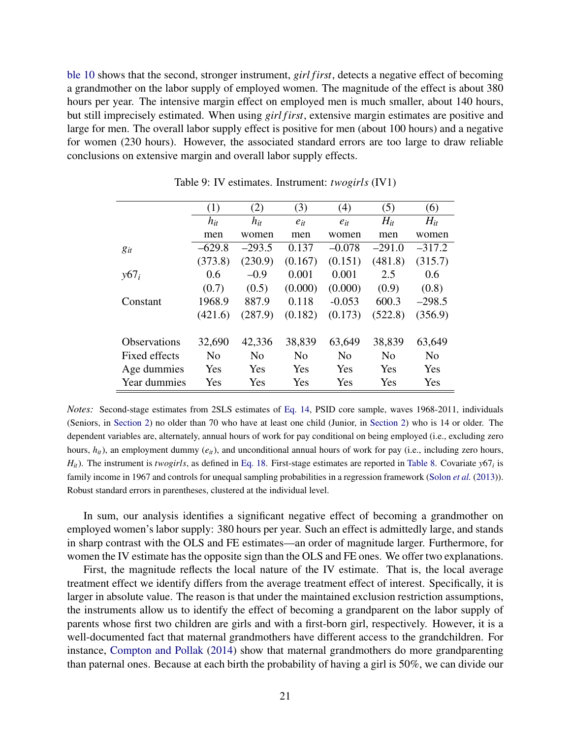ble 10 shows that the second, stronger instrument, *girlfirst*, detects a negative effect of becoming a grandmother on the labor supply of employed women. The magnitude of the effect is about 380 hours per year. The intensive margin effect on employed men is much smaller, about 140 hours, but still imprecisely estimated. When using *girlfirst*, extensive margin estimates are positive and large for men. The overall labor supply effect is positive for men (about 100 hours) and a negative for women (230 hours). However, the associated standard errors are too large to draw reliable conclusions on extensive margin and overall labor supply effects.

Table 9: IV estimates. Instrument: *twogirls* (IV1)

| | (1) | (2) | (3) | (4) | (5) | (6) |
|---|---|---|---|---|---|---|
| | $h_{it}$ | $h_{it}$ | $e_{it}$ | $e_{it}$ | $H_{it}$ | $H_{it}$ |
| | men | women | men | women | men | women |
| $g_{it}$ | –629.8 | –293.5 | 0.137 | –0.078 | –291.0 | –317.2 |
| | (373.8) | (230.9) | (0.167) | (0.151) | (481.8) | (315.7) |
| $y67_i$ | 0.6 | –0.9 | 0.001 | 0.001 | 2.5 | 0.6 |
| | (0.7) | (0.5) | (0.000) | (0.000) | (0.9) | (0.8) |
| Constant | 1968.9 | 887.9 | 0.118 | -0.053 | 600.3 | –298.5 |
| | (421.6) | (287.9) | (0.182) | (0.173) | (522.8) | (356.9) |
| Observations | 32,690 | 42,336 | 38,839 | 63,649 | 38,839 | 63,649 |
| Fixed effects | No | No | No | No | No | No |
| Age dummies | Yes | Yes | Yes | Yes | Yes | Yes |
| Year dummies | Yes | Yes | Yes | Yes | Yes | Yes |

*Notes:* Second-stage estimates from 2SLS estimates of Eq. 14, PSID core sample, waves 1968-2011, individuals (Seniors, in Section 2) no older than 70 who have at least one child (Junior, in Section 2) who is 14 or older. The dependent variables are, alternately, annual hours of work for pay conditional on being employed (i.e., excluding zero hours, $h_{it}$), an employment dummy ($e_{it}$), and unconditional annual hours of work for pay (i.e., including zero hours, $H_{it}$). The instrument is *twogirls*, as defined in Eq. 18. First-stage estimates are reported in Table 8. Covariate $y67_i$ is family income in 1967 and controls for unequal sampling probabilities in a regression framework (Solon *et al.* (2013)). Robust standard errors in parentheses, clustered at the individual level.

In sum, our analysis identifies a significant negative effect of becoming a grandmother on employed women's labor supply: 380 hours per year. Such an effect is admittedly large, and stands in sharp contrast with the OLS and FE estimates—an order of magnitude larger. Furthermore, for women the IV estimate has the opposite sign than the OLS and FE ones. We offer two explanations.

First, the magnitude reflects the local nature of the IV estimate. That is, the local average treatment effect we identify differs from the average treatment effect of interest. Specifically, it is larger in absolute value. The reason is that under the maintained exclusion restriction assumptions, the instruments allow us to identify the effect of becoming a grandparent on the labor supply of parents whose first two children are girls and with a first-born girl, respectively. However, it is a well-documented fact that maternal grandmothers have different access to the grandchildren. For instance, Compton and Pollak (2014) show that maternal grandmothers do more grandparenting than paternal ones. Because at each birth the probability of having a girl is 50%, we can divide our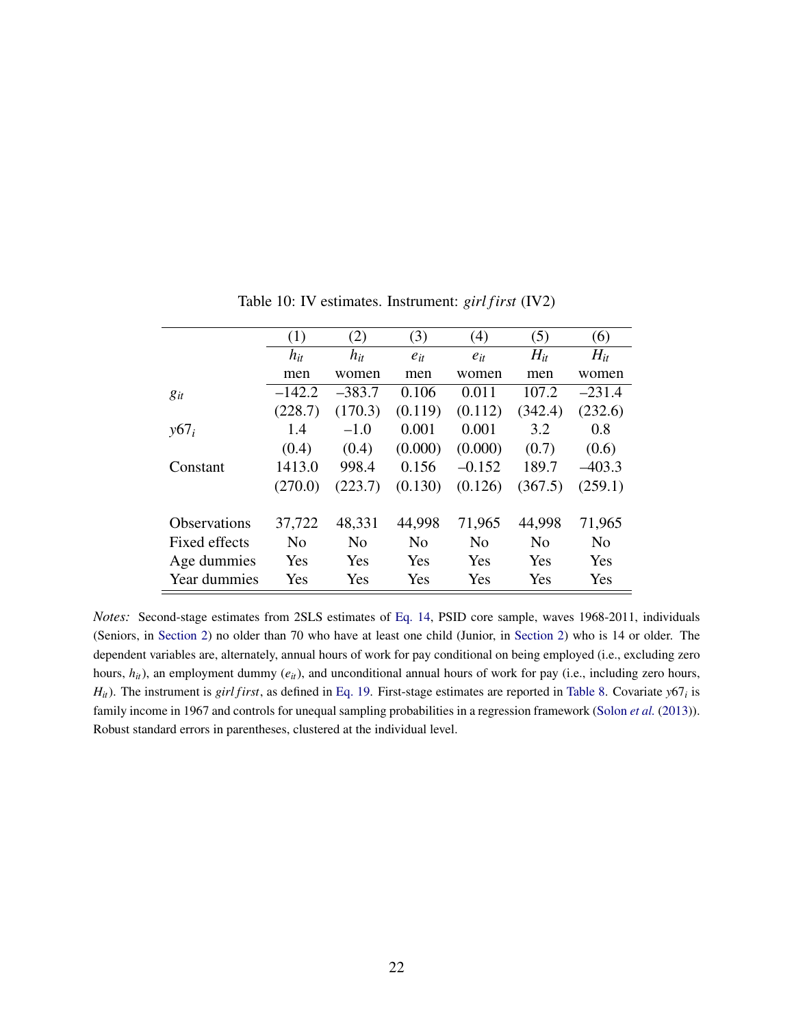Table 10: IV estimates. Instrument: *girlfirst* (IV2)

| | (1) | (2) | (3) | (4) | (5) | (6) |
|---|---|---|---|---|---|---|
| | $h_{it}$ | $h_{it}$ | $e_{it}$ | $e_{it}$ | $H_{it}$ | $H_{it}$ |
| | men | women | men | women | men | women |
| $g_{it}$ | –142.2 | –383.7 | 0.106 | 0.011 | 107.2 | –231.4 |
| | (228.7) | (170.3) | (0.119) | (0.112) | (342.4) | (232.6) |
| $y67_i$ | 1.4 | –1.0 | 0.001 | 0.001 | 3.2 | 0.8 |
| | (0.4) | (0.4) | (0.000) | (0.000) | (0.7) | (0.6) |
| Constant | 1413.0 | 998.4 | 0.156 | –0.152 | 189.7 | –403.3 |
| | (270.0) | (223.7) | (0.130) | (0.126) | (367.5) | (259.1) |
| Observations | 37,722 | 48,331 | 44,998 | 71,965 | 44,998 | 71,965 |
| Fixed effects | No | No | No | No | No | No |
| Age dummies | Yes | Yes | Yes | Yes | Yes | Yes |
| Year dummies | Yes | Yes | Yes | Yes | Yes | Yes |

*Notes:* Second-stage estimates from 2SLS estimates of Eq. 14, PSID core sample, waves 1968-2011, individuals (Seniors, in Section 2) no older than 70 who have at least one child (Junior, in Section 2) who is 14 or older. The dependent variables are, alternately, annual hours of work for pay conditional on being employed (i.e., excluding zero hours, $h_{it}$), an employment dummy ($e_{it}$), and unconditional annual hours of work for pay (i.e., including zero hours, $H_{it}$). The instrument is *girlfirst*, as defined in Eq. 19. First-stage estimates are reported in Table 8. Covariate $y67_i$ is family income in 1967 and controls for unequal sampling probabilities in a regression framework (Solon *et al.* (2013)). Robust standard errors in parentheses, clustered at the individual level.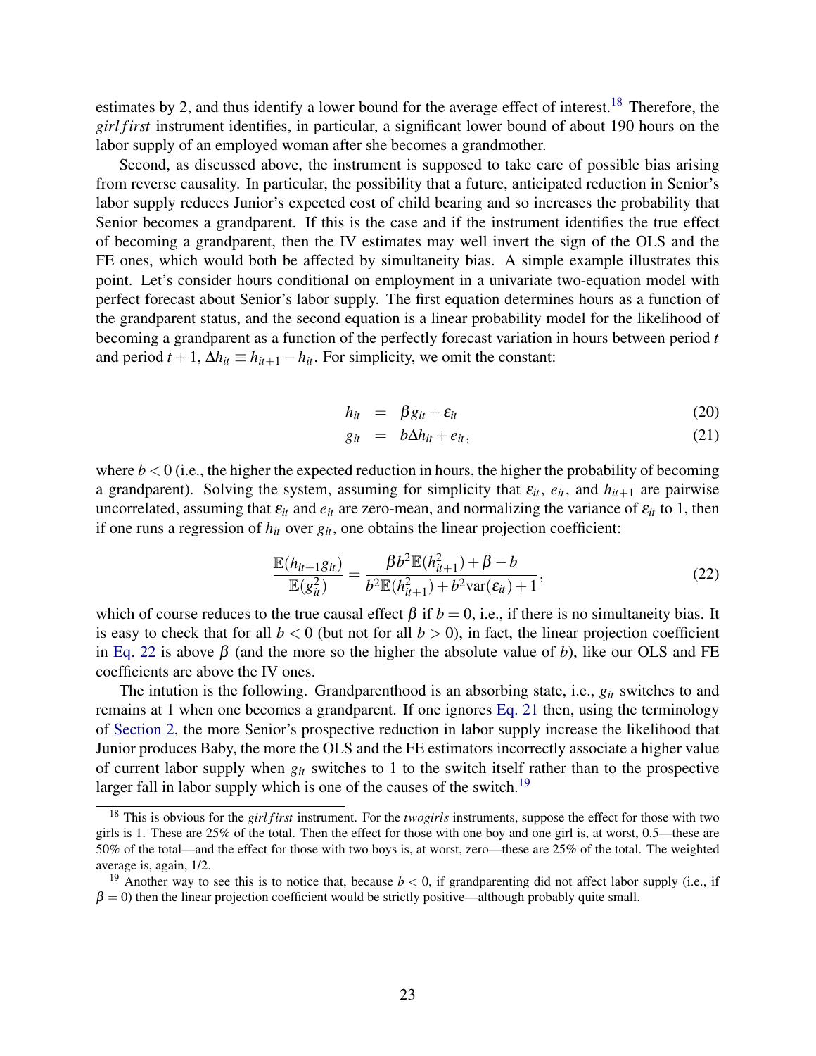estimates by 2, and thus identify a lower bound for the average effect of interest.[18] Therefore, the *girlfirst* instrument identifies, in particular, a significant lower bound of about 190 hours on the labor supply of an employed woman after she becomes a grandmother.

Second, as discussed above, the instrument is supposed to take care of possible bias arising from reverse causality. In particular, the possibility that a future, anticipated reduction in Senior's labor supply reduces Junior's expected cost of child bearing and so increases the probability that Senior becomes a grandparent. If this is the case and if the instrument identifies the true effect of becoming a grandparent, then the IV estimates may well invert the sign of the OLS and the FE ones, which would both be affected by simultaneity bias. A simple example illustrates this point. Let's consider hours conditional on employment in a univariate two-equation model with perfect forecast about Senior's labor supply. The first equation determines hours as a function of the grandparent status, and the second equation is a linear probability model for the likelihood of becoming a grandparent as a function of the perfectly forecast variation in hours between period $t$ and period $t+1$, $\Delta h_{it} \equiv h_{it+1} - h_{it}$. For simplicity, we omit the constant:

$$h_{it} = \beta g_{it} + \varepsilon_{it} \tag{20}$$

$$g_{it} = b \Delta h_{it} + e_{it}, \tag{21}$$

where $b < 0$ (i.e., the higher the expected reduction in hours, the higher the probability of becoming a grandparent). Solving the system, assuming for simplicity that $\varepsilon_{it}$, $e_{it}$, and $h_{it+1}$ are pairwise uncorrelated, assuming that $\varepsilon_{it}$ and $e_{it}$ are zero-mean, and normalizing the variance of $\varepsilon_{it}$ to 1, then if one runs a regression of $h_{it}$ over $g_{it}$, one obtains the linear projection coefficient:

$$\frac{\mathbb{E}(h_{it+1} g_{it})}{\mathbb{E}(g_{it}^2)} = \frac{\beta b^2 \mathbb{E}(h_{it+1}^2) + \beta - b}{b^2 \mathbb{E}(h_{it+1}^2) + b^2 \text{var}(\varepsilon_{it}) + 1}, \tag{22}$$

which of course reduces to the true causal effect $\beta$ if $b = 0$, i.e., if there is no simultaneity bias. It is easy to check that for all $b < 0$ (but not for all $b > 0$), in fact, the linear projection coefficient in Eq. 22 is above $\beta$ (and the more so the higher the absolute value of $b$), like our OLS and FE coefficients are above the IV ones.

The intution is the following. Grandparenthood is an absorbing state, i.e., $g_{it}$ switches to and remains at 1 when one becomes a grandparent. If one ignores Eq. 21 then, using the terminology of Section 2, the more Senior's prospective reduction in labor supply increase the likelihood that Junior produces Baby, the more the OLS and the FE estimators incorrectly associate a higher value of current labor supply when $g_{it}$ switches to 1 to the switch itself rather than to the prospective larger fall in labor supply which is one of the causes of the switch.[19]

[18] This is obvious for the *girlfirst* instrument. For the *twogirls* instruments, suppose the effect for those with two girls is 1. These are 25% of the total. Then the effect for those with one boy and one girl is, at worst, 0.5—these are 50% of the total—and the effect for those with two boys is, at worst, zero—these are 25% of the total. The weighted average is, again, 1/2.

[19] Another way to see this is to notice that, because $b < 0$, if grandparenting did not affect labor supply (i.e., if $\beta = 0$) then the linear projection coefficient would be strictly positive—although probably quite small.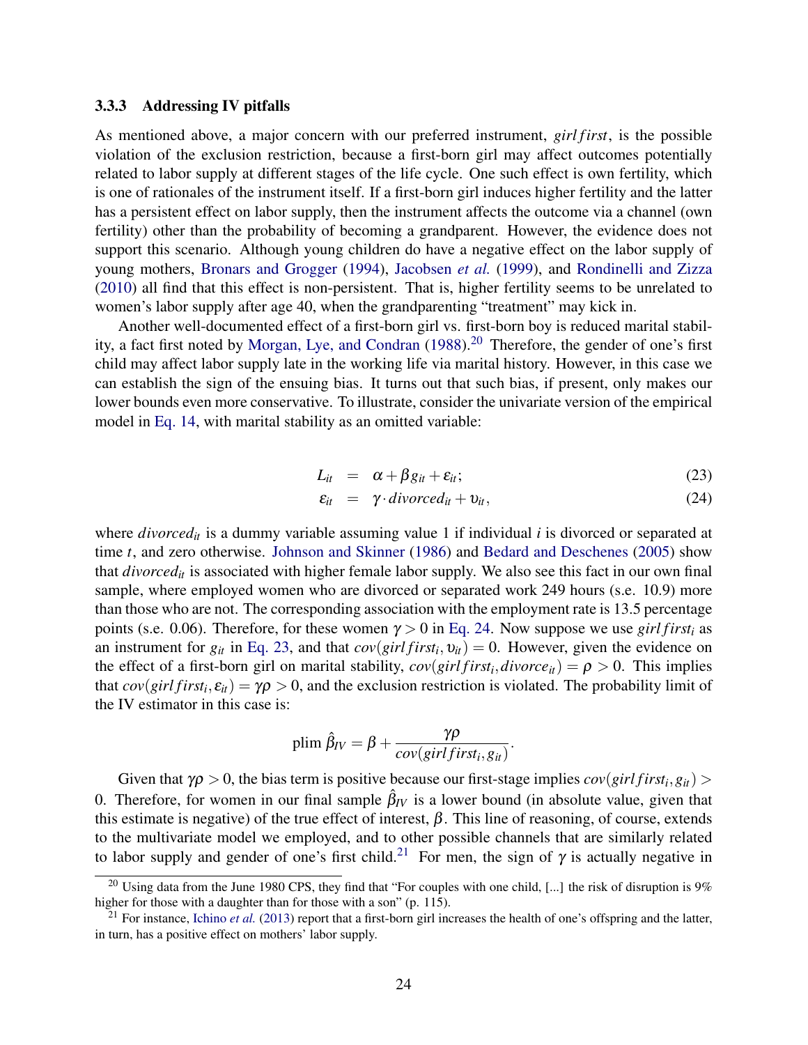### 3.3.3 Addressing IV pitfalls

As mentioned above, a major concern with our preferred instrument, $girlfirst$, is the possible violation of the exclusion restriction, because a first-born girl may affect outcomes potentially related to labor supply at different stages of the life cycle. One such effect is own fertility, which is one of rationales of the instrument itself. If a first-born girl induces higher fertility and the latter has a persistent effect on labor supply, then the instrument affects the outcome via a channel (own fertility) other than the probability of becoming a grandparent. However, the evidence does not support this scenario. Although young children do have a negative effect on the labor supply of young mothers, Bronars and Grogger (1994), Jacobsen *et al.* (1999), and Rondinelli and Zizza (2010) all find that this effect is non-persistent. That is, higher fertility seems to be unrelated to women's labor supply after age 40, when the grandparenting "treatment" may kick in.

Another well-documented effect of a first-born girl vs. first-born boy is reduced marital stability, a fact first noted by Morgan, Lye, and Condran (1988).[20] Therefore, the gender of one's first child may affect labor supply late in the working life via marital history. However, in this case we can establish the sign of the ensuing bias. It turns out that such bias, if present, only makes our lower bounds even more conservative. To illustrate, consider the univariate version of the empirical model in Eq. 14, with marital stability as an omitted variable:

$$
\begin{aligned}
L_{it} &= \alpha + \beta g_{it} + \varepsilon_{it}; &(23)\\
\varepsilon_{it} &= \gamma \cdot divorced_{it} + \upsilon_{it}, &(24)
\end{aligned}
$$

where $divorced_{it}$ is a dummy variable assuming value 1 if individual $i$ is divorced or separated at time $t$, and zero otherwise. Johnson and Skinner (1986) and Bedard and Deschenes (2005) show that $divorced_{it}$ is associated with higher female labor supply. We also see this fact in our own final sample, where employed women who are divorced or separated work 249 hours (s.e. 10.9) more than those who are not. The corresponding association with the employment rate is 13.5 percentage points (s.e. 0.06). Therefore, for these women $\gamma > 0$ in Eq. 24. Now suppose we use $girlfirst_i$ as an instrument for $g_{it}$ in Eq. 23, and that $cov(girlfirst_i, \upsilon_{it}) = 0$. However, given the evidence on the effect of a first-born girl on marital stability, $cov(girlfirst_i, divorce_{it}) = \rho > 0$. This implies that $cov(girlfirst_i, \varepsilon_{it}) = \gamma\rho > 0$, and the exclusion restriction is violated. The probability limit of the IV estimator in this case is:

$$
\text{plim } \hat{\beta}_{IV} = \beta + \frac{\gamma\rho}{cov(girlfirst_i, g_{it})}.
$$

Given that $\gamma\rho > 0$, the bias term is positive because our first-stage implies $cov(girlfirst_i, g_{it}) > 0$. Therefore, for women in our final sample $\hat{\beta}_{IV}$ is a lower bound (in absolute value, given that this estimate is negative) of the true effect of interest, $\beta$. This line of reasoning, of course, extends to the multivariate model we employed, and to other possible channels that are similarly related to labor supply and gender of one's first child.[21] For men, the sign of $\gamma$ is actually negative in

[20] Using data from the June 1980 CPS, they find that "For couples with one child, [...] the risk of disruption is 9% higher for those with a daughter than for those with a son" (p. 115).

[21] For instance, Ichino *et al.* (2013) report that a first-born girl increases the health of one's offspring and the latter, in turn, has a positive effect on mothers' labor supply.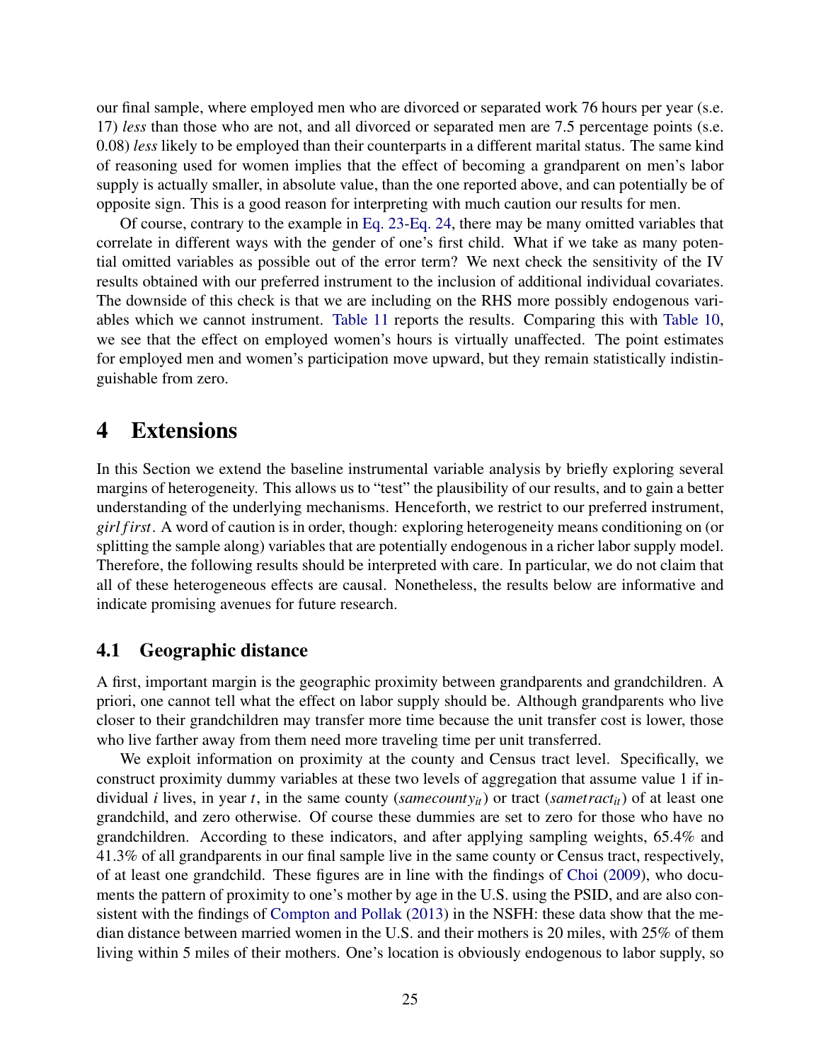our final sample, where employed men who are divorced or separated work 76 hours per year (s.e. 17) *less* than those who are not, and all divorced or separated men are 7.5 percentage points (s.e. 0.08) *less* likely to be employed than their counterparts in a different marital status. The same kind of reasoning used for women implies that the effect of becoming a grandparent on men's labor supply is actually smaller, in absolute value, than the one reported above, and can potentially be of opposite sign. This is a good reason for interpreting with much caution our results for men.

Of course, contrary to the example in Eq. 23-Eq. 24, there may be many omitted variables that correlate in different ways with the gender of one's first child. What if we take as many potential omitted variables as possible out of the error term? We next check the sensitivity of the IV results obtained with our preferred instrument to the inclusion of additional individual covariates. The downside of this check is that we are including on the RHS more possibly endogenous variables which we cannot instrument. Table 11 reports the results. Comparing this with Table 10, we see that the effect on employed women's hours is virtually unaffected. The point estimates for employed men and women's participation move upward, but they remain statistically indistinguishable from zero.

# 4 Extensions

In this Section we extend the baseline instrumental variable analysis by briefly exploring several margins of heterogeneity. This allows us to "test" the plausibility of our results, and to gain a better understanding of the underlying mechanisms. Henceforth, we restrict to our preferred instrument, $girlfirst$. A word of caution is in order, though: exploring heterogeneity means conditioning on (or splitting the sample along) variables that are potentially endogenous in a richer labor supply model. Therefore, the following results should be interpreted with care. In particular, we do not claim that all of these heterogeneous effects are causal. Nonetheless, the results below are informative and indicate promising avenues for future research.

## 4.1 Geographic distance

A first, important margin is the geographic proximity between grandparents and grandchildren. A priori, one cannot tell what the effect on labor supply should be. Although grandparents who live closer to their grandchildren may transfer more time because the unit transfer cost is lower, those who live farther away from them need more traveling time per unit transferred.

We exploit information on proximity at the county and Census tract level. Specifically, we construct proximity dummy variables at these two levels of aggregation that assume value 1 if individual $i$ lives, in year $t$, in the same county ($samecounty_{it}$) or tract ($sametract_{it}$) of at least one grandchild, and zero otherwise. Of course these dummies are set to zero for those who have no grandchildren. According to these indicators, and after applying sampling weights, 65.4% and 41.3% of all grandparents in our final sample live in the same county or Census tract, respectively, of at least one grandchild. These figures are in line with the findings of Choi (2009), who documents the pattern of proximity to one's mother by age in the U.S. using the PSID, and are also consistent with the findings of Compton and Pollak (2013) in the NSFH: these data show that the median distance between married women in the U.S. and their mothers is 20 miles, with 25% of them living within 5 miles of their mothers. One's location is obviously endogenous to labor supply, so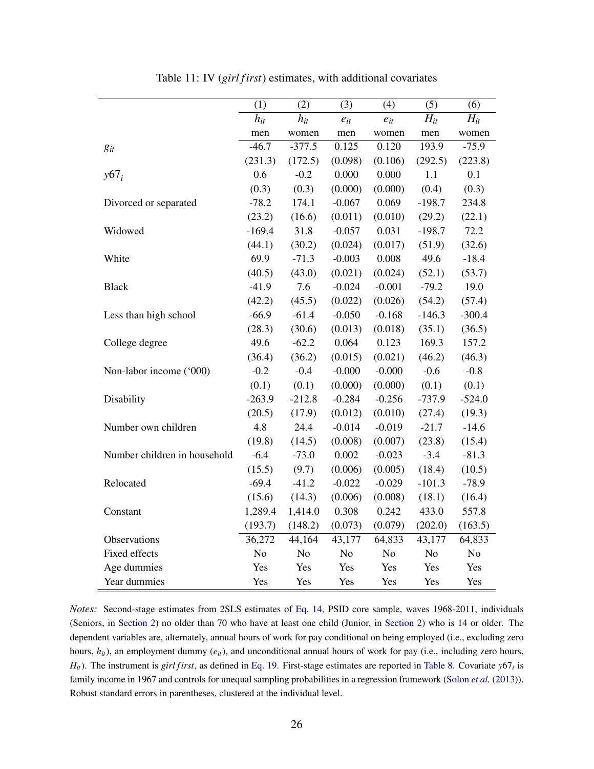Table 11: IV (*girlfirst*) estimates, with additional covariates

| | (1) | (2) | (3) | (4) | (5) | (6) |
|---|---|---|---|---|---|---|
| | $h_{it}$ | $h_{it}$ | $e_{it}$ | $e_{it}$ | $H_{it}$ | $H_{it}$ |
| | men | women | men | women | men | women |
| $g_{it}$ | -46.7 | -377.5 | 0.125 | 0.120 | 193.9 | -75.9 |
| | (231.3) | (172.5) | (0.098) | (0.106) | (292.5) | (223.8) |
| $y67_i$ | 0.6 | -0.2 | 0.000 | 0.000 | 1.1 | 0.1 |
| | (0.3) | (0.3) | (0.000) | (0.000) | (0.4) | (0.3) |
| Divorced or separated | -78.2 | 174.1 | -0.067 | 0.069 | -198.7 | 234.8 |
| | (23.2) | (16.6) | (0.011) | (0.010) | (29.2) | (22.1) |
| Widowed | -169.4 | 31.8 | -0.057 | 0.031 | -198.7 | 72.2 |
| | (44.1) | (30.2) | (0.024) | (0.017) | (51.9) | (32.6) |
| White | 69.9 | -71.3 | -0.003 | 0.008 | 49.6 | -18.4 |
| | (40.5) | (43.0) | (0.021) | (0.024) | (52.1) | (53.7) |
| Black | -41.9 | 7.6 | -0.024 | -0.001 | -79.2 | 19.0 |
| | (42.2) | (45.5) | (0.022) | (0.026) | (54.2) | (57.4) |
| Less than high school | -66.9 | -61.4 | -0.050 | -0.168 | -146.3 | -300.4 |
| | (28.3) | (30.6) | (0.013) | (0.018) | (35.1) | (36.5) |
| College degree | 49.6 | -62.2 | 0.064 | 0.123 | 169.3 | 157.2 |
| | (36.4) | (36.2) | (0.015) | (0.021) | (46.2) | (46.3) |
| Non-labor income ('000) | -0.2 | -0.4 | -0.000 | -0.000 | -0.6 | -0.8 |
| | (0.1) | (0.1) | (0.000) | (0.000) | (0.1) | (0.1) |
| Disability | -263.9 | -212.8 | -0.284 | -0.256 | -737.9 | -524.0 |
| | (20.5) | (17.9) | (0.012) | (0.010) | (27.4) | (19.3) |
| Number own children | 4.8 | 24.4 | -0.014 | -0.019 | -21.7 | -14.6 |
| | (19.8) | (14.5) | (0.008) | (0.007) | (23.8) | (15.4) |
| Number children in household | -6.4 | -73.0 | 0.002 | -0.023 | -3.4 | -81.3 |
| | (15.5) | (9.7) | (0.006) | (0.005) | (18.4) | (10.5) |
| Relocated | -69.4 | -41.2 | -0.022 | -0.029 | -101.3 | -78.9 |
| | (15.6) | (14.3) | (0.006) | (0.008) | (18.1) | (16.4) |
| Constant | 1,289.4 | 1,414.0 | 0.308 | 0.242 | 433.0 | 557.8 |
| | (193.7) | (148.2) | (0.073) | (0.079) | (202.0) | (163.5) |
| Observations | 36,272 | 44,164 | 43,177 | 64,833 | 43,177 | 64,833 |
| Fixed effects | No | No | No | No | No | No |
| Age dummies | Yes | Yes | Yes | Yes | Yes | Yes |
| Year dummies | Yes | Yes | Yes | Yes | Yes | Yes |

*Notes:* Second-stage estimates from 2SLS estimates of Eq. 14, PSID core sample, waves 1968-2011, individuals (Seniors, in Section 2) no older than 70 who have at least one child (Junior, in Section 2) who is 14 or older. The dependent variables are, alternately, annual hours of work for pay conditional on being employed (i.e., excluding zero hours, $h_{it}$), an employment dummy ($e_{it}$), and unconditional annual hours of work for pay (i.e., including zero hours, $H_{it}$). The instrument is *girlfirst*, as defined in Eq. 19. First-stage estimates are reported in Table 8. Covariate $y67_i$ is family income in 1967 and controls for unequal sampling probabilities in a regression framework (Solon *et al.* (2013)). Robust standard errors in parentheses, clustered at the individual level.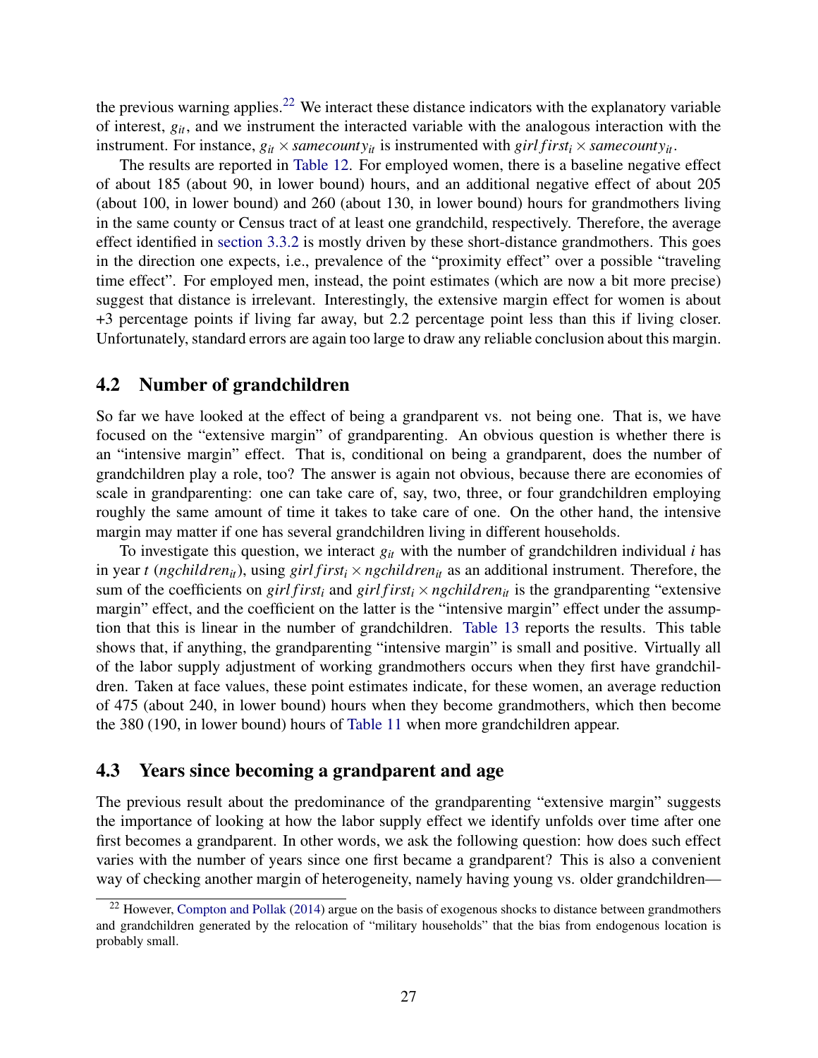the previous warning applies.[22] We interact these distance indicators with the explanatory variable of interest, $g_{it}$, and we instrument the interacted variable with the analogous interaction with the instrument. For instance, $g_{it} \times samecounty_{it}$ is instrumented with $girlfirst_i \times samecounty_{it}$.

The results are reported in Table 12. For employed women, there is a baseline negative effect of about 185 (about 90, in lower bound) hours, and an additional negative effect of about 205 (about 100, in lower bound) and 260 (about 130, in lower bound) hours for grandmothers living in the same county or Census tract of at least one grandchild, respectively. Therefore, the average effect identified in section 3.3.2 is mostly driven by these short-distance grandmothers. This goes in the direction one expects, i.e., prevalence of the "proximity effect" over a possible "traveling time effect". For employed men, instead, the point estimates (which are now a bit more precise) suggest that distance is irrelevant. Interestingly, the extensive margin effect for women is about +3 percentage points if living far away, but 2.2 percentage point less than this if living closer. Unfortunately, standard errors are again too large to draw any reliable conclusion about this margin.

## 4.2 Number of grandchildren

So far we have looked at the effect of being a grandparent vs. not being one. That is, we have focused on the "extensive margin" of grandparenting. An obvious question is whether there is an "intensive margin" effect. That is, conditional on being a grandparent, does the number of grandchildren play a role, too? The answer is again not obvious, because there are economies of scale in grandparenting: one can take care of, say, two, three, or four grandchildren employing roughly the same amount of time it takes to take care of one. On the other hand, the intensive margin may matter if one has several grandchildren living in different households.

To investigate this question, we interact $g_{it}$ with the number of grandchildren individual $i$ has in year $t$ ($ngchildren_{it}$), using $girlfirst_i \times ngchildren_{it}$ as an additional instrument. Therefore, the sum of the coefficients on $girlfirst_i$ and $girlfirst_i \times ngchildren_{it}$ is the grandparenting "extensive margin" effect, and the coefficient on the latter is the "intensive margin" effect under the assumption that this is linear in the number of grandchildren. Table 13 reports the results. This table shows that, if anything, the grandparenting "intensive margin" is small and positive. Virtually all of the labor supply adjustment of working grandmothers occurs when they first have grandchildren. Taken at face values, these point estimates indicate, for these women, an average reduction of 475 (about 240, in lower bound) hours when they become grandmothers, which then become the 380 (190, in lower bound) hours of Table 11 when more grandchildren appear.

## 4.3 Years since becoming a grandparent and age

The previous result about the predominance of the grandparenting "extensive margin" suggests the importance of looking at how the labor supply effect we identify unfolds over time after one first becomes a grandparent. In other words, we ask the following question: how does such effect varies with the number of years since one first became a grandparent? This is also a convenient way of checking another margin of heterogeneity, namely having young vs. older grandchildren—

[22] However, Compton and Pollak (2014) argue on the basis of exogenous shocks to distance between grandmothers and grandchildren generated by the relocation of "military households" that the bias from endogenous location is probably small.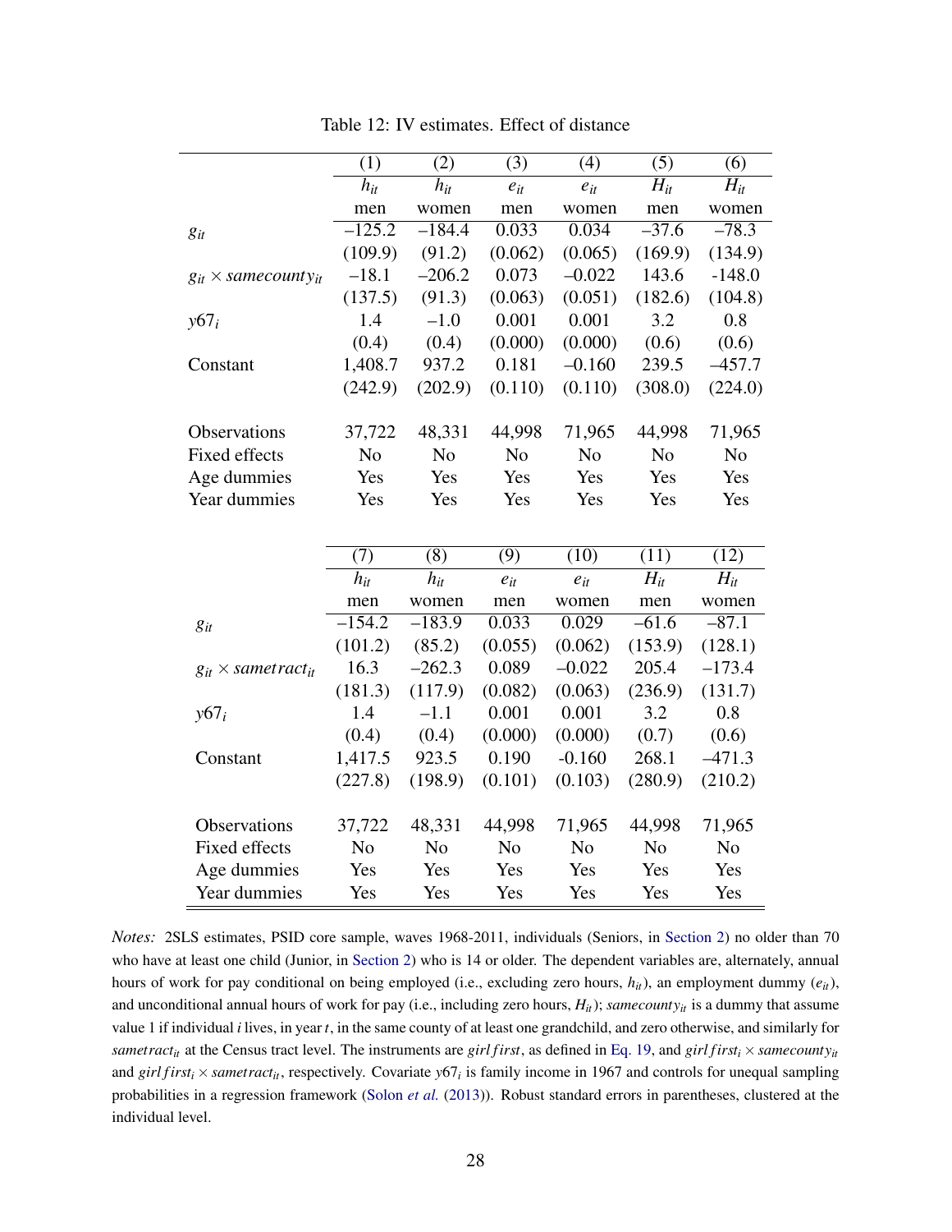Table 12: IV estimates. Effect of distance

| | (1) | (2) | (3) | (4) | (5) | (6) |
|---|---|---|---|---|---|---|
| | $h_{it}$ | $h_{it}$ | $e_{it}$ | $e_{it}$ | $H_{it}$ | $H_{it}$ |
| | men | women | men | women | men | women |
| $g_{it}$ | –125.2 | –184.4 | 0.033 | 0.034 | –37.6 | –78.3 |
| | (109.9) | (91.2) | (0.062) | (0.065) | (169.9) | (134.9) |
| $g_{it} \times samecounty_{it}$ | –18.1 | –206.2 | 0.073 | –0.022 | 143.6 | -148.0 |
| | (137.5) | (91.3) | (0.063) | (0.051) | (182.6) | (104.8) |
| $y67_i$ | 1.4 | –1.0 | 0.001 | 0.001 | 3.2 | 0.8 |
| | (0.4) | (0.4) | (0.000) | (0.000) | (0.6) | (0.6) |
| Constant | 1,408.7 | 937.2 | 0.181 | –0.160 | 239.5 | –457.7 |
| | (242.9) | (202.9) | (0.110) | (0.110) | (308.0) | (224.0) |
| Observations | 37,722 | 48,331 | 44,998 | 71,965 | 44,998 | 71,965 |
| Fixed effects | No | No | No | No | No | No |
| Age dummies | Yes | Yes | Yes | Yes | Yes | Yes |
| Year dummies | Yes | Yes | Yes | Yes | Yes | Yes |

| | (7) | (8) | (9) | (10) | (11) | (12) |
|---|---|---|---|---|---|---|
| | $h_{it}$ | $h_{it}$ | $e_{it}$ | $e_{it}$ | $H_{it}$ | $H_{it}$ |
| | men | women | men | women | men | women |
| $g_{it}$ | –154.2 | –183.9 | 0.033 | 0.029 | –61.6 | –87.1 |
| | (101.2) | (85.2) | (0.055) | (0.062) | (153.9) | (128.1) |
| $g_{it} \times sametract_{it}$ | 16.3 | –262.3 | 0.089 | –0.022 | 205.4 | –173.4 |
| | (181.3) | (117.9) | (0.082) | (0.063) | (236.9) | (131.7) |
| $y67_i$ | 1.4 | –1.1 | 0.001 | 0.001 | 3.2 | 0.8 |
| | (0.4) | (0.4) | (0.000) | (0.000) | (0.7) | (0.6) |
| Constant | 1,417.5 | 923.5 | 0.190 | -0.160 | 268.1 | –471.3 |
| | (227.8) | (198.9) | (0.101) | (0.103) | (280.9) | (210.2) |
| Observations | 37,722 | 48,331 | 44,998 | 71,965 | 44,998 | 71,965 |
| Fixed effects | No | No | No | No | No | No |
| Age dummies | Yes | Yes | Yes | Yes | Yes | Yes |
| Year dummies | Yes | Yes | Yes | Yes | Yes | Yes |

*Notes:* 2SLS estimates, PSID core sample, waves 1968-2011, individuals (Seniors, in Section 2) no older than 70 who have at least one child (Junior, in Section 2) who is 14 or older. The dependent variables are, alternately, annual hours of work for pay conditional on being employed (i.e., excluding zero hours, $h_{it}$), an employment dummy ($e_{it}$), and unconditional annual hours of work for pay (i.e., including zero hours, $H_{it}$); $samecounty_{it}$ is a dummy that assume value 1 if individual $i$ lives, in year $t$, in the same county of at least one grandchild, and zero otherwise, and similarly for $sametract_{it}$ at the Census tract level. The instruments are $girlfirst$, as defined in Eq. 19, and $girlfirst_i \times samecounty_{it}$ and $girlfirst_i \times sametract_{it}$, respectively. Covariate $y67_i$ is family income in 1967 and controls for unequal sampling probabilities in a regression framework (Solon *et al.* (2013)). Robust standard errors in parentheses, clustered at the individual level.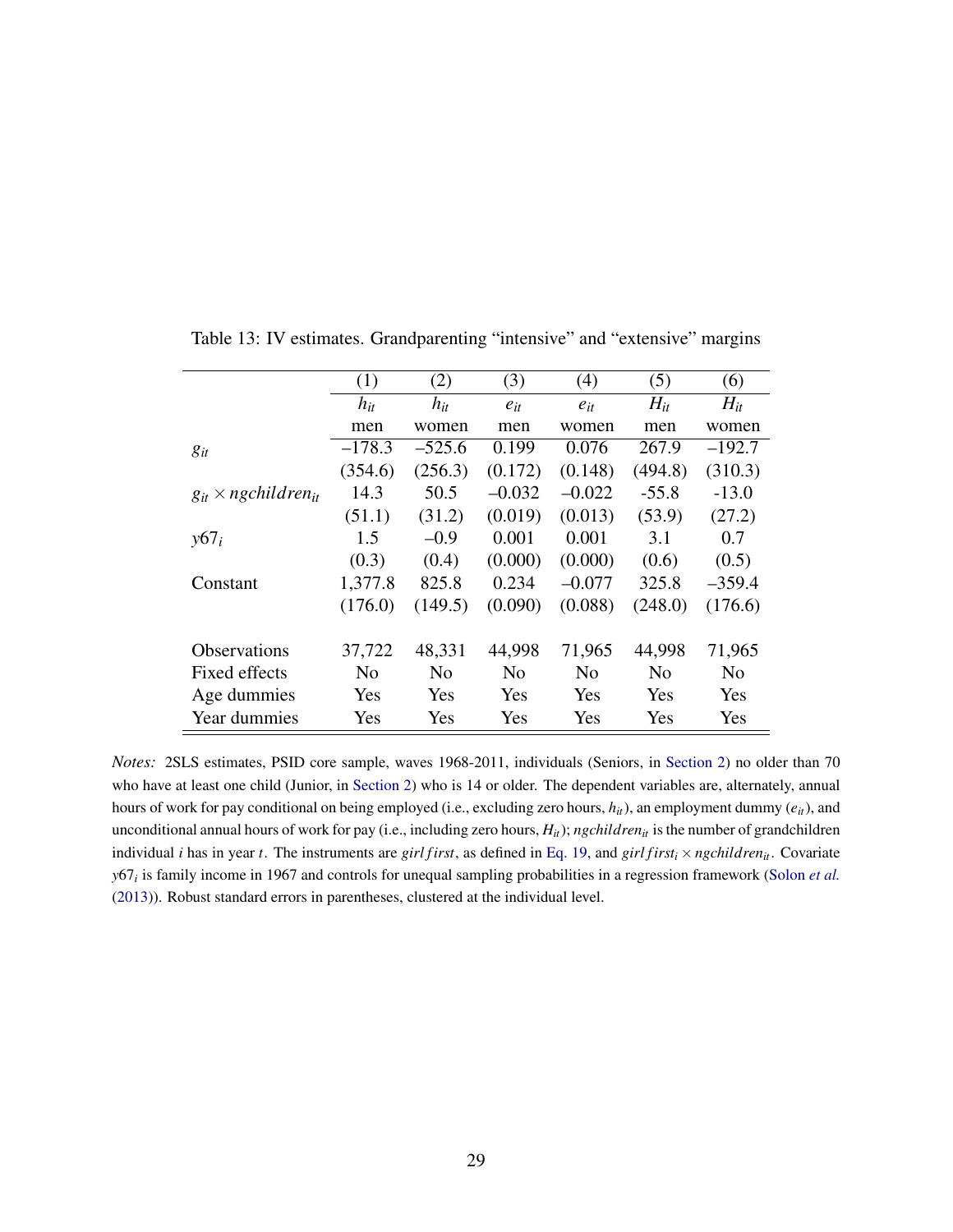Table 13: IV estimates. Grandparenting “intensive” and “extensive” margins

| | (1) | (2) | (3) | (4) | (5) | (6) |
|---|---|---|---|---|---|---|
| | $h_{it}$ | $h_{it}$ | $e_{it}$ | $e_{it}$ | $H_{it}$ | $H_{it}$ |
| | men | women | men | women | men | women |
| $g_{it}$ | –178.3 | –525.6 | 0.199 | 0.076 | 267.9 | –192.7 |
| | (354.6) | (256.3) | (0.172) | (0.148) | (494.8) | (310.3) |
| $g_{it} \times ngchildren_{it}$ | 14.3 | 50.5 | –0.032 | –0.022 | -55.8 | -13.0 |
| | (51.1) | (31.2) | (0.019) | (0.013) | (53.9) | (27.2) |
| $y67_i$ | 1.5 | –0.9 | 0.001 | 0.001 | 3.1 | 0.7 |
| | (0.3) | (0.4) | (0.000) | (0.000) | (0.6) | (0.5) |
| Constant | 1,377.8 | 825.8 | 0.234 | –0.077 | 325.8 | –359.4 |
| | (176.0) | (149.5) | (0.090) | (0.088) | (248.0) | (176.6) |
| | | | | | | |
| Observations | 37,722 | 48,331 | 44,998 | 71,965 | 44,998 | 71,965 |
| Fixed effects | No | No | No | No | No | No |
| Age dummies | Yes | Yes | Yes | Yes | Yes | Yes |
| Year dummies | Yes | Yes | Yes | Yes | Yes | Yes |

*Notes:* 2SLS estimates, PSID core sample, waves 1968-2011, individuals (Seniors, in Section 2) no older than 70 who have at least one child (Junior, in Section 2) who is 14 or older. The dependent variables are, alternately, annual hours of work for pay conditional on being employed (i.e., excluding zero hours, $h_{it}$), an employment dummy ($e_{it}$), and unconditional annual hours of work for pay (i.e., including zero hours, $H_{it}$); $ngchildren_{it}$ is the number of grandchildren individual $i$ has in year $t$. The instruments are $girlfirst$, as defined in Eq. 19, and $girlfirst_i \times ngchildren_{it}$. Covariate $y67_i$ is family income in 1967 and controls for unequal sampling probabilities in a regression framework (Solon *et al.* (2013)). Robust standard errors in parentheses, clustered at the individual level.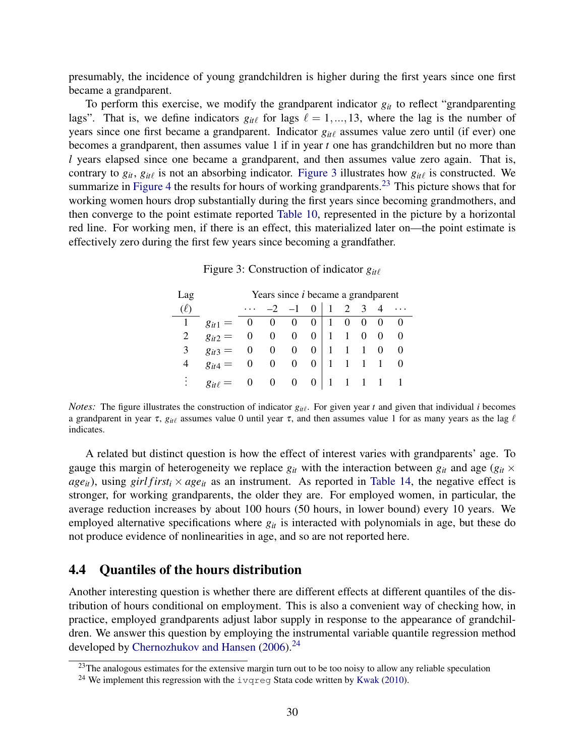presumably, the incidence of young grandchildren is higher during the first years since one first became a grandparent.

To perform this exercise, we modify the grandparent indicator $g_{it}$ to reflect "grandparenting lags". That is, we define indicators $g_{it\ell}$ for lags $\ell = 1, \ldots, 13$, where the lag is the number of years since one first became a grandparent. Indicator $g_{it\ell}$ assumes value zero until (if ever) one becomes a grandparent, then assumes value 1 if in year $t$ one has grandchildren but no more than $l$ years elapsed since one became a grandparent, and then assumes value zero again. That is, contrary to $g_{it}$, $g_{it\ell}$ is not an absorbing indicator. Figure 3 illustrates how $g_{it\ell}$ is constructed. We summarize in Figure 4 the results for hours of working grandparents.[23] This picture shows that for working women hours drop substantially during the first years since becoming grandmothers, and then converge to the point estimate reported Table 10, represented in the picture by a horizontal red line. For working men, if there is an effect, this materialized later on—the point estimate is effectively zero during the first few years since becoming a grandfather.

Figure 3: Construction of indicator $g_{it\ell}$

| Lag ($\ell$) | | $\cdots$ | $-2$ | $-1$ | $0$ | $1$ | $2$ | $3$ | $4$ | $\cdots$ |
|---|---|---|---|---|---|---|---|---|---|---|
| 1 | $g_{it1} =$ | 0 | 0 | 0 | 0 | 1 | 0 | 0 | 0 | 0 |
| 2 | $g_{it2} =$ | 0 | 0 | 0 | 0 | 1 | 1 | 0 | 0 | 0 |
| 3 | $g_{it3} =$ | 0 | 0 | 0 | 0 | 1 | 1 | 1 | 0 | 0 |
| 4 | $g_{it4} =$ | 0 | 0 | 0 | 0 | 1 | 1 | 1 | 1 | 0 |
| $\vdots$ | $g_{it\ell} =$ | 0 | 0 | 0 | 0 | 1 | 1 | 1 | 1 | 1 |

(Columns $\cdots$ through $\cdots$: Years since $i$ became a grandparent)

*Notes:* The figure illustrates the construction of indicator $g_{it\ell}$. For given year $t$ and given that individual $i$ becomes a grandparent in year $\tau$, $g_{it\ell}$ assumes value 0 until year $\tau$, and then assumes value 1 for as many years as the lag $\ell$ indicates.

A related but distinct question is how the effect of interest varies with grandparents' age. To gauge this margin of heterogeneity we replace $g_{it}$ with the interaction between $g_{it}$ and age ($g_{it} \times age_{it}$), using $girlfirst_i \times age_{it}$ as an instrument. As reported in Table 14, the negative effect is stronger, for working grandparents, the older they are. For employed women, in particular, the average reduction increases by about 100 hours (50 hours, in lower bound) every 10 years. We employed alternative specifications where $g_{it}$ is interacted with polynomials in age, but these do not produce evidence of nonlinearities in age, and so are not reported here.

## 4.4 Quantiles of the hours distribution

Another interesting question is whether there are different effects at different quantiles of the distribution of hours conditional on employment. This is also a convenient way of checking how, in practice, employed grandparents adjust labor supply in response to the appearance of grandchildren. We answer this question by employing the instrumental variable quantile regression method developed by Chernozhukov and Hansen (2006).[24]

[23] The analogous estimates for the extensive margin turn out to be too noisy to allow any reliable speculation

[24] We implement this regression with the `ivqreg` Stata code written by Kwak (2010).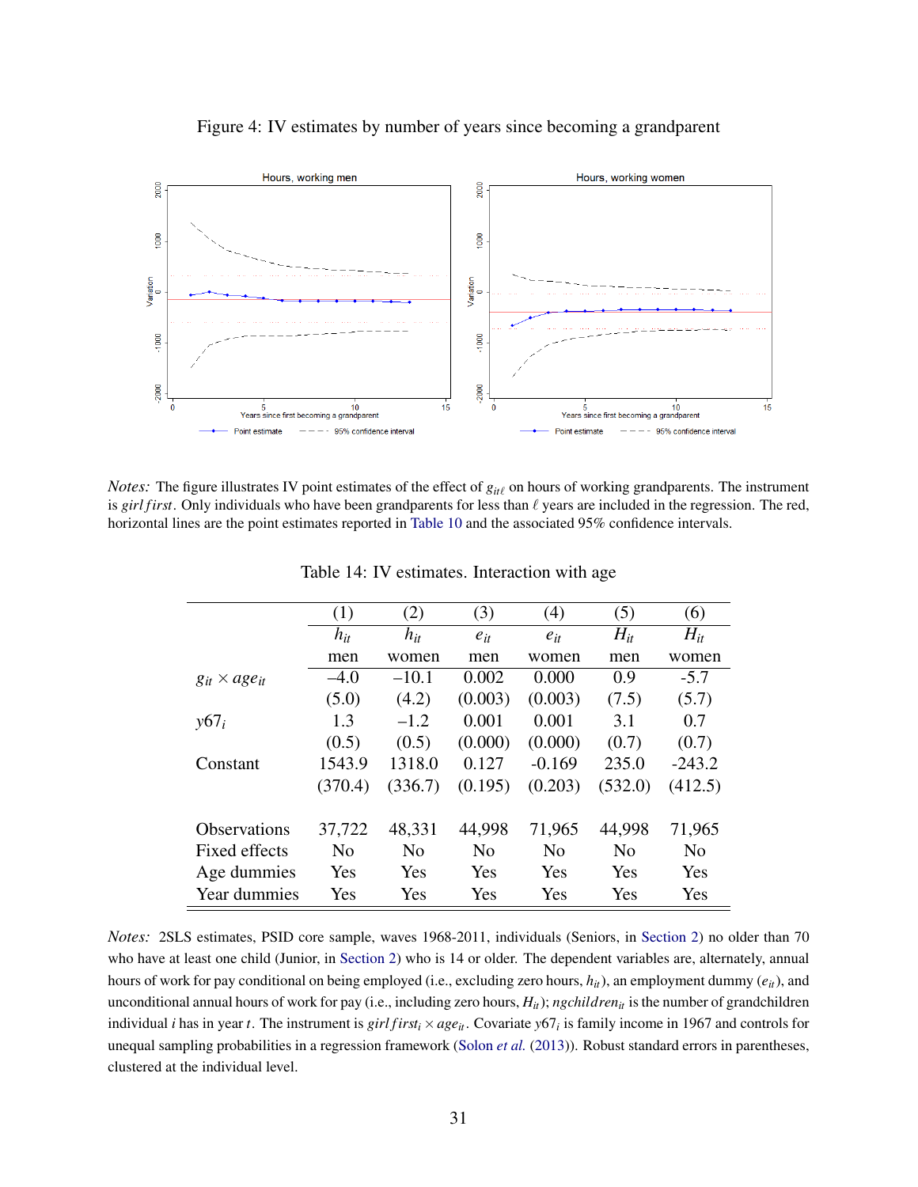Figure 4: IV estimates by number of years since becoming a grandparent

*Notes:* The figure illustrates IV point estimates of the effect of $g_{it\ell}$ on hours of working grandparents. The instrument is $girlfirst$. Only individuals who have been grandparents for less than $\ell$ years are included in the regression. The red, horizontal lines are the point estimates reported in Table 10 and the associated 95% confidence intervals.

Table 14: IV estimates. Interaction with age

| | (1) | (2) | (3) | (4) | (5) | (6) |
|---|---|---|---|---|---|---|
| | $h_{it}$ | $h_{it}$ | $e_{it}$ | $e_{it}$ | $H_{it}$ | $H_{it}$ |
| | men | women | men | women | men | women |
| $g_{it} \times age_{it}$ | –4.0 | –10.1 | 0.002 | 0.000 | 0.9 | -5.7 |
| | (5.0) | (4.2) | (0.003) | (0.003) | (7.5) | (5.7) |
| $y67_i$ | 1.3 | –1.2 | 0.001 | 0.001 | 3.1 | 0.7 |
| | (0.5) | (0.5) | (0.000) | (0.000) | (0.7) | (0.7) |
| Constant | 1543.9 | 1318.0 | 0.127 | -0.169 | 235.0 | -243.2 |
| | (370.4) | (336.7) | (0.195) | (0.203) | (532.0) | (412.5) |
| | | | | | | |
| Observations | 37,722 | 48,331 | 44,998 | 71,965 | 44,998 | 71,965 |
| Fixed effects | No | No | No | No | No | No |
| Age dummies | Yes | Yes | Yes | Yes | Yes | Yes |
| Year dummies | Yes | Yes | Yes | Yes | Yes | Yes |

*Notes:* 2SLS estimates, PSID core sample, waves 1968-2011, individuals (Seniors, in Section 2) no older than 70 who have at least one child (Junior, in Section 2) who is 14 or older. The dependent variables are, alternately, annual hours of work for pay conditional on being employed (i.e., excluding zero hours, $h_{it}$), an employment dummy ($e_{it}$), and unconditional annual hours of work for pay (i.e., including zero hours, $H_{it}$); $ngchildren_{it}$ is the number of grandchildren individual $i$ has in year $t$. The instrument is $girlfirst_i \times age_{it}$. Covariate $y67_i$ is family income in 1967 and controls for unequal sampling probabilities in a regression framework (Solon *et al.* (2013)). Robust standard errors in parentheses, clustered at the individual level.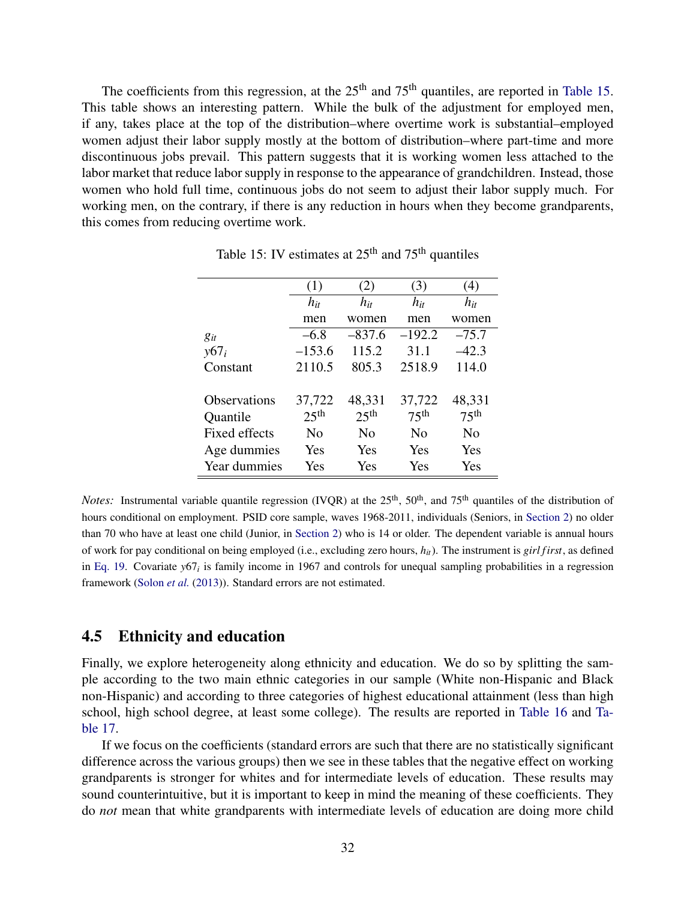The coefficients from this regression, at the 25th and 75th quantiles, are reported in Table 15. This table shows an interesting pattern. While the bulk of the adjustment for employed men, if any, takes place at the top of the distribution–where overtime work is substantial–employed women adjust their labor supply mostly at the bottom of distribution–where part-time and more discontinuous jobs prevail. This pattern suggests that it is working women less attached to the labor market that reduce labor supply in response to the appearance of grandchildren. Instead, those women who hold full time, continuous jobs do not seem to adjust their labor supply much. For working men, on the contrary, if there is any reduction in hours when they become grandparents, this comes from reducing overtime work.

Table 15: IV estimates at 25th and 75th quantiles

| | (1) | (2) | (3) | (4) |
|---|---|---|---|---|
| | $h_{it}$ | $h_{it}$ | $h_{it}$ | $h_{it}$ |
| | men | women | men | women |
| $g_{it}$ | –6.8 | –837.6 | –192.2 | –75.7 |
| $y67_i$ | –153.6 | 115.2 | 31.1 | –42.3 |
| Constant | 2110.5 | 805.3 | 2518.9 | 114.0 |
| | | | | |
| Observations | 37,722 | 48,331 | 37,722 | 48,331 |
| Quantile | 25th | 25th | 75th | 75th |
| Fixed effects | No | No | No | No |
| Age dummies | Yes | Yes | Yes | Yes |
| Year dummies | Yes | Yes | Yes | Yes |

*Notes:* Instrumental variable quantile regression (IVQR) at the 25th, 50th, and 75th quantiles of the distribution of hours conditional on employment. PSID core sample, waves 1968-2011, individuals (Seniors, in Section 2) no older than 70 who have at least one child (Junior, in Section 2) who is 14 or older. The dependent variable is annual hours of work for pay conditional on being employed (i.e., excluding zero hours, $h_{it}$). The instrument is $girlfirst$, as defined in Eq. 19. Covariate $y67_i$ is family income in 1967 and controls for unequal sampling probabilities in a regression framework (Solon *et al.* (2013)). Standard errors are not estimated.

## 4.5 Ethnicity and education

Finally, we explore heterogeneity along ethnicity and education. We do so by splitting the sample according to the two main ethnic categories in our sample (White non-Hispanic and Black non-Hispanic) and according to three categories of highest educational attainment (less than high school, high school degree, at least some college). The results are reported in Table 16 and Table 17.

If we focus on the coefficients (standard errors are such that there are no statistically significant difference across the various groups) then we see in these tables that the negative effect on working grandparents is stronger for whites and for intermediate levels of education. These results may sound counterintuitive, but it is important to keep in mind the meaning of these coefficients. They do *not* mean that white grandparents with intermediate levels of education are doing more child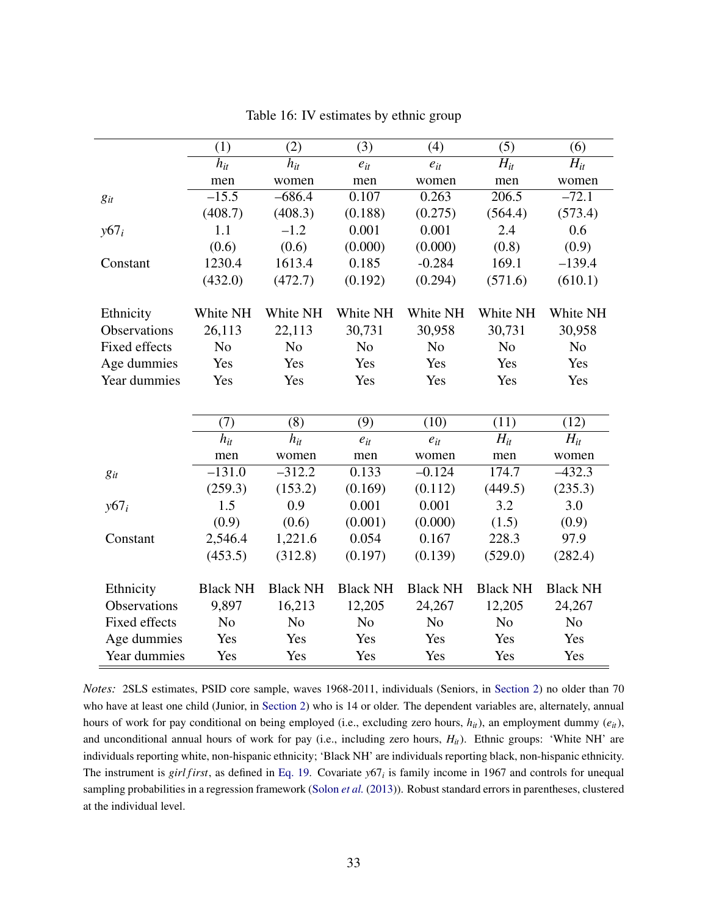Table 16: IV estimates by ethnic group

| | (1) | (2) | (3) | (4) | (5) | (6) |
|---|---|---|---|---|---|---|
| | $h_{it}$ | $h_{it}$ | $e_{it}$ | $e_{it}$ | $H_{it}$ | $H_{it}$ |
| | men | women | men | women | men | women |
| $g_{it}$ | –15.5 | –686.4 | 0.107 | 0.263 | 206.5 | –72.1 |
| | (408.7) | (408.3) | (0.188) | (0.275) | (564.4) | (573.4) |
| $y67_i$ | 1.1 | –1.2 | 0.001 | 0.001 | 2.4 | 0.6 |
| | (0.6) | (0.6) | (0.000) | (0.000) | (0.8) | (0.9) |
| Constant | 1230.4 | 1613.4 | 0.185 | -0.284 | 169.1 | –139.4 |
| | (432.0) | (472.7) | (0.192) | (0.294) | (571.6) | (610.1) |
| Ethnicity | White NH | White NH | White NH | White NH | White NH | White NH |
| Observations | 26,113 | 22,113 | 30,731 | 30,958 | 30,731 | 30,958 |
| Fixed effects | No | No | No | No | No | No |
| Age dummies | Yes | Yes | Yes | Yes | Yes | Yes |
| Year dummies | Yes | Yes | Yes | Yes | Yes | Yes |

| | (7) | (8) | (9) | (10) | (11) | (12) |
|---|---|---|---|---|---|---|
| | $h_{it}$ | $h_{it}$ | $e_{it}$ | $e_{it}$ | $H_{it}$ | $H_{it}$ |
| | men | women | men | women | men | women |
| $g_{it}$ | –131.0 | –312.2 | 0.133 | –0.124 | 174.7 | –432.3 |
| | (259.3) | (153.2) | (0.169) | (0.112) | (449.5) | (235.3) |
| $y67_i$ | 1.5 | 0.9 | 0.001 | 0.001 | 3.2 | 3.0 |
| | (0.9) | (0.6) | (0.001) | (0.000) | (1.5) | (0.9) |
| Constant | 2,546.4 | 1,221.6 | 0.054 | 0.167 | 228.3 | 97.9 |
| | (453.5) | (312.8) | (0.197) | (0.139) | (529.0) | (282.4) |
| Ethnicity | Black NH | Black NH | Black NH | Black NH | Black NH | Black NH |
| Observations | 9,897 | 16,213 | 12,205 | 24,267 | 12,205 | 24,267 |
| Fixed effects | No | No | No | No | No | No |
| Age dummies | Yes | Yes | Yes | Yes | Yes | Yes |
| Year dummies | Yes | Yes | Yes | Yes | Yes | Yes |

*Notes:* 2SLS estimates, PSID core sample, waves 1968-2011, individuals (Seniors, in Section 2) no older than 70 who have at least one child (Junior, in Section 2) who is 14 or older. The dependent variables are, alternately, annual hours of work for pay conditional on being employed (i.e., excluding zero hours, $h_{it}$), an employment dummy ($e_{it}$), and unconditional annual hours of work for pay (i.e., including zero hours, $H_{it}$). Ethnic groups: 'White NH' are individuals reporting white, non-hispanic ethnicity; 'Black NH' are individuals reporting black, non-hispanic ethnicity. The instrument is $girlfirst$, as defined in Eq. 19. Covariate $y67_i$ is family income in 1967 and controls for unequal sampling probabilities in a regression framework (Solon *et al.* (2013)). Robust standard errors in parentheses, clustered at the individual level.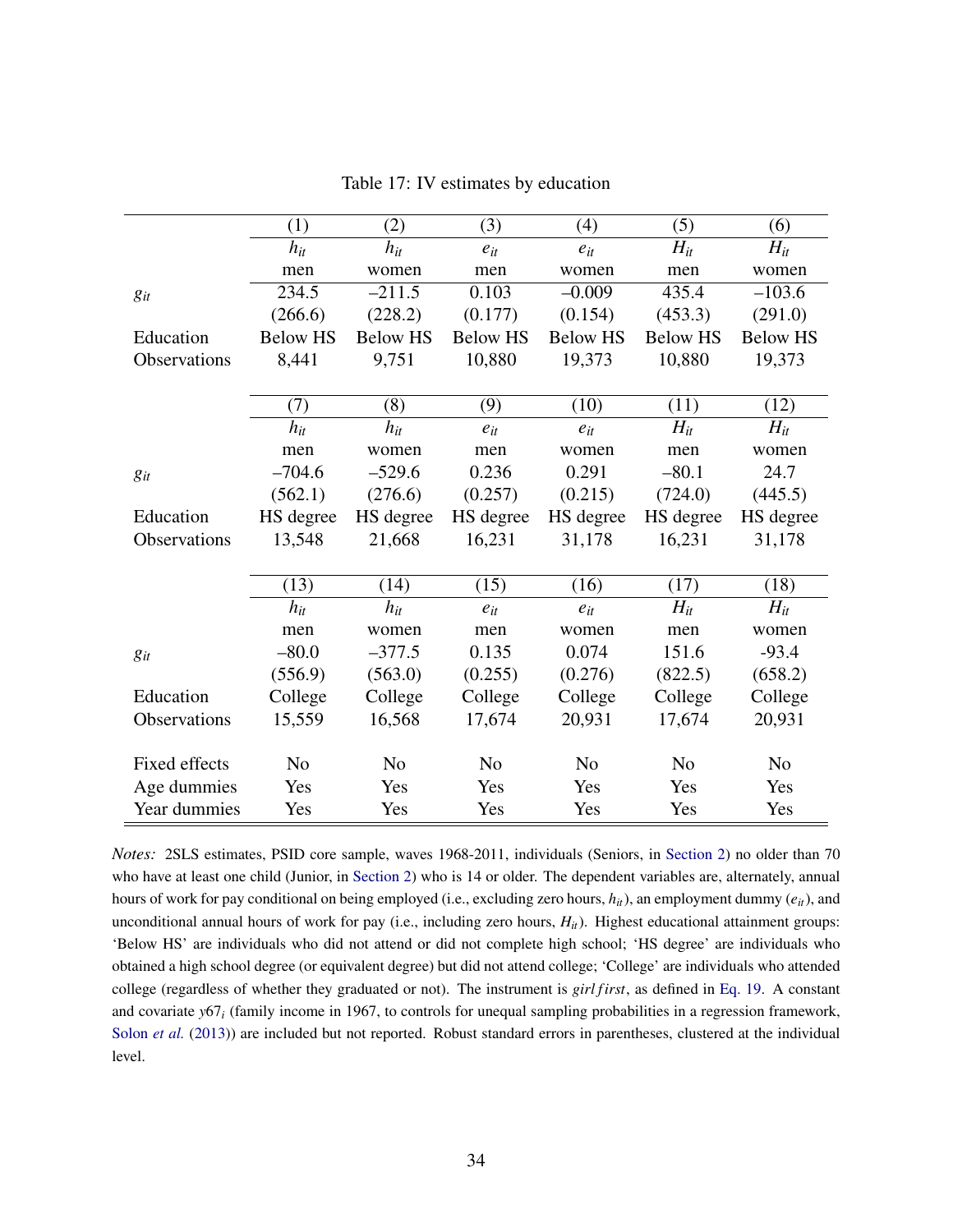Table 17: IV estimates by education

| | (1) | (2) | (3) | (4) | (5) | (6) |
|---|---|---|---|---|---|---|
| | $h_{it}$ | $h_{it}$ | $e_{it}$ | $e_{it}$ | $H_{it}$ | $H_{it}$ |
| | men | women | men | women | men | women |
| $g_{it}$ | 234.5 | –211.5 | 0.103 | –0.009 | 435.4 | –103.6 |
| | (266.6) | (228.2) | (0.177) | (0.154) | (453.3) | (291.0) |
| Education | Below HS | Below HS | Below HS | Below HS | Below HS | Below HS |
| Observations | 8,441 | 9,751 | 10,880 | 19,373 | 10,880 | 19,373 |
| | (7) | (8) | (9) | (10) | (11) | (12) |
| | $h_{it}$ | $h_{it}$ | $e_{it}$ | $e_{it}$ | $H_{it}$ | $H_{it}$ |
| | men | women | men | women | men | women |
| $g_{it}$ | –704.6 | –529.6 | 0.236 | 0.291 | –80.1 | 24.7 |
| | (562.1) | (276.6) | (0.257) | (0.215) | (724.0) | (445.5) |
| Education | HS degree | HS degree | HS degree | HS degree | HS degree | HS degree |
| Observations | 13,548 | 21,668 | 16,231 | 31,178 | 16,231 | 31,178 |
| | (13) | (14) | (15) | (16) | (17) | (18) |
| | $h_{it}$ | $h_{it}$ | $e_{it}$ | $e_{it}$ | $H_{it}$ | $H_{it}$ |
| | men | women | men | women | men | women |
| $g_{it}$ | –80.0 | –377.5 | 0.135 | 0.074 | 151.6 | -93.4 |
| | (556.9) | (563.0) | (0.255) | (0.276) | (822.5) | (658.2) |
| Education | College | College | College | College | College | College |
| Observations | 15,559 | 16,568 | 17,674 | 20,931 | 17,674 | 20,931 |
| Fixed effects | No | No | No | No | No | No |
| Age dummies | Yes | Yes | Yes | Yes | Yes | Yes |
| Year dummies | Yes | Yes | Yes | Yes | Yes | Yes |

*Notes:* 2SLS estimates, PSID core sample, waves 1968-2011, individuals (Seniors, in Section 2) no older than 70 who have at least one child (Junior, in Section 2) who is 14 or older. The dependent variables are, alternately, annual hours of work for pay conditional on being employed (i.e., excluding zero hours, $h_{it}$), an employment dummy ($e_{it}$), and unconditional annual hours of work for pay (i.e., including zero hours, $H_{it}$). Highest educational attainment groups: 'Below HS' are individuals who did not attend or did not complete high school; 'HS degree' are individuals who obtained a high school degree (or equivalent degree) but did not attend college; 'College' are individuals who attended college (regardless of whether they graduated or not). The instrument is *girlfirst*, as defined in Eq. 19. A constant and covariate $y67_i$ (family income in 1967, to controls for unequal sampling probabilities in a regression framework, Solon *et al.* (2013)) are included but not reported. Robust standard errors in parentheses, clustered at the individual level.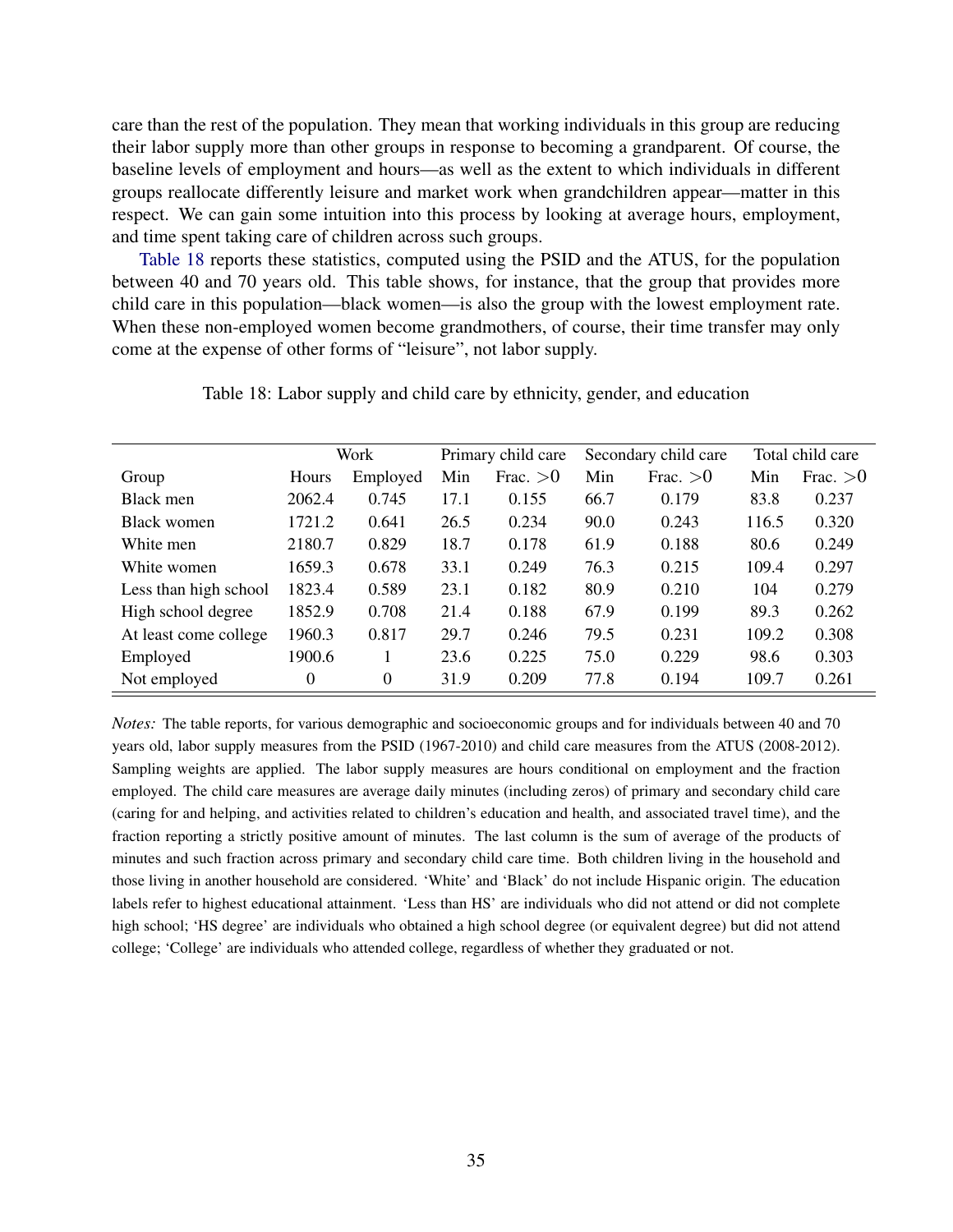care than the rest of the population. They mean that working individuals in this group are reducing their labor supply more than other groups in response to becoming a grandparent. Of course, the baseline levels of employment and hours—as well as the extent to which individuals in different groups reallocate differently leisure and market work when grandchildren appear—matter in this respect. We can gain some intuition into this process by looking at average hours, employment, and time spent taking care of children across such groups.

Table 18 reports these statistics, computed using the PSID and the ATUS, for the population between 40 and 70 years old. This table shows, for instance, that the group that provides more child care in this population—black women—is also the group with the lowest employment rate. When these non-employed women become grandmothers, of course, their time transfer may only come at the expense of other forms of "leisure", not labor supply.

Table 18: Labor supply and child care by ethnicity, gender, and education

| | Work | | Primary child care | | Secondary child care | | Total child care | |
|---|---|---|---|---|---|---|---|---|
| Group | Hours | Employed | Min | Frac. $>0$ | Min | Frac. $>0$ | Min | Frac. $>0$ |
| Black men | 2062.4 | 0.745 | 17.1 | 0.155 | 66.7 | 0.179 | 83.8 | 0.237 |
| Black women | 1721.2 | 0.641 | 26.5 | 0.234 | 90.0 | 0.243 | 116.5 | 0.320 |
| White men | 2180.7 | 0.829 | 18.7 | 0.178 | 61.9 | 0.188 | 80.6 | 0.249 |
| White women | 1659.3 | 0.678 | 33.1 | 0.249 | 76.3 | 0.215 | 109.4 | 0.297 |
| Less than high school | 1823.4 | 0.589 | 23.1 | 0.182 | 80.9 | 0.210 | 104 | 0.279 |
| High school degree | 1852.9 | 0.708 | 21.4 | 0.188 | 67.9 | 0.199 | 89.3 | 0.262 |
| At least come college | 1960.3 | 0.817 | 29.7 | 0.246 | 79.5 | 0.231 | 109.2 | 0.308 |
| Employed | 1900.6 | 1 | 23.6 | 0.225 | 75.0 | 0.229 | 98.6 | 0.303 |
| Not employed | 0 | 0 | 31.9 | 0.209 | 77.8 | 0.194 | 109.7 | 0.261 |

*Notes:* The table reports, for various demographic and socioeconomic groups and for individuals between 40 and 70 years old, labor supply measures from the PSID (1967-2010) and child care measures from the ATUS (2008-2012). Sampling weights are applied. The labor supply measures are hours conditional on employment and the fraction employed. The child care measures are average daily minutes (including zeros) of primary and secondary child care (caring for and helping, and activities related to children's education and health, and associated travel time), and the fraction reporting a strictly positive amount of minutes. The last column is the sum of average of the products of minutes and such fraction across primary and secondary child care time. Both children living in the household and those living in another household are considered. 'White' and 'Black' do not include Hispanic origin. The education labels refer to highest educational attainment. 'Less than HS' are individuals who did not attend or did not complete high school; 'HS degree' are individuals who obtained a high school degree (or equivalent degree) but did not attend college; 'College' are individuals who attended college, regardless of whether they graduated or not.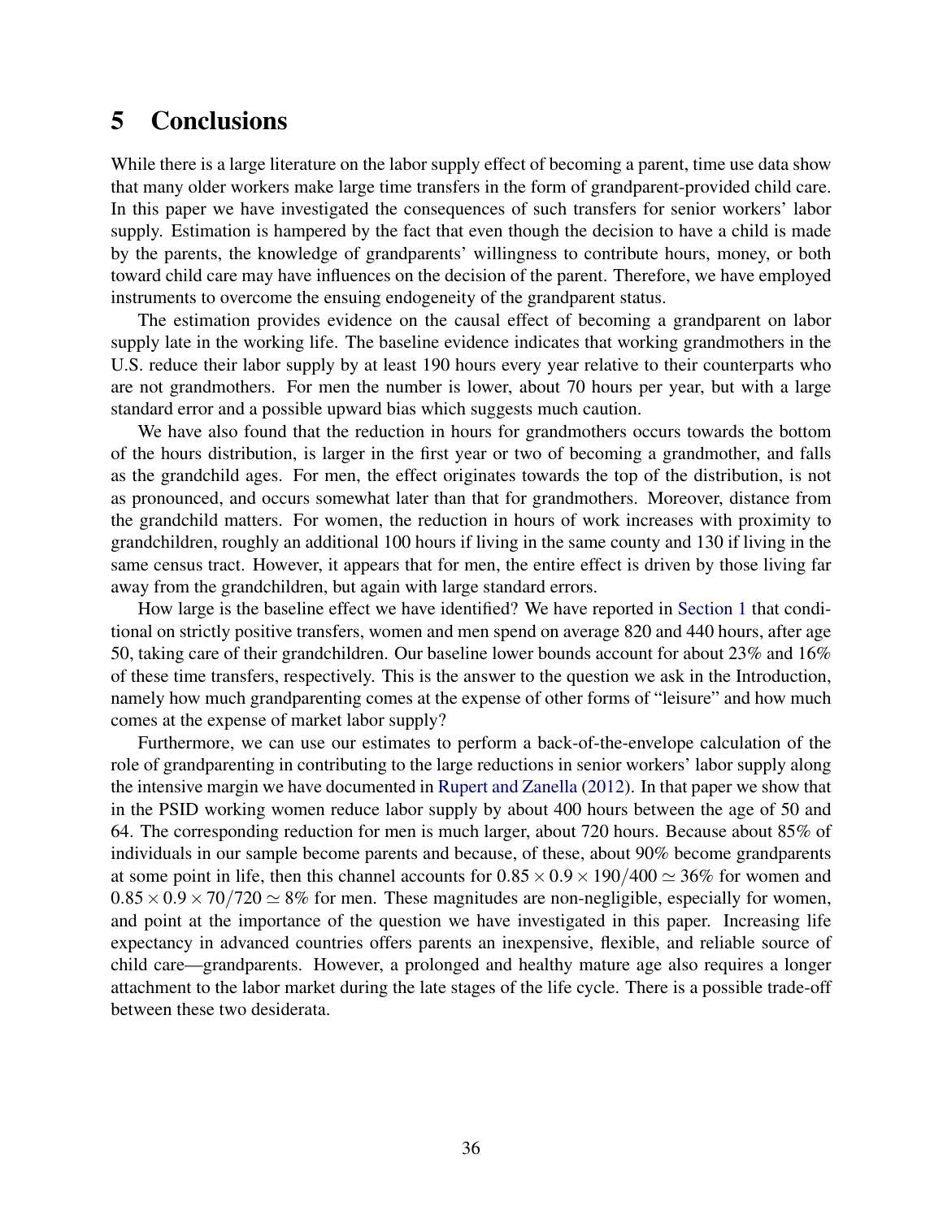# 5 Conclusions

While there is a large literature on the labor supply effect of becoming a parent, time use data show that many older workers make large time transfers in the form of grandparent-provided child care. In this paper we have investigated the consequences of such transfers for senior workers' labor supply. Estimation is hampered by the fact that even though the decision to have a child is made by the parents, the knowledge of grandparents' willingness to contribute hours, money, or both toward child care may have influences on the decision of the parent. Therefore, we have employed instruments to overcome the ensuing endogeneity of the grandparent status.

The estimation provides evidence on the causal effect of becoming a grandparent on labor supply late in the working life. The baseline evidence indicates that working grandmothers in the U.S. reduce their labor supply by at least 190 hours every year relative to their counterparts who are not grandmothers. For men the number is lower, about 70 hours per year, but with a large standard error and a possible upward bias which suggests much caution.

We have also found that the reduction in hours for grandmothers occurs towards the bottom of the hours distribution, is larger in the first year or two of becoming a grandmother, and falls as the grandchild ages. For men, the effect originates towards the top of the distribution, is not as pronounced, and occurs somewhat later than that for grandmothers. Moreover, distance from the grandchild matters. For women, the reduction in hours of work increases with proximity to grandchildren, roughly an additional 100 hours if living in the same county and 130 if living in the same census tract. However, it appears that for men, the entire effect is driven by those living far away from the grandchildren, but again with large standard errors.

How large is the baseline effect we have identified? We have reported in Section 1 that conditional on strictly positive transfers, women and men spend on average 820 and 440 hours, after age 50, taking care of their grandchildren. Our baseline lower bounds account for about 23% and 16% of these time transfers, respectively. This is the answer to the question we ask in the Introduction, namely how much grandparenting comes at the expense of other forms of "leisure" and how much comes at the expense of market labor supply?

Furthermore, we can use our estimates to perform a back-of-the-envelope calculation of the role of grandparenting in contributing to the large reductions in senior workers' labor supply along the intensive margin we have documented in Rupert and Zanella (2012). In that paper we show that in the PSID working women reduce labor supply by about 400 hours between the age of 50 and 64. The corresponding reduction for men is much larger, about 720 hours. Because about 85% of individuals in our sample become parents and because, of these, about 90% become grandparents at some point in life, then this channel accounts for $0.85 \times 0.9 \times 190/400 \simeq 36\%$ for women and $0.85 \times 0.9 \times 70/720 \simeq 8\%$ for men. These magnitudes are non-negligible, especially for women, and point at the importance of the question we have investigated in this paper. Increasing life expectancy in advanced countries offers parents an inexpensive, flexible, and reliable source of child care—grandparents. However, a prolonged and healthy mature age also requires a longer attachment to the labor market during the late stages of the life cycle. There is a possible trade-off between these two desiderata.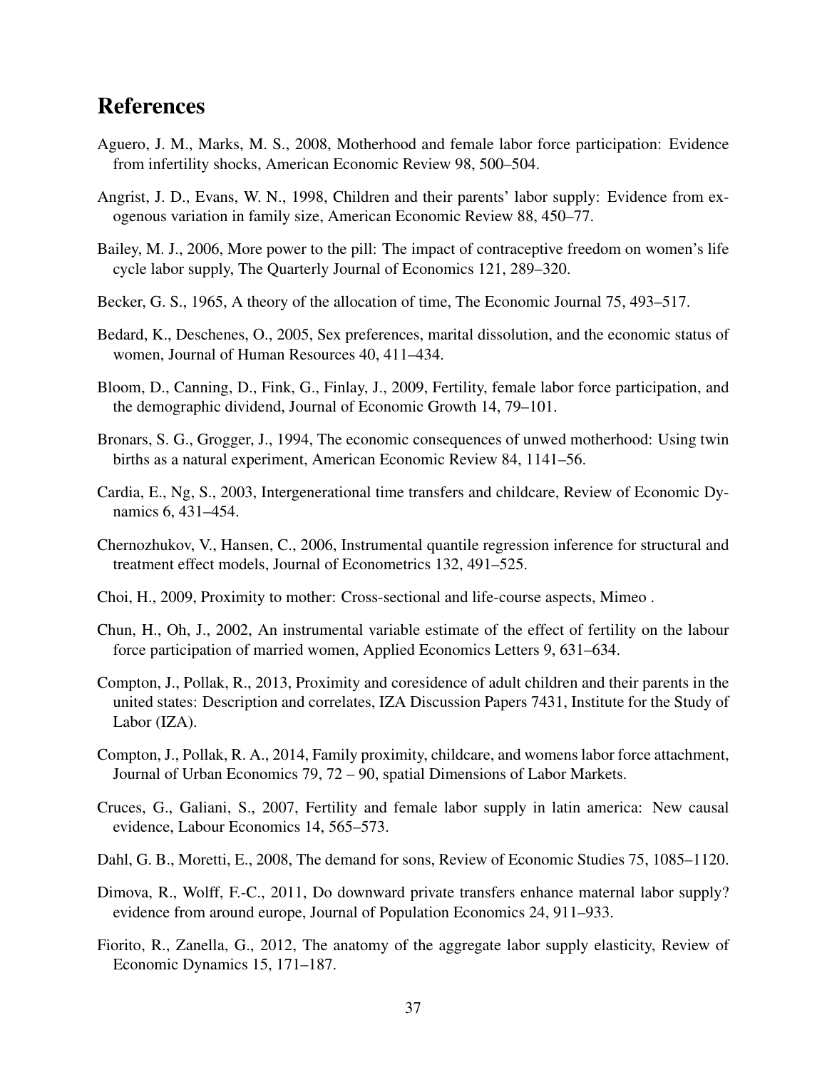# References

Aguero, J. M., Marks, M. S., 2008, Motherhood and female labor force participation: Evidence from infertility shocks, American Economic Review 98, 500–504.

Angrist, J. D., Evans, W. N., 1998, Children and their parents' labor supply: Evidence from exogenous variation in family size, American Economic Review 88, 450–77.

Bailey, M. J., 2006, More power to the pill: The impact of contraceptive freedom on women's life cycle labor supply, The Quarterly Journal of Economics 121, 289–320.

Becker, G. S., 1965, A theory of the allocation of time, The Economic Journal 75, 493–517.

Bedard, K., Deschenes, O., 2005, Sex preferences, marital dissolution, and the economic status of women, Journal of Human Resources 40, 411–434.

Bloom, D., Canning, D., Fink, G., Finlay, J., 2009, Fertility, female labor force participation, and the demographic dividend, Journal of Economic Growth 14, 79–101.

Bronars, S. G., Grogger, J., 1994, The economic consequences of unwed motherhood: Using twin births as a natural experiment, American Economic Review 84, 1141–56.

Cardia, E., Ng, S., 2003, Intergenerational time transfers and childcare, Review of Economic Dynamics 6, 431–454.

Chernozhukov, V., Hansen, C., 2006, Instrumental quantile regression inference for structural and treatment effect models, Journal of Econometrics 132, 491–525.

Choi, H., 2009, Proximity to mother: Cross-sectional and life-course aspects, Mimeo .

Chun, H., Oh, J., 2002, An instrumental variable estimate of the effect of fertility on the labour force participation of married women, Applied Economics Letters 9, 631–634.

Compton, J., Pollak, R., 2013, Proximity and coresidence of adult children and their parents in the united states: Description and correlates, IZA Discussion Papers 7431, Institute for the Study of Labor (IZA).

Compton, J., Pollak, R. A., 2014, Family proximity, childcare, and womens labor force attachment, Journal of Urban Economics 79, 72 – 90, spatial Dimensions of Labor Markets.

Cruces, G., Galiani, S., 2007, Fertility and female labor supply in latin america: New causal evidence, Labour Economics 14, 565–573.

Dahl, G. B., Moretti, E., 2008, The demand for sons, Review of Economic Studies 75, 1085–1120.

Dimova, R., Wolff, F.-C., 2011, Do downward private transfers enhance maternal labor supply? evidence from around europe, Journal of Population Economics 24, 911–933.

Fiorito, R., Zanella, G., 2012, The anatomy of the aggregate labor supply elasticity, Review of Economic Dynamics 15, 171–187.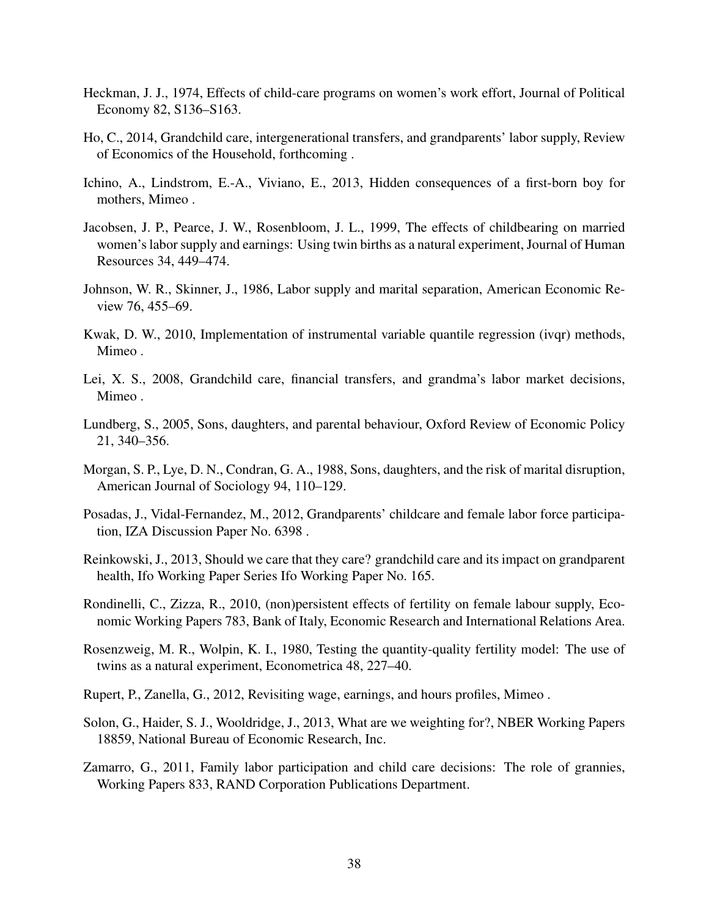Heckman, J. J., 1974, Effects of child-care programs on women's work effort, Journal of Political Economy 82, S136–S163.

Ho, C., 2014, Grandchild care, intergenerational transfers, and grandparents' labor supply, Review of Economics of the Household, forthcoming .

Ichino, A., Lindstrom, E.-A., Viviano, E., 2013, Hidden consequences of a first-born boy for mothers, Mimeo .

Jacobsen, J. P., Pearce, J. W., Rosenbloom, J. L., 1999, The effects of childbearing on married women's labor supply and earnings: Using twin births as a natural experiment, Journal of Human Resources 34, 449–474.

Johnson, W. R., Skinner, J., 1986, Labor supply and marital separation, American Economic Review 76, 455–69.

Kwak, D. W., 2010, Implementation of instrumental variable quantile regression (ivqr) methods, Mimeo .

Lei, X. S., 2008, Grandchild care, financial transfers, and grandma's labor market decisions, Mimeo .

Lundberg, S., 2005, Sons, daughters, and parental behaviour, Oxford Review of Economic Policy 21, 340–356.

Morgan, S. P., Lye, D. N., Condran, G. A., 1988, Sons, daughters, and the risk of marital disruption, American Journal of Sociology 94, 110–129.

Posadas, J., Vidal-Fernandez, M., 2012, Grandparents' childcare and female labor force participation, IZA Discussion Paper No. 6398 .

Reinkowski, J., 2013, Should we care that they care? grandchild care and its impact on grandparent health, Ifo Working Paper Series Ifo Working Paper No. 165.

Rondinelli, C., Zizza, R., 2010, (non)persistent effects of fertility on female labour supply, Economic Working Papers 783, Bank of Italy, Economic Research and International Relations Area.

Rosenzweig, M. R., Wolpin, K. I., 1980, Testing the quantity-quality fertility model: The use of twins as a natural experiment, Econometrica 48, 227–40.

Rupert, P., Zanella, G., 2012, Revisiting wage, earnings, and hours profiles, Mimeo .

Solon, G., Haider, S. J., Wooldridge, J., 2013, What are we weighting for?, NBER Working Papers 18859, National Bureau of Economic Research, Inc.

Zamarro, G., 2011, Family labor participation and child care decisions: The role of grannies, Working Papers 833, RAND Corporation Publications Department.